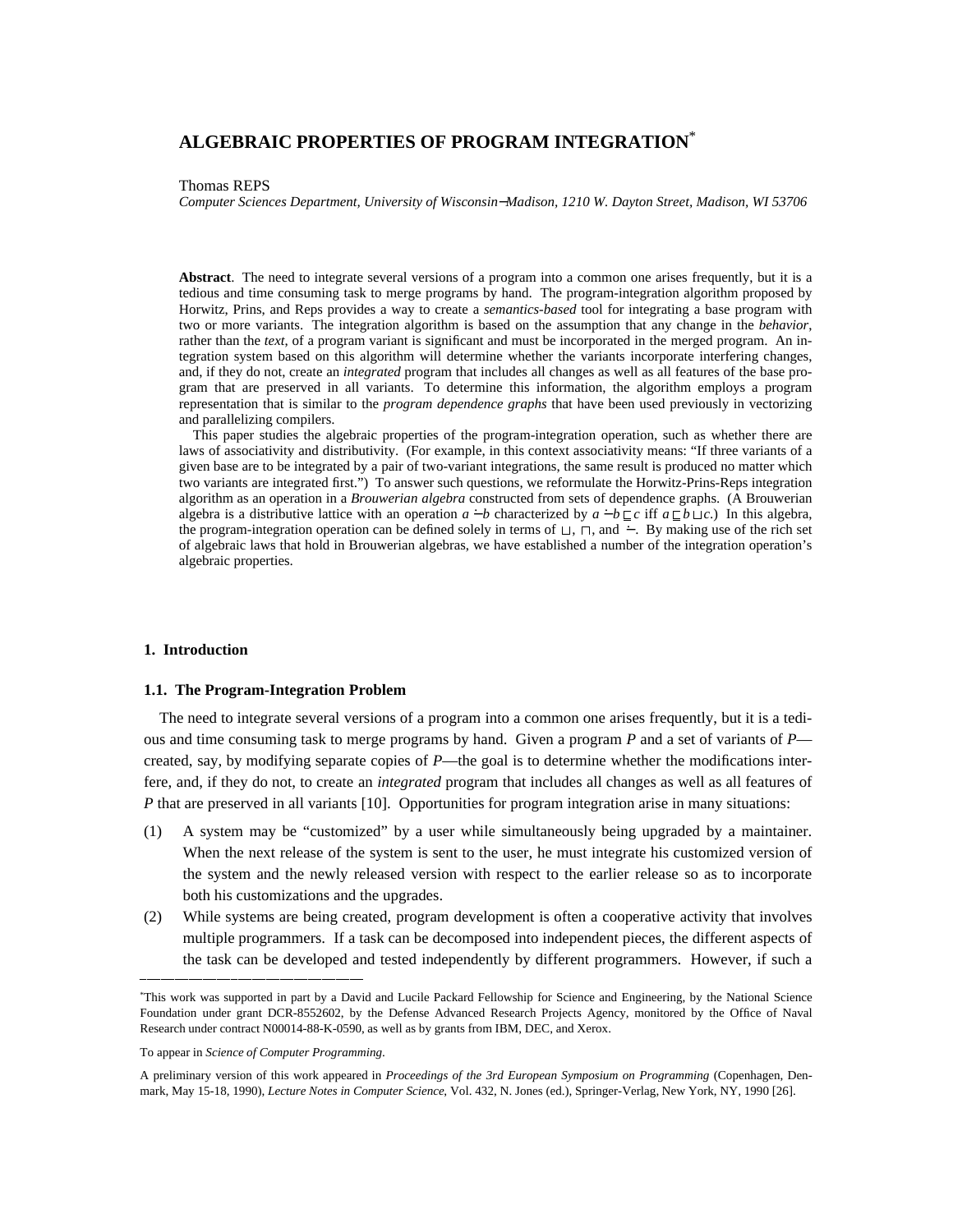# ALGEBRAIC PROPERTIES OF PROGRAM INTEGRATION*

Thomas REPS

*Computer Sciences Department, University of Wisconsin−Madison, 1210 W. Dayton Street, Madison, WI 53706*

**Abstract**. The need to integrate several versions of a program into a common one arises frequently, but it is a tedious and time consuming task to merge programs by hand. The program-integration algorithm proposed by Horwitz, Prins, and Reps provides a way to create a *semantics-based* tool for integrating a base program with two or more variants. The integration algorithm is based on the assumption that any change in the *behavior*, rather than the *text*, of a program variant is significant and must be incorporated in the merged program. An integration system based on this algorithm will determine whether the variants incorporate interfering changes, and, if they do not, create an *integrated* program that includes all changes as well as all features of the base program that are preserved in all variants. To determine this information, the algorithm employs a program representation that is similar to the *program dependence graphs* that have been used previously in vectorizing and parallelizing compilers.

This paper studies the algebraic properties of the program-integration operation, such as whether there are laws of associativity and distributivity. (For example, in this context associativity means: "If three variants of a given base are to be integrated by a pair of two-variant integrations, the same result is produced no matter which two variants are integrated first.") To answer such questions, we reformulate the Horwitz-Prins-Reps integration algorithm as an operation in a *Brouwerian algebra* constructed from sets of dependence graphs. (A Brouwerian algebra is a distributive lattice with an operation $a \dot{-} b$ characterized by $a \dot{-} b \sqsubseteq c$ iff $a \sqsubseteq b \sqcup c$.) In this algebra, the program-integration operation can be defined solely in terms of $\sqcup$, $\sqcap$, and $\dot{-}$. By making use of the rich set of algebraic laws that hold in Brouwerian algebras, we have established a number of the integration operation's algebraic properties.

## 1. Introduction

### 1.1. The Program-Integration Problem

The need to integrate several versions of a program into a common one arises frequently, but it is a tedious and time consuming task to merge programs by hand. Given a program *P* and a set of variants of *P*—created, say, by modifying separate copies of *P*—the goal is to determine whether the modifications interfere, and, if they do not, to create an *integrated* program that includes all changes as well as all features of *P* that are preserved in all variants [10]. Opportunities for program integration arise in many situations:

(1) A system may be "customized" by a user while simultaneously being upgraded by a maintainer. When the next release of the system is sent to the user, he must integrate his customized version of the system and the newly released version with respect to the earlier release so as to incorporate both his customizations and the upgrades.

(2) While systems are being created, program development is often a cooperative activity that involves multiple programmers. If a task can be decomposed into independent pieces, the different aspects of the task can be developed and tested independently by different programmers. However, if such a

---

*This work was supported in part by a David and Lucile Packard Fellowship for Science and Engineering, by the National Science Foundation under grant DCR-8552602, by the Defense Advanced Research Projects Agency, monitored by the Office of Naval Research under contract N00014-88-K-0590, as well as by grants from IBM, DEC, and Xerox.

To appear in *Science of Computer Programming*.

A preliminary version of this work appeared in *Proceedings of the 3rd European Symposium on Programming* (Copenhagen, Denmark, May 15-18, 1990), *Lecture Notes in Computer Science*, Vol. 432, N. Jones (ed.), Springer-Verlag, New York, NY, 1990 [26].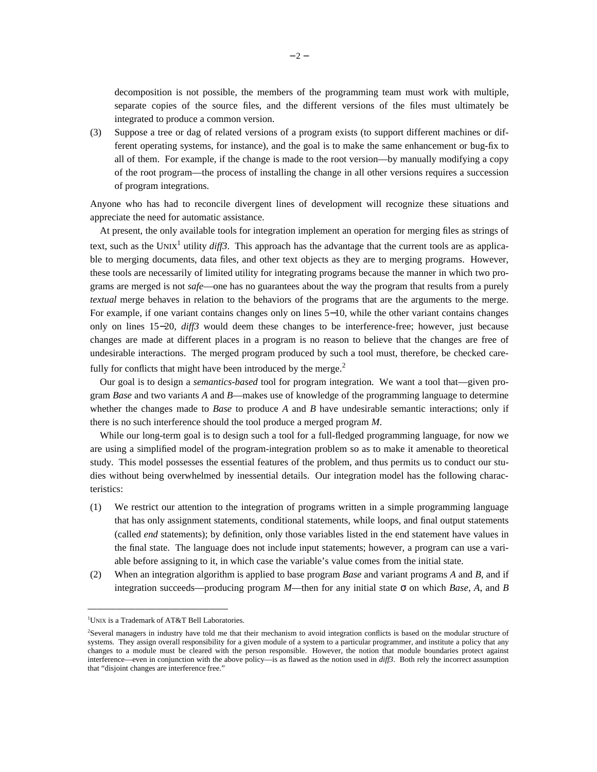decomposition is not possible, the members of the programming team must work with multiple, separate copies of the source files, and the different versions of the files must ultimately be integrated to produce a common version.

(3) Suppose a tree or dag of related versions of a program exists (to support different machines or different operating systems, for instance), and the goal is to make the same enhancement or bug-fix to all of them. For example, if the change is made to the root version—by manually modifying a copy of the root program—the process of installing the change in all other versions requires a succession of program integrations.

Anyone who has had to reconcile divergent lines of development will recognize these situations and appreciate the need for automatic assistance.

At present, the only available tools for integration implement an operation for merging files as strings of text, such as the UNIX[1] utility *diff3*. This approach has the advantage that the current tools are as applicable to merging documents, data files, and other text objects as they are to merging programs. However, these tools are necessarily of limited utility for integrating programs because the manner in which two programs are merged is not *safe*—one has no guarantees about the way the program that results from a purely *textual* merge behaves in relation to the behaviors of the programs that are the arguments to the merge. For example, if one variant contains changes only on lines 5−10, while the other variant contains changes only on lines 15−20, *diff3* would deem these changes to be interference-free; however, just because changes are made at different places in a program is no reason to believe that the changes are free of undesirable interactions. The merged program produced by such a tool must, therefore, be checked carefully for conflicts that might have been introduced by the merge.[2]

Our goal is to design a *semantics-based* tool for program integration. We want a tool that—given program *Base* and two variants *A* and *B*—makes use of knowledge of the programming language to determine whether the changes made to *Base* to produce *A* and *B* have undesirable semantic interactions; only if there is no such interference should the tool produce a merged program *M*.

While our long-term goal is to design such a tool for a full-fledged programming language, for now we are using a simplified model of the program-integration problem so as to make it amenable to theoretical study. This model possesses the essential features of the problem, and thus permits us to conduct our studies without being overwhelmed by inessential details. Our integration model has the following characteristics:

(1) We restrict our attention to the integration of programs written in a simple programming language that has only assignment statements, conditional statements, while loops, and final output statements (called *end* statements); by definition, only those variables listed in the end statement have values in the final state. The language does not include input statements; however, a program can use a variable before assigning to it, in which case the variable's value comes from the initial state.

(2) When an integration algorithm is applied to base program *Base* and variant programs *A* and *B*, and if integration succeeds—producing program *M*—then for any initial state $\sigma$ on which *Base*, *A*, and *B*

---

[1] UNIX is a Trademark of AT&T Bell Laboratories.

[2] Several managers in industry have told me that their mechanism to avoid integration conflicts is based on the modular structure of systems. They assign overall responsibility for a given module of a system to a particular programmer, and institute a policy that any changes to a module must be cleared with the person responsible. However, the notion that module boundaries protect against interference—even in conjunction with the above policy—is as flawed as the notion used in *diff3*. Both rely the incorrect assumption that "disjoint changes are interference free."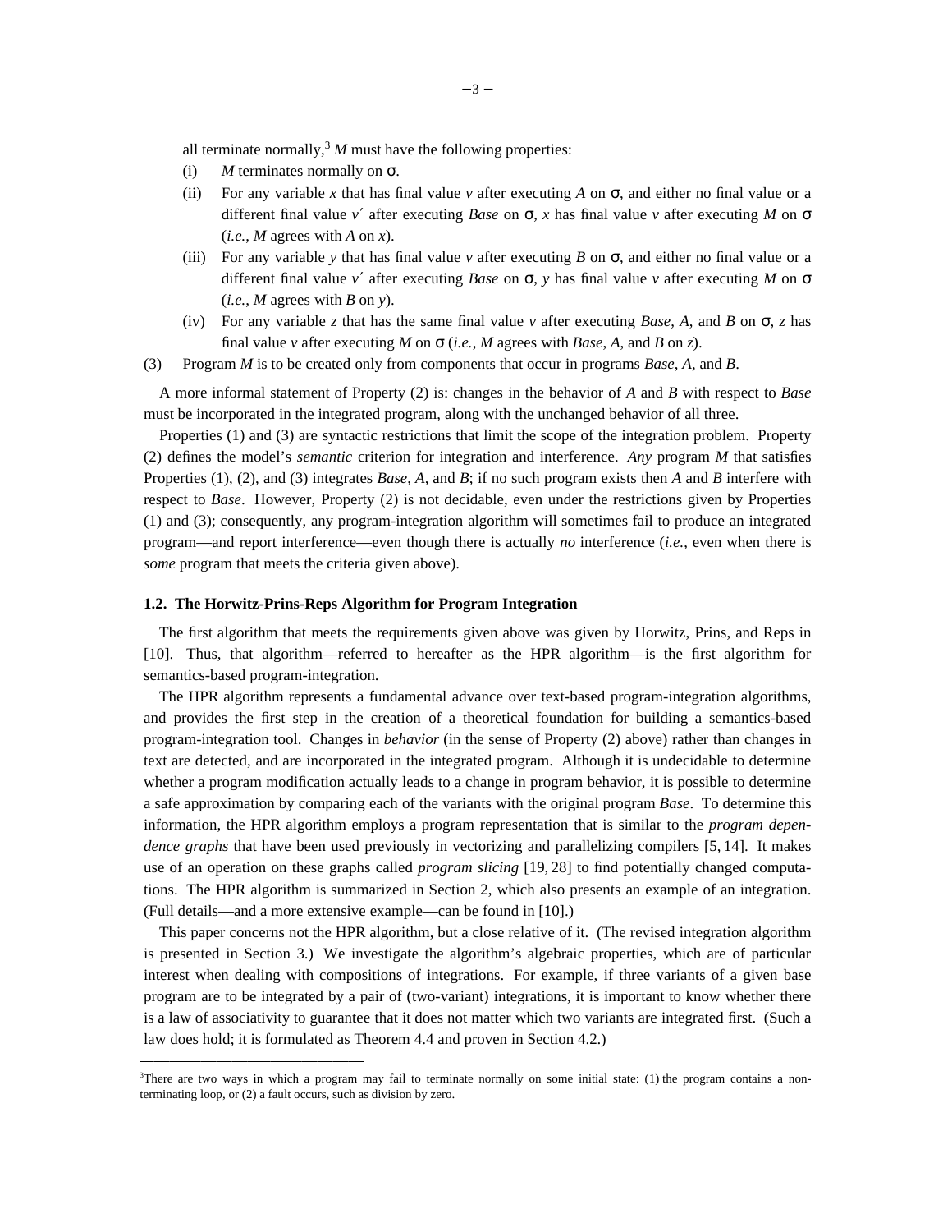all terminate normally,[3] $M$ must have the following properties:

(i) $M$ terminates normally on $\sigma$.

(ii) For any variable $x$ that has final value $v$ after executing $A$ on $\sigma$, and either no final value or a different final value $v'$ after executing *Base* on $\sigma$, $x$ has final value $v$ after executing $M$ on $\sigma$ (*i.e.*, $M$ agrees with $A$ on $x$).

(iii) For any variable $y$ that has final value $v$ after executing $B$ on $\sigma$, and either no final value or a different final value $v'$ after executing *Base* on $\sigma$, $y$ has final value $v$ after executing $M$ on $\sigma$ (*i.e.*, $M$ agrees with $B$ on $y$).

(iv) For any variable $z$ that has the same final value $v$ after executing *Base*, $A$, and $B$ on $\sigma$, $z$ has final value $v$ after executing $M$ on $\sigma$ (*i.e.*, $M$ agrees with *Base*, $A$, and $B$ on $z$).

(3) Program $M$ is to be created only from components that occur in programs *Base*, $A$, and $B$.

A more informal statement of Property (2) is: changes in the behavior of $A$ and $B$ with respect to *Base* must be incorporated in the integrated program, along with the unchanged behavior of all three.

Properties (1) and (3) are syntactic restrictions that limit the scope of the integration problem. Property (2) defines the model's *semantic* criterion for integration and interference. *Any* program $M$ that satisfies Properties (1), (2), and (3) integrates *Base*, $A$, and $B$; if no such program exists then $A$ and $B$ interfere with respect to *Base*. However, Property (2) is not decidable, even under the restrictions given by Properties (1) and (3); consequently, any program-integration algorithm will sometimes fail to produce an integrated program—and report interference—even though there is actually *no* interference (*i.e.*, even when there is *some* program that meets the criteria given above).

### 1.2. The Horwitz-Prins-Reps Algorithm for Program Integration

The first algorithm that meets the requirements given above was given by Horwitz, Prins, and Reps in [10]. Thus, that algorithm—referred to hereafter as the HPR algorithm—is the first algorithm for semantics-based program-integration.

The HPR algorithm represents a fundamental advance over text-based program-integration algorithms, and provides the first step in the creation of a theoretical foundation for building a semantics-based program-integration tool. Changes in *behavior* (in the sense of Property (2) above) rather than changes in text are detected, and are incorporated in the integrated program. Although it is undecidable to determine whether a program modification actually leads to a change in program behavior, it is possible to determine a safe approximation by comparing each of the variants with the original program *Base*. To determine this information, the HPR algorithm employs a program representation that is similar to the *program dependence graphs* that have been used previously in vectorizing and parallelizing compilers [5, 14]. It makes use of an operation on these graphs called *program slicing* [19, 28] to find potentially changed computations. The HPR algorithm is summarized in Section 2, which also presents an example of an integration. (Full details—and a more extensive example—can be found in [10].)

This paper concerns not the HPR algorithm, but a close relative of it. (The revised integration algorithm is presented in Section 3.) We investigate the algorithm's algebraic properties, which are of particular interest when dealing with compositions of integrations. For example, if three variants of a given base program are to be integrated by a pair of (two-variant) integrations, it is important to know whether there is a law of associativity to guarantee that it does not matter which two variants are integrated first. (Such a law does hold; it is formulated as Theorem 4.4 and proven in Section 4.2.)

---

[3] There are two ways in which a program may fail to terminate normally on some initial state: (1) the program contains a non-terminating loop, or (2) a fault occurs, such as division by zero.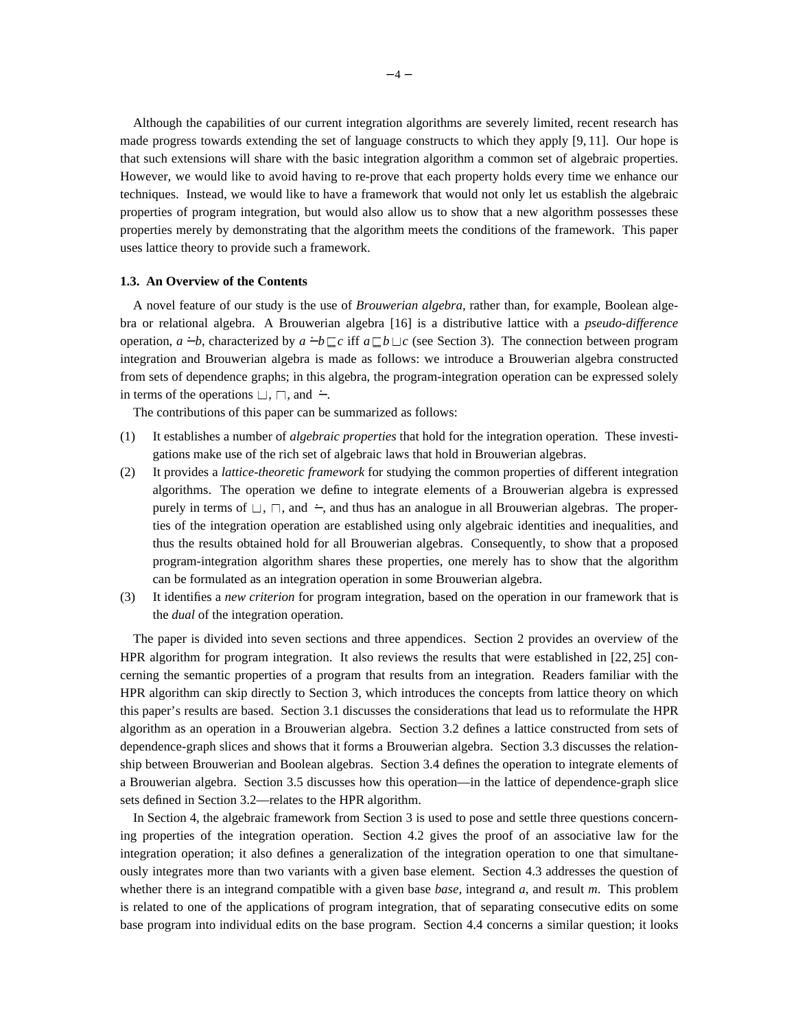Although the capabilities of our current integration algorithms are severely limited, recent research has made progress towards extending the set of language constructs to which they apply [9, 11]. Our hope is that such extensions will share with the basic integration algorithm a common set of algebraic properties. However, we would like to avoid having to re-prove that each property holds every time we enhance our techniques. Instead, we would like to have a framework that would not only let us establish the algebraic properties of program integration, but would also allow us to show that a new algorithm possesses these properties merely by demonstrating that the algorithm meets the conditions of the framework. This paper uses lattice theory to provide such a framework.

### 1.3. An Overview of the Contents

A novel feature of our study is the use of *Brouwerian algebra*, rather than, for example, Boolean algebra or relational algebra. A Brouwerian algebra [16] is a distributive lattice with a *pseudo-difference* operation, $a \dot{-} b$, characterized by $a \dot{-} b \sqsubseteq c$ iff $a \sqsubseteq b \sqcup c$ (see Section 3). The connection between program integration and Brouwerian algebra is made as follows: we introduce a Brouwerian algebra constructed from sets of dependence graphs; in this algebra, the program-integration operation can be expressed solely in terms of the operations $\sqcup$, $\sqcap$, and $\dot{-}$.

The contributions of this paper can be summarized as follows:

(1) It establishes a number of *algebraic properties* that hold for the integration operation. These investigations make use of the rich set of algebraic laws that hold in Brouwerian algebras.

(2) It provides a *lattice-theoretic framework* for studying the common properties of different integration algorithms. The operation we define to integrate elements of a Brouwerian algebra is expressed purely in terms of $\sqcup$, $\sqcap$, and $\dot{-}$, and thus has an analogue in all Brouwerian algebras. The properties of the integration operation are established using only algebraic identities and inequalities, and thus the results obtained hold for all Brouwerian algebras. Consequently, to show that a proposed program-integration algorithm shares these properties, one merely has to show that the algorithm can be formulated as an integration operation in some Brouwerian algebra.

(3) It identifies a *new criterion* for program integration, based on the operation in our framework that is the *dual* of the integration operation.

The paper is divided into seven sections and three appendices. Section 2 provides an overview of the HPR algorithm for program integration. It also reviews the results that were established in [22, 25] concerning the semantic properties of a program that results from an integration. Readers familiar with the HPR algorithm can skip directly to Section 3, which introduces the concepts from lattice theory on which this paper's results are based. Section 3.1 discusses the considerations that lead us to reformulate the HPR algorithm as an operation in a Brouwerian algebra. Section 3.2 defines a lattice constructed from sets of dependence-graph slices and shows that it forms a Brouwerian algebra. Section 3.3 discusses the relationship between Brouwerian and Boolean algebras. Section 3.4 defines the operation to integrate elements of a Brouwerian algebra. Section 3.5 discusses how this operation—in the lattice of dependence-graph slice sets defined in Section 3.2—relates to the HPR algorithm.

In Section 4, the algebraic framework from Section 3 is used to pose and settle three questions concerning properties of the integration operation. Section 4.2 gives the proof of an associative law for the integration operation; it also defines a generalization of the integration operation to one that simultaneously integrates more than two variants with a given base element. Section 4.3 addresses the question of whether there is an integrand compatible with a given base *base*, integrand *a*, and result *m*. This problem is related to one of the applications of program integration, that of separating consecutive edits on some base program into individual edits on the base program. Section 4.4 concerns a similar question; it looks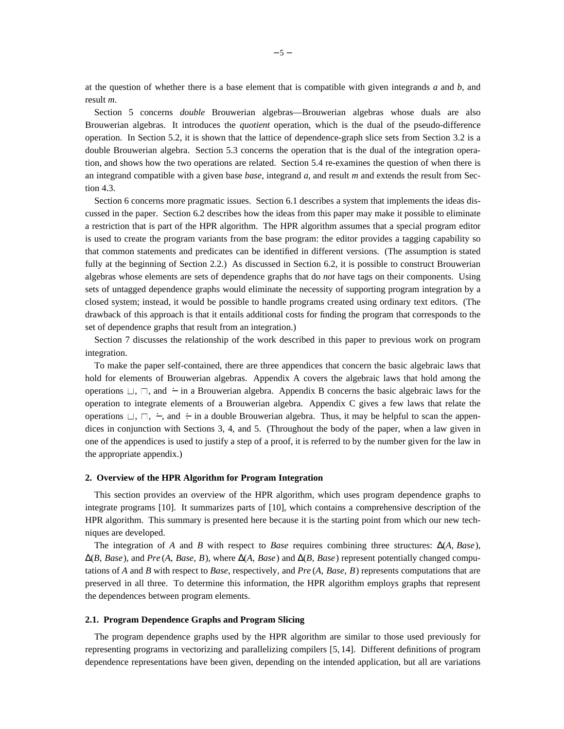at the question of whether there is a base element that is compatible with given integrands *a* and *b*, and result *m*.

Section 5 concerns *double* Brouwerian algebras—Brouwerian algebras whose duals are also Brouwerian algebras. It introduces the *quotient* operation, which is the dual of the pseudo-difference operation. In Section 5.2, it is shown that the lattice of dependence-graph slice sets from Section 3.2 is a double Brouwerian algebra. Section 5.3 concerns the operation that is the dual of the integration operation, and shows how the two operations are related. Section 5.4 re-examines the question of when there is an integrand compatible with a given base *base*, integrand *a*, and result *m* and extends the result from Section 4.3.

Section 6 concerns more pragmatic issues. Section 6.1 describes a system that implements the ideas discussed in the paper. Section 6.2 describes how the ideas from this paper may make it possible to eliminate a restriction that is part of the HPR algorithm. The HPR algorithm assumes that a special program editor is used to create the program variants from the base program: the editor provides a tagging capability so that common statements and predicates can be identified in different versions. (The assumption is stated fully at the beginning of Section 2.2.) As discussed in Section 6.2, it is possible to construct Brouwerian algebras whose elements are sets of dependence graphs that do *not* have tags on their components. Using sets of untagged dependence graphs would eliminate the necessity of supporting program integration by a closed system; instead, it would be possible to handle programs created using ordinary text editors. (The drawback of this approach is that it entails additional costs for finding the program that corresponds to the set of dependence graphs that result from an integration.)

Section 7 discusses the relationship of the work described in this paper to previous work on program integration.

To make the paper self-contained, there are three appendices that concern the basic algebraic laws that hold for elements of Brouwerian algebras. Appendix A covers the algebraic laws that hold among the operations $\sqcup$, $\sqcap$, and $\dot{-}$ in a Brouwerian algebra. Appendix B concerns the basic algebraic laws for the operation to integrate elements of a Brouwerian algebra. Appendix C gives a few laws that relate the operations $\sqcup$, $\sqcap$, $\dot{-}$, and $\div$ in a double Brouwerian algebra. Thus, it may be helpful to scan the appendices in conjunction with Sections 3, 4, and 5. (Throughout the body of the paper, when a law given in one of the appendices is used to justify a step of a proof, it is referred to by the number given for the law in the appropriate appendix.)

## 2. Overview of the HPR Algorithm for Program Integration

This section provides an overview of the HPR algorithm, which uses program dependence graphs to integrate programs [10]. It summarizes parts of [10], which contains a comprehensive description of the HPR algorithm. This summary is presented here because it is the starting point from which our new techniques are developed.

The integration of *A* and *B* with respect to *Base* requires combining three structures: $\Delta(A, Base)$, $\Delta(B, Base)$, and $Pre(A, Base, B)$, where $\Delta(A, Base)$ and $\Delta(B, Base)$ represent potentially changed computations of *A* and *B* with respect to *Base*, respectively, and $Pre(A, Base, B)$ represents computations that are preserved in all three. To determine this information, the HPR algorithm employs graphs that represent the dependences between program elements.

### 2.1. Program Dependence Graphs and Program Slicing

The program dependence graphs used by the HPR algorithm are similar to those used previously for representing programs in vectorizing and parallelizing compilers [5, 14]. Different definitions of program dependence representations have been given, depending on the intended application, but all are variations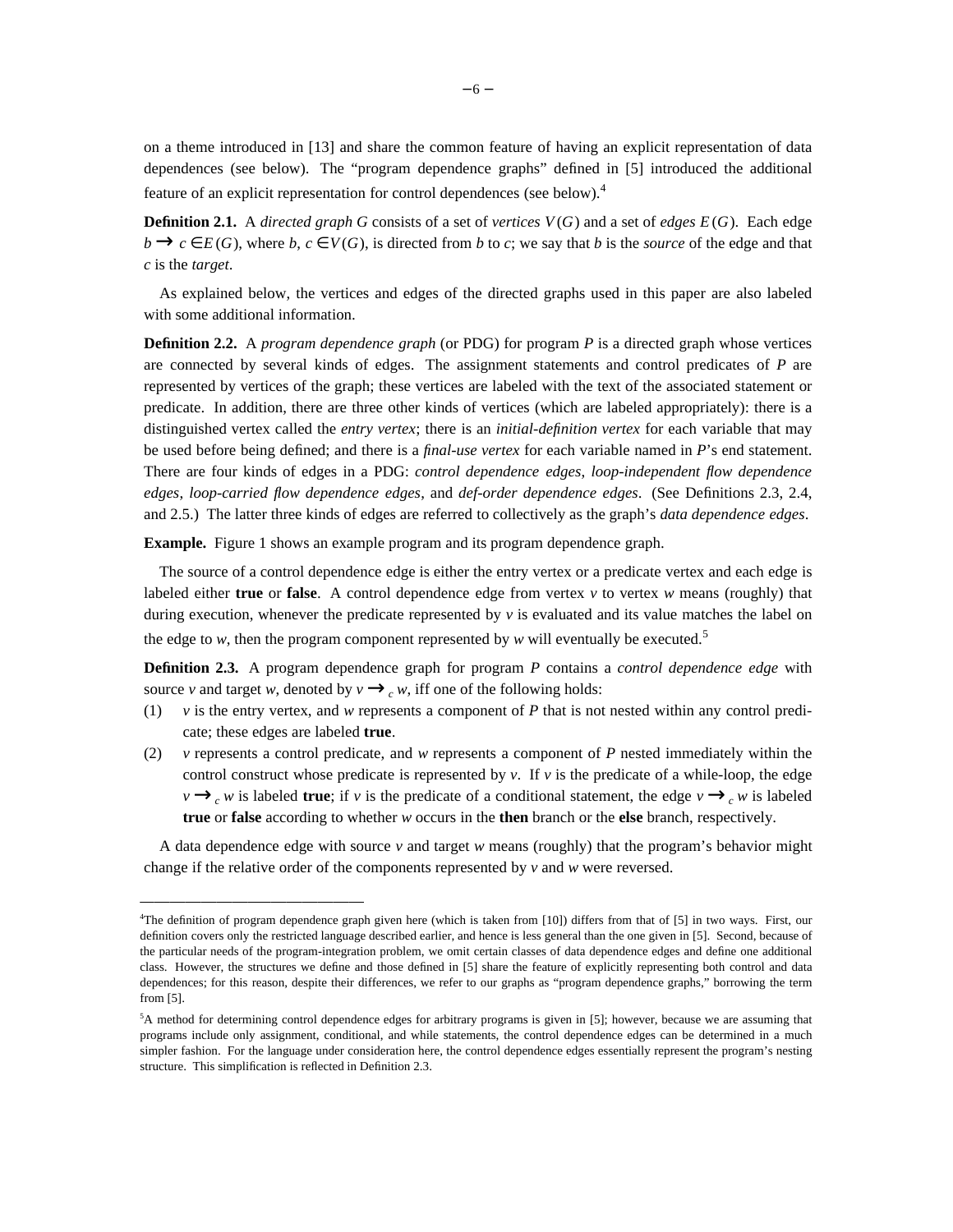on a theme introduced in [13] and share the common feature of having an explicit representation of data dependences (see below). The "program dependence graphs" defined in [5] introduced the additional feature of an explicit representation for control dependences (see below).[4]

**Definition 2.1.** A *directed graph* $G$ consists of a set of *vertices* $V(G)$ and a set of *edges* $E(G)$. Each edge $b \to c \in E(G)$, where $b, c \in V(G)$, is directed from $b$ to $c$; we say that $b$ is the *source* of the edge and that $c$ is the *target*.

As explained below, the vertices and edges of the directed graphs used in this paper are also labeled with some additional information.

**Definition 2.2.** A *program dependence graph* (or PDG) for program $P$ is a directed graph whose vertices are connected by several kinds of edges. The assignment statements and control predicates of $P$ are represented by vertices of the graph; these vertices are labeled with the text of the associated statement or predicate. In addition, there are three other kinds of vertices (which are labeled appropriately): there is a distinguished vertex called the *entry vertex*; there is an *initial-definition vertex* for each variable that may be used before being defined; and there is a *final-use vertex* for each variable named in $P$'s end statement. There are four kinds of edges in a PDG: *control dependence edges*, *loop-independent flow dependence edges*, *loop-carried flow dependence edges*, and *def-order dependence edges*. (See Definitions 2.3, 2.4, and 2.5.) The latter three kinds of edges are referred to collectively as the graph's *data dependence edges*.

**Example.** Figure 1 shows an example program and its program dependence graph.

The source of a control dependence edge is either the entry vertex or a predicate vertex and each edge is labeled either **true** or **false**. A control dependence edge from vertex $v$ to vertex $w$ means (roughly) that during execution, whenever the predicate represented by $v$ is evaluated and its value matches the label on the edge to $w$, then the program component represented by $w$ will eventually be executed.[5]

**Definition 2.3.** A program dependence graph for program $P$ contains a *control dependence edge* with source $v$ and target $w$, denoted by $v \to_c w$, iff one of the following holds:

(1) $v$ is the entry vertex, and $w$ represents a component of $P$ that is not nested within any control predicate; these edges are labeled **true**.

(2) $v$ represents a control predicate, and $w$ represents a component of $P$ nested immediately within the control construct whose predicate is represented by $v$. If $v$ is the predicate of a while-loop, the edge $v \to_c w$ is labeled **true**; if $v$ is the predicate of a conditional statement, the edge $v \to_c w$ is labeled **true** or **false** according to whether $w$ occurs in the **then** branch or the **else** branch, respectively.

A data dependence edge with source $v$ and target $w$ means (roughly) that the program's behavior might change if the relative order of the components represented by $v$ and $w$ were reversed.

---

[4]The definition of program dependence graph given here (which is taken from [10]) differs from that of [5] in two ways. First, our definition covers only the restricted language described earlier, and hence is less general than the one given in [5]. Second, because of the particular needs of the program-integration problem, we omit certain classes of data dependence edges and define one additional class. However, the structures we define and those defined in [5] share the feature of explicitly representing both control and data dependences; for this reason, despite their differences, we refer to our graphs as "program dependence graphs," borrowing the term from [5].

[5]A method for determining control dependence edges for arbitrary programs is given in [5]; however, because we are assuming that programs include only assignment, conditional, and while statements, the control dependence edges can be determined in a much simpler fashion. For the language under consideration here, the control dependence edges essentially represent the program's nesting structure. This simplification is reflected in Definition 2.3.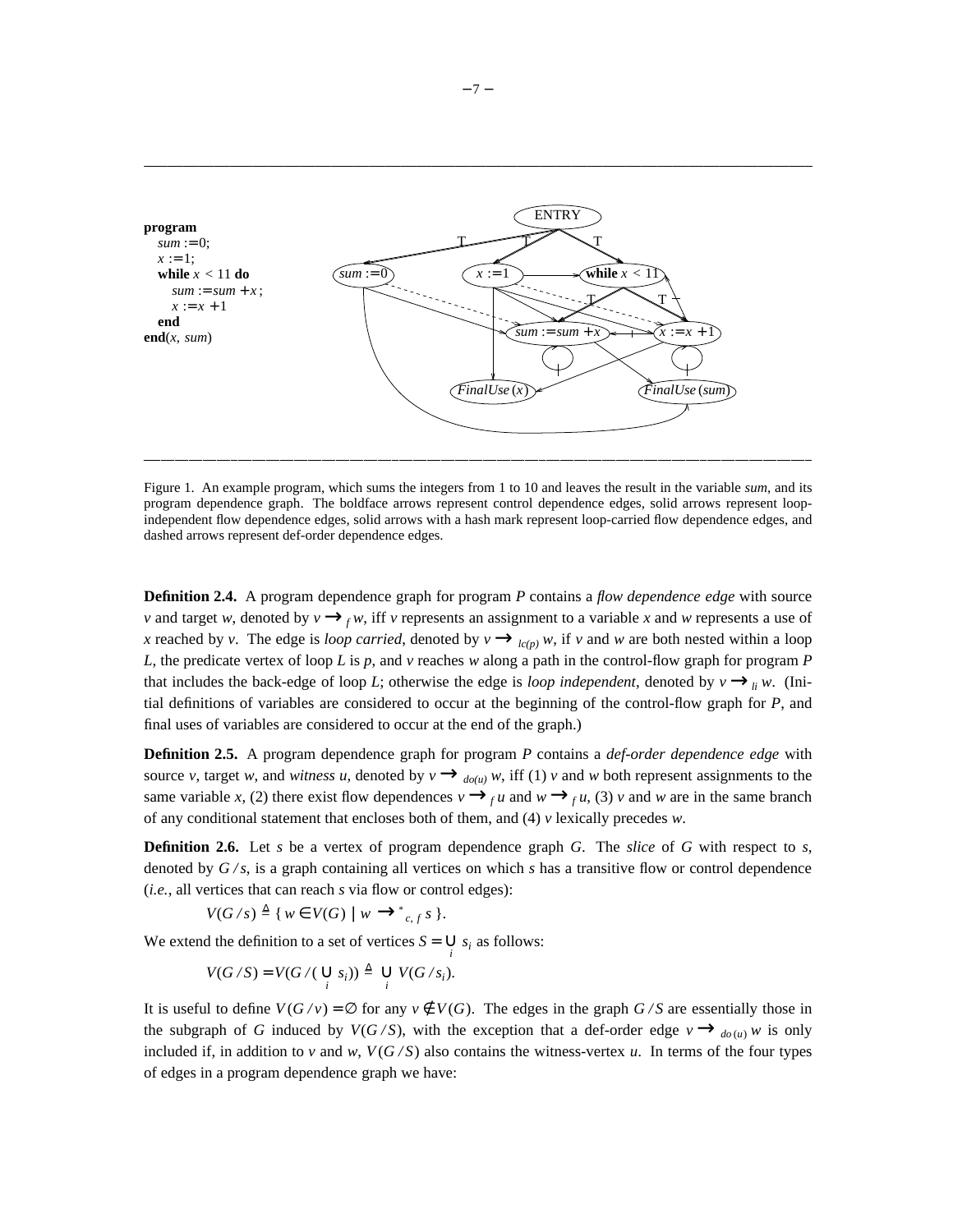```
program
   sum := 0;
   x := 1;
   while x < 11 do
      sum := sum + x;
      x := x + 1
   end
end(x, sum)
```

Figure 1. An example program, which sums the integers from 1 to 10 and leaves the result in the variable *sum*, and its program dependence graph. The boldface arrows represent control dependence edges, solid arrows represent loop-independent flow dependence edges, solid arrows with a hash mark represent loop-carried flow dependence edges, and dashed arrows represent def-order dependence edges.

**Definition 2.4.** A program dependence graph for program $P$ contains a *flow dependence edge* with source $v$ and target $w$, denoted by $v \longrightarrow_f w$, iff $v$ represents an assignment to a variable $x$ and $w$ represents a use of $x$ reached by $v$. The edge is *loop carried*, denoted by $v \longrightarrow_{lc(p)} w$, if $v$ and $w$ are both nested within a loop $L$, the predicate vertex of loop $L$ is $p$, and $v$ reaches $w$ along a path in the control-flow graph for program $P$ that includes the back-edge of loop $L$; otherwise the edge is *loop independent*, denoted by $v \longrightarrow_{li} w$. (Initial definitions of variables are considered to occur at the beginning of the control-flow graph for $P$, and final uses of variables are considered to occur at the end of the graph.)

**Definition 2.5.** A program dependence graph for program $P$ contains a *def-order dependence edge* with source $v$, target $w$, and *witness* $u$, denoted by $v \longrightarrow_{do(u)} w$, iff (1) $v$ and $w$ both represent assignments to the same variable $x$, (2) there exist flow dependences $v \longrightarrow_f u$ and $w \longrightarrow_f u$, (3) $v$ and $w$ are in the same branch of any conditional statement that encloses both of them, and (4) $v$ lexically precedes $w$.

**Definition 2.6.** Let $s$ be a vertex of program dependence graph $G$. The *slice* of $G$ with respect to $s$, denoted by $G/s$, is a graph containing all vertices on which $s$ has a transitive flow or control dependence (*i.e.*, all vertices that can reach $s$ via flow or control edges):

$$V(G/s) \triangleq \{ w \in V(G) \mid w \longrightarrow^*_{c,f} s \}.$$

We extend the definition to a set of vertices $S = \bigcup_i s_i$ as follows:

$$V(G/S) = V(G/(\bigcup_i s_i)) \triangleq \bigcup_i V(G/s_i).$$

It is useful to define $V(G/v) = \emptyset$ for any $v \notin V(G)$. The edges in the graph $G/S$ are essentially those in the subgraph of $G$ induced by $V(G/S)$, with the exception that a def-order edge $v \longrightarrow_{do(u)} w$ is only included if, in addition to $v$ and $w$, $V(G/S)$ also contains the witness-vertex $u$. In terms of the four types of edges in a program dependence graph we have: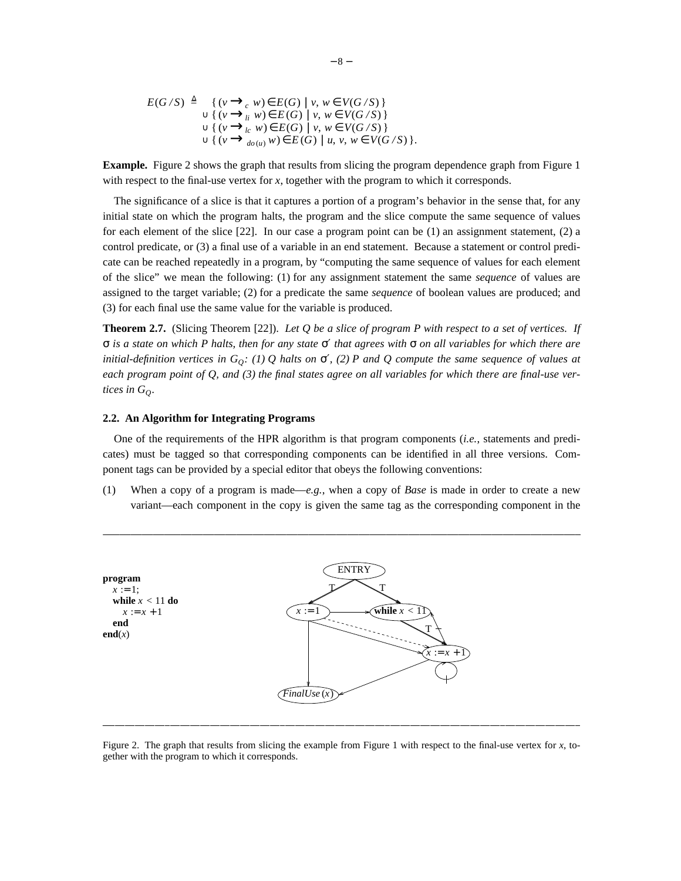$$
\begin{aligned}
E(G/S) \triangleq\ & \{ (v \longrightarrow_c w) \in E(G) \mid v, w \in V(G/S) \} \\
\cup\ & \{ (v \longrightarrow_{li} w) \in E(G) \mid v, w \in V(G/S) \} \\
\cup\ & \{ (v \longrightarrow_{lc} w) \in E(G) \mid v, w \in V(G/S) \} \\
\cup\ & \{ (v \longrightarrow_{do(u)} w) \in E(G) \mid u, v, w \in V(G/S) \}.
\end{aligned}
$$

**Example.** Figure 2 shows the graph that results from slicing the program dependence graph from Figure 1 with respect to the final-use vertex for *x*, together with the program to which it corresponds.

The significance of a slice is that it captures a portion of a program's behavior in the sense that, for any initial state on which the program halts, the program and the slice compute the same sequence of values for each element of the slice [22]. In our case a program point can be (1) an assignment statement, (2) a control predicate, or (3) a final use of a variable in an end statement. Because a statement or control predicate can be reached repeatedly in a program, by "computing the same sequence of values for each element of the slice" we mean the following: (1) for any assignment statement the same *sequence* of values are assigned to the target variable; (2) for a predicate the same *sequence* of boolean values are produced; and (3) for each final use the same value for the variable is produced.

**Theorem 2.7.** (Slicing Theorem [22]). *Let Q be a slice of program P with respect to a set of vertices. If* $\sigma$ *is a state on which P halts, then for any state* $\sigma'$ *that agrees with* $\sigma$ *on all variables for which there are initial-definition vertices in* $G_Q$*: (1) Q halts on* $\sigma'$*, (2) P and Q compute the same sequence of values at each program point of Q, and (3) the final states agree on all variables for which there are final-use vertices in* $G_Q$.

### 2.2. An Algorithm for Integrating Programs

One of the requirements of the HPR algorithm is that program components (*i.e.*, statements and predicates) must be tagged so that corresponding components can be identified in all three versions. Component tags can be provided by a special editor that obeys the following conventions:

(1) When a copy of a program is made—*e.g.*, when a copy of *Base* is made in order to create a new variant—each component in the copy is given the same tag as the corresponding component in the

```
program
   x := 1;
   while x < 11 do
      x := x + 1
   end
end(x)
```

Figure 2. The graph that results from slicing the example from Figure 1 with respect to the final-use vertex for *x*, together with the program to which it corresponds.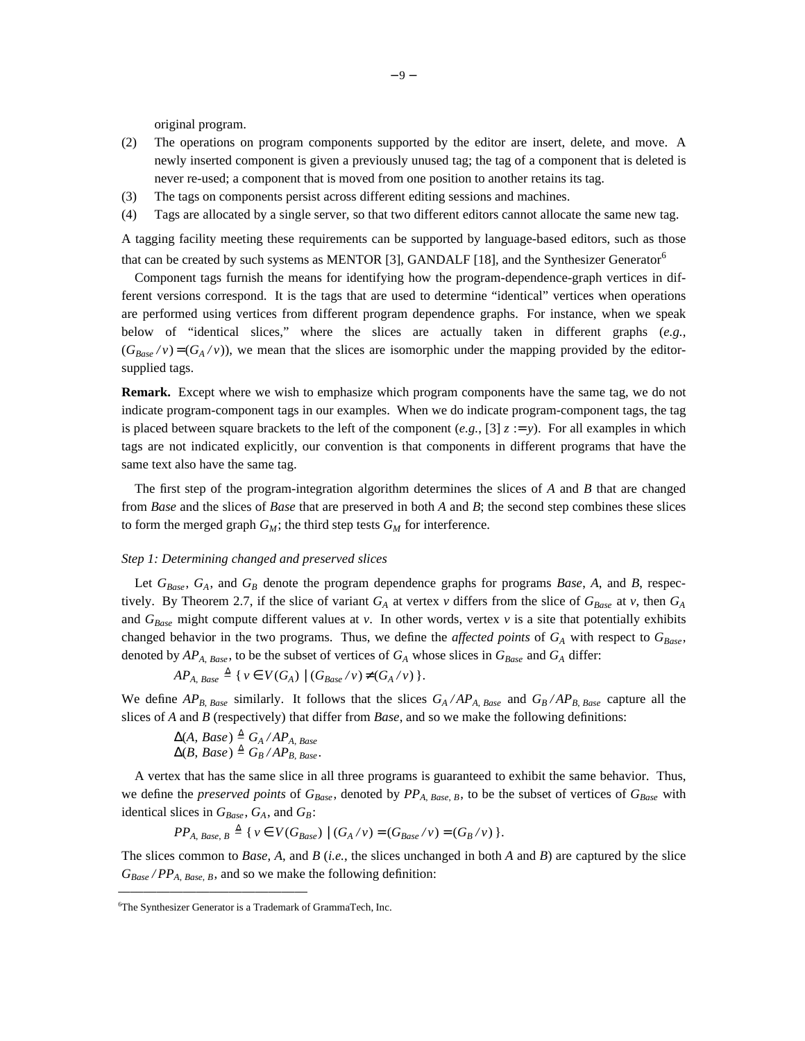original program.

(2) The operations on program components supported by the editor are insert, delete, and move. A newly inserted component is given a previously unused tag; the tag of a component that is deleted is never re-used; a component that is moved from one position to another retains its tag.

(3) The tags on components persist across different editing sessions and machines.

(4) Tags are allocated by a single server, so that two different editors cannot allocate the same new tag.

A tagging facility meeting these requirements can be supported by language-based editors, such as those that can be created by such systems as MENTOR [3], GANDALF [18], and the Synthesizer Generator[6]

Component tags furnish the means for identifying how the program-dependence-graph vertices in different versions correspond. It is the tags that are used to determine "identical" vertices when operations are performed using vertices from different program dependence graphs. For instance, when we speak below of "identical slices," where the slices are actually taken in different graphs (*e.g.*, $(G_{Base} / v) = (G_A / v)$), we mean that the slices are isomorphic under the mapping provided by the editor-supplied tags.

**Remark.** Except where we wish to emphasize which program components have the same tag, we do not indicate program-component tags in our examples. When we do indicate program-component tags, the tag is placed between square brackets to the left of the component (*e.g.*, [3] $z := y$). For all examples in which tags are not indicated explicitly, our convention is that components in different programs that have the same text also have the same tag.

The first step of the program-integration algorithm determines the slices of $A$ and $B$ that are changed from *Base* and the slices of *Base* that are preserved in both $A$ and $B$; the second step combines these slices to form the merged graph $G_M$; the third step tests $G_M$ for interference.

*Step 1: Determining changed and preserved slices*

Let $G_{Base}$, $G_A$, and $G_B$ denote the program dependence graphs for programs *Base*, $A$, and $B$, respectively. By Theorem 2.7, if the slice of variant $G_A$ at vertex $v$ differs from the slice of $G_{Base}$ at $v$, then $G_A$ and $G_{Base}$ might compute different values at $v$. In other words, vertex $v$ is a site that potentially exhibits changed behavior in the two programs. Thus, we define the *affected points* of $G_A$ with respect to $G_{Base}$, denoted by $AP_{A,\ Base}$, to be the subset of vertices of $G_A$ whose slices in $G_{Base}$ and $G_A$ differ:

$$AP_{A,\ Base} \triangleq \{ \, v \in V(G_A) \mid (G_{Base} / v) \neq (G_A / v) \, \}.$$

We define $AP_{B,\ Base}$ similarly. It follows that the slices $G_A / AP_{A,\ Base}$ and $G_B / AP_{B,\ Base}$ capture all the slices of $A$ and $B$ (respectively) that differ from *Base*, and so we make the following definitions:

$$\Delta(A,\ Base) \triangleq G_A / AP_{A,\ Base}$$
$$\Delta(B,\ Base) \triangleq G_B / AP_{B,\ Base}.$$

A vertex that has the same slice in all three programs is guaranteed to exhibit the same behavior. Thus, we define the *preserved points* of $G_{Base}$, denoted by $PP_{A,\ Base,\ B}$, to be the subset of vertices of $G_{Base}$ with identical slices in $G_{Base}$, $G_A$, and $G_B$:

$$PP_{A,\ Base,\ B} \triangleq \{ \, v \in V(G_{Base}) \mid (G_A / v) = (G_{Base} / v) = (G_B / v) \, \}.$$

The slices common to *Base*, $A$, and $B$ (*i.e.*, the slices unchanged in both $A$ and $B$) are captured by the slice $G_{Base} / PP_{A,\ Base,\ B}$, and so we make the following definition:

---

[6]The Synthesizer Generator is a Trademark of GrammaTech, Inc.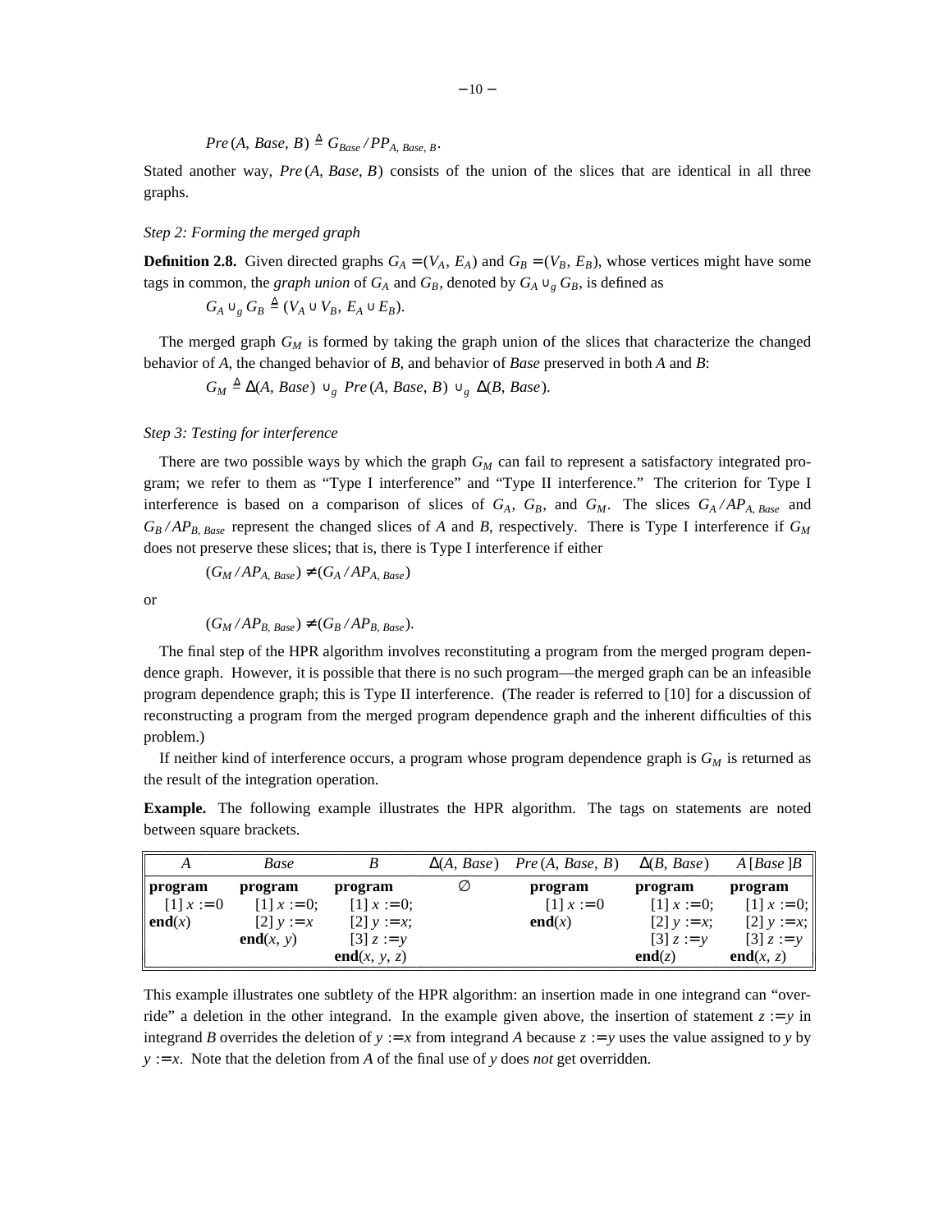$$Pre(A, Base, B) \triangleq G_{Base} / PP_{A,\,Base,\,B}.$$

Stated another way, $Pre(A, Base, B)$ consists of the union of the slices that are identical in all three graphs.

*Step 2: Forming the merged graph*

**Definition 2.8.** Given directed graphs $G_A = (V_A, E_A)$ and $G_B = (V_B, E_B)$, whose vertices might have some tags in common, the *graph union* of $G_A$ and $G_B$, denoted by $G_A \cup_g G_B$, is defined as

$$G_A \cup_g G_B \triangleq (V_A \cup V_B,\ E_A \cup E_B).$$

The merged graph $G_M$ is formed by taking the graph union of the slices that characterize the changed behavior of $A$, the changed behavior of $B$, and behavior of *Base* preserved in both $A$ and $B$:

$$G_M \triangleq \Delta(A, Base)\ \cup_g\ Pre(A, Base, B)\ \cup_g\ \Delta(B, Base).$$

*Step 3: Testing for interference*

There are two possible ways by which the graph $G_M$ can fail to represent a satisfactory integrated program; we refer to them as "Type I interference" and "Type II interference." The criterion for Type I interference is based on a comparison of slices of $G_A$, $G_B$, and $G_M$. The slices $G_A / AP_{A,\,Base}$ and $G_B / AP_{B,\,Base}$ represent the changed slices of $A$ and $B$, respectively. There is Type I interference if $G_M$ does not preserve these slices; that is, there is Type I interference if either

$$(G_M / AP_{A,\,Base}) \neq (G_A / AP_{A,\,Base})$$

or

$$(G_M / AP_{B,\,Base}) \neq (G_B / AP_{B,\,Base}).$$

The final step of the HPR algorithm involves reconstituting a program from the merged program dependence graph. However, it is possible that there is no such program—the merged graph can be an infeasible program dependence graph; this is Type II interference. (The reader is referred to [10] for a discussion of reconstructing a program from the merged program dependence graph and the inherent difficulties of this problem.)

If neither kind of interference occurs, a program whose program dependence graph is $G_M$ is returned as the result of the integration operation.

**Example.** The following example illustrates the HPR algorithm. The tags on statements are noted between square brackets.

| $A$ | *Base* | $B$ | $\Delta(A, Base)$ | $Pre(A, Base, B)$ | $\Delta(B, Base)$ | $A\,[Base\,]B$ |
|---|---|---|---|---|---|---|
| **program** | **program** | **program** | $\emptyset$ | **program** | **program** | **program** |
| [1] $x := 0$ | [1] $x := 0$; | [1] $x := 0$; | | [1] $x := 0$ | [1] $x := 0$; | [1] $x := 0$; |
| **end**($x$) | [2] $y := x$ | [2] $y := x$; | | **end**($x$) | [2] $y := x$; | [2] $y := x$; |
| | **end**($x, y$) | [3] $z := y$ | | | [3] $z := y$ | [3] $z := y$ |
| | | **end**($x, y, z$) | | | **end**($z$) | **end**($x, z$) |

This example illustrates one subtlety of the HPR algorithm: an insertion made in one integrand can "override" a deletion in the other integrand. In the example given above, the insertion of statement $z := y$ in integrand $B$ overrides the deletion of $y := x$ from integrand $A$ because $z := y$ uses the value assigned to $y$ by $y := x$. Note that the deletion from $A$ of the final use of $y$ does *not* get overridden.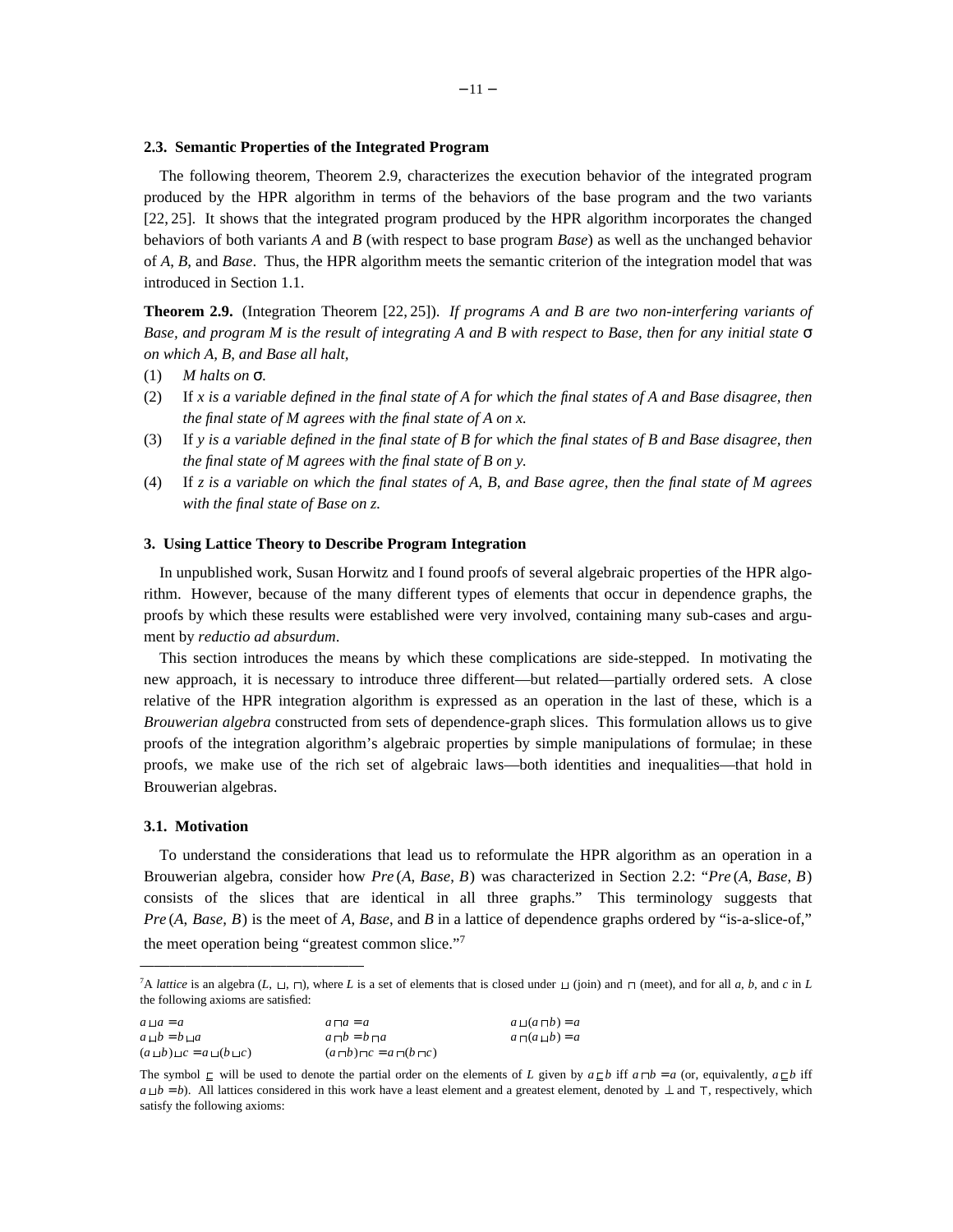### 2.3. Semantic Properties of the Integrated Program

The following theorem, Theorem 2.9, characterizes the execution behavior of the integrated program produced by the HPR algorithm in terms of the behaviors of the base program and the two variants [22, 25]. It shows that the integrated program produced by the HPR algorithm incorporates the changed behaviors of both variants *A* and *B* (with respect to base program *Base*) as well as the unchanged behavior of *A*, *B*, and *Base*. Thus, the HPR algorithm meets the semantic criterion of the integration model that was introduced in Section 1.1.

**Theorem 2.9.** (Integration Theorem [22, 25]). *If programs A and B are two non-interfering variants of Base, and program M is the result of integrating A and B with respect to Base, then for any initial state* $\sigma$ *on which A, B, and Base all halt,*

(1) *M halts on* $\sigma$.

(2) If *x is a variable defined in the final state of A for which the final states of A and Base disagree, then the final state of M agrees with the final state of A on x.*

(3) If *y is a variable defined in the final state of B for which the final states of B and Base disagree, then the final state of M agrees with the final state of B on y.*

(4) If *z is a variable on which the final states of A, B, and Base agree, then the final state of M agrees with the final state of Base on z.*

## 3. Using Lattice Theory to Describe Program Integration

In unpublished work, Susan Horwitz and I found proofs of several algebraic properties of the HPR algorithm. However, because of the many different types of elements that occur in dependence graphs, the proofs by which these results were established were very involved, containing many sub-cases and argument by *reductio ad absurdum*.

This section introduces the means by which these complications are side-stepped. In motivating the new approach, it is necessary to introduce three different—but related—partially ordered sets. A close relative of the HPR integration algorithm is expressed as an operation in the last of these, which is a *Brouwerian algebra* constructed from sets of dependence-graph slices. This formulation allows us to give proofs of the integration algorithm's algebraic properties by simple manipulations of formulae; in these proofs, we make use of the rich set of algebraic laws—both identities and inequalities—that hold in Brouwerian algebras.

### 3.1. Motivation

To understand the considerations that lead us to reformulate the HPR algorithm as an operation in a Brouwerian algebra, consider how $Pre(A, Base, B)$ was characterized in Section 2.2: "$Pre(A, Base, B)$ consists of the slices that are identical in all three graphs." This terminology suggests that $Pre(A, Base, B)$ is the meet of *A*, *Base*, and *B* in a lattice of dependence graphs ordered by "is-a-slice-of," the meet operation being "greatest common slice."[7]

---

[7]A *lattice* is an algebra $(L, \sqcup, \sqcap)$, where *L* is a set of elements that is closed under $\sqcup$ (join) and $\sqcap$ (meet), and for all *a*, *b*, and *c* in *L* the following axioms are satisfied:

| | | |
|---|---|---|
| $a \sqcup a = a$ | $a \sqcap a = a$ | $a \sqcup (a \sqcap b) = a$ |
| $a \sqcup b = b \sqcup a$ | $a \sqcap b = b \sqcap a$ | $a \sqcap (a \sqcup b) = a$ |
| $(a \sqcup b) \sqcup c = a \sqcup (b \sqcup c)$ | $(a \sqcap b) \sqcap c = a \sqcap (b \sqcap c)$ | |

The symbol $\sqsubseteq$ will be used to denote the partial order on the elements of *L* given by $a \sqsubseteq b$ iff $a \sqcap b = a$ (or, equivalently, $a \sqsubseteq b$ iff $a \sqcup b = b$). All lattices considered in this work have a least element and a greatest element, denoted by $\bot$ and $\top$, respectively, which satisfy the following axioms: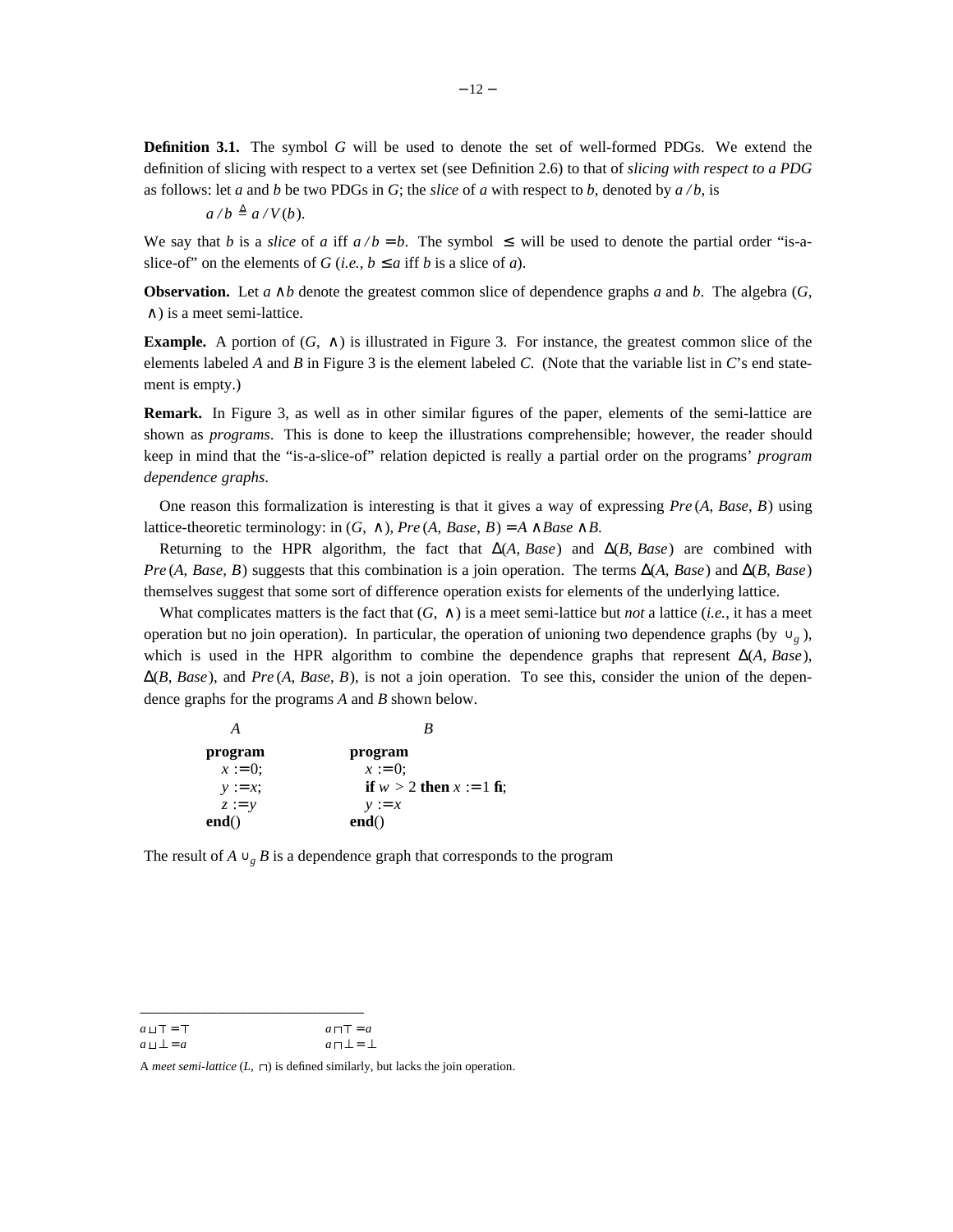**Definition 3.1.** The symbol $G$ will be used to denote the set of well-formed PDGs. We extend the definition of slicing with respect to a vertex set (see Definition 2.6) to that of *slicing with respect to a PDG* as follows: let $a$ and $b$ be two PDGs in $G$; the *slice* of $a$ with respect to $b$, denoted by $a / b$, is

$$a / b \triangleq a / V(b).$$

We say that $b$ is a *slice* of $a$ iff $a / b = b$. The symbol $\le$ will be used to denote the partial order "is-a-slice-of" on the elements of $G$ (*i.e.*, $b \le a$ iff $b$ is a slice of $a$).

**Observation.** Let $a \wedge b$ denote the greatest common slice of dependence graphs $a$ and $b$. The algebra $(G, \wedge)$ is a meet semi-lattice.

**Example.** A portion of $(G, \wedge)$ is illustrated in Figure 3. For instance, the greatest common slice of the elements labeled $A$ and $B$ in Figure 3 is the element labeled $C$. (Note that the variable list in $C$'s end statement is empty.)

**Remark.** In Figure 3, as well as in other similar figures of the paper, elements of the semi-lattice are shown as *programs*. This is done to keep the illustrations comprehensible; however, the reader should keep in mind that the "is-a-slice-of" relation depicted is really a partial order on the programs' *program dependence graphs*.

One reason this formalization is interesting is that it gives a way of expressing $Pre(A, Base, B)$ using lattice-theoretic terminology: in $(G, \wedge)$, $Pre(A, Base, B) = A \wedge Base \wedge B$.

Returning to the HPR algorithm, the fact that $\Delta(A, Base)$ and $\Delta(B, Base)$ are combined with $Pre(A, Base, B)$ suggests that this combination is a join operation. The terms $\Delta(A, Base)$ and $\Delta(B, Base)$ themselves suggest that some sort of difference operation exists for elements of the underlying lattice.

What complicates matters is the fact that $(G, \wedge)$ is a meet semi-lattice but *not* a lattice (*i.e.*, it has a meet operation but no join operation). In particular, the operation of unioning two dependence graphs (by $\cup_g$), which is used in the HPR algorithm to combine the dependence graphs that represent $\Delta(A, Base)$, $\Delta(B, Base)$, and $Pre(A, Base, B)$, is not a join operation. To see this, consider the union of the dependence graphs for the programs $A$ and $B$ shown below.

| $A$ | $B$ |
|---|---|
| **program**<br>$x := 0$;<br>$y := x$;<br>$z := y$<br>**end**() | **program**<br>$x := 0$;<br>**if** $w > 2$ **then** $x := 1$ **fi**;<br>$y := x$<br>**end**() |

The result of $A \cup_g B$ is a dependence graph that corresponds to the program

$a \sqcup \top = \top$ $\quad a \sqcap \top = a$
$a \sqcup \bot = a$ $\quad a \sqcap \bot = \bot$

A *meet semi-lattice* $(L, \sqcap)$ is defined similarly, but lacks the join operation.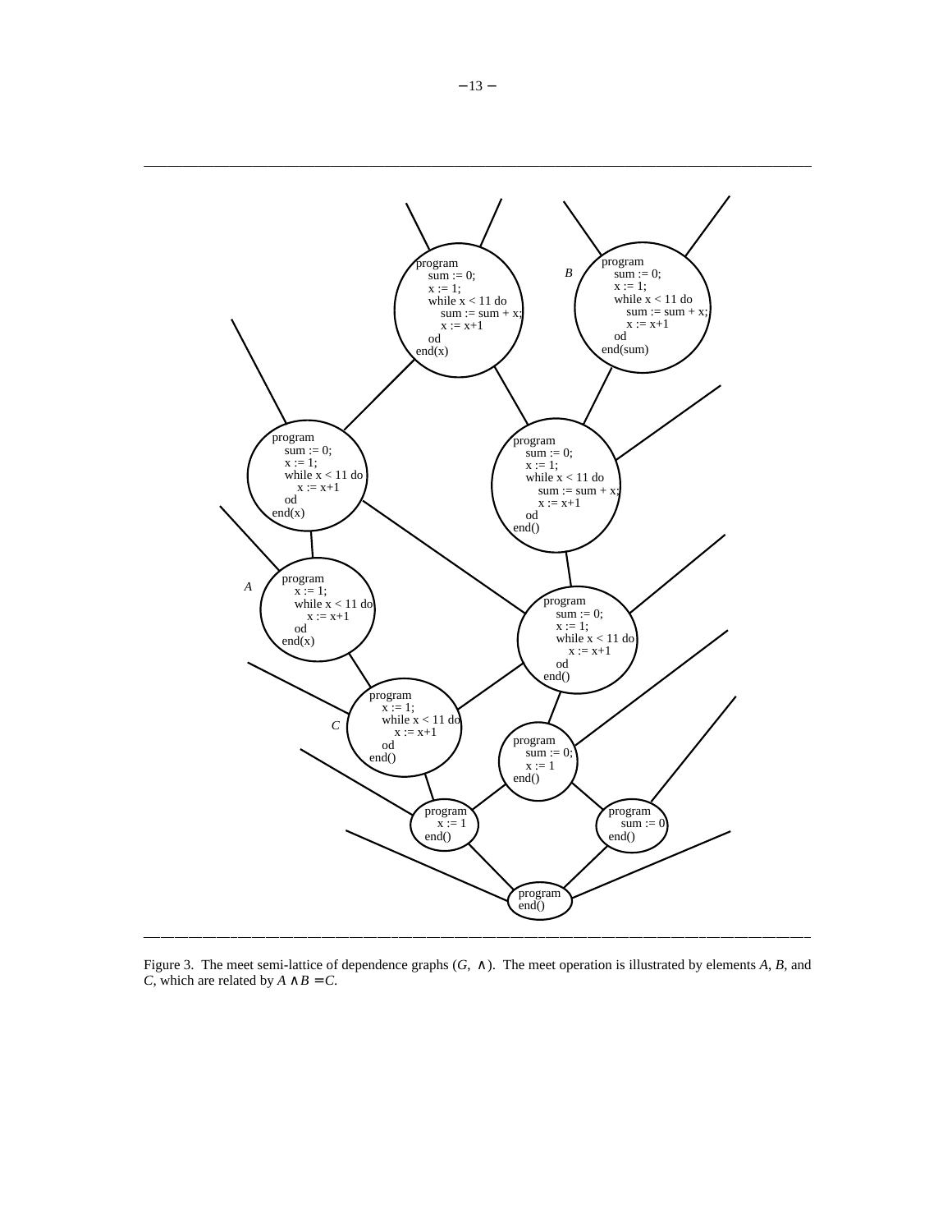```
program
    sum := 0;
    x := 1;
    while x < 11 do
        sum := sum + x;
        x := x+1
    od
end(x)
```

*B*

```
program
    sum := 0;
    x := 1;
    while x < 11 do
        sum := sum + x;
        x := x+1
    od
end(sum)
```

```
program
    sum := 0;
    x := 1;
    while x < 11 do
        x := x+1
    od
end(x)
```

```
program
    sum := 0;
    x := 1;
    while x < 11 do
        sum := sum + x;
        x := x+1
    od
end()
```

*A*

```
program
    x := 1;
    while x < 11 do
        x := x+1
    od
end(x)
```

```
program
    sum := 0;
    x := 1;
    while x < 11 do
        x := x+1
    od
end()
```

*C*

```
program
    x := 1;
    while x < 11 do
        x := x+1
    od
end()
```

```
program
    sum := 0;
    x := 1
end()
```

```
program
    x := 1
end()
```

```
program
    sum := 0
end()
```

```
program
end()
```

Figure 3. The meet semi-lattice of dependence graphs $(G, \wedge)$. The meet operation is illustrated by elements *A*, *B*, and *C*, which are related by $A \wedge B = C$.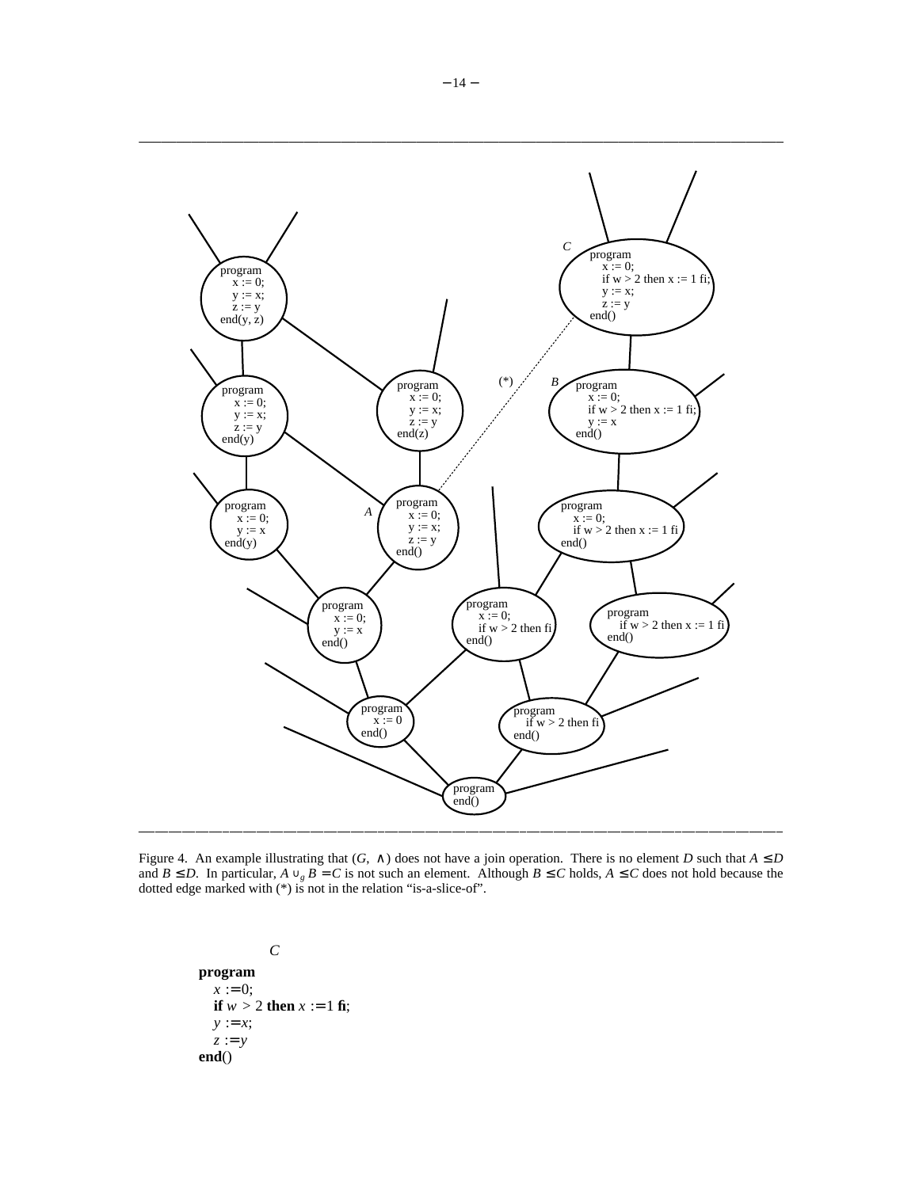Figure 4. An example illustrating that $(G, \wedge)$ does not have a join operation. There is no element $D$ such that $A \leq D$ and $B \leq D$. In particular, $A \cup_g B = C$ is not such an element. Although $B \leq C$ holds, $A \leq C$ does not hold because the dotted edge marked with (*) is not in the relation "is-a-slice-of".

$C$

```
program
   x := 0;
   if w > 2 then x := 1 fi;
   y := x;
   z := y
end()
```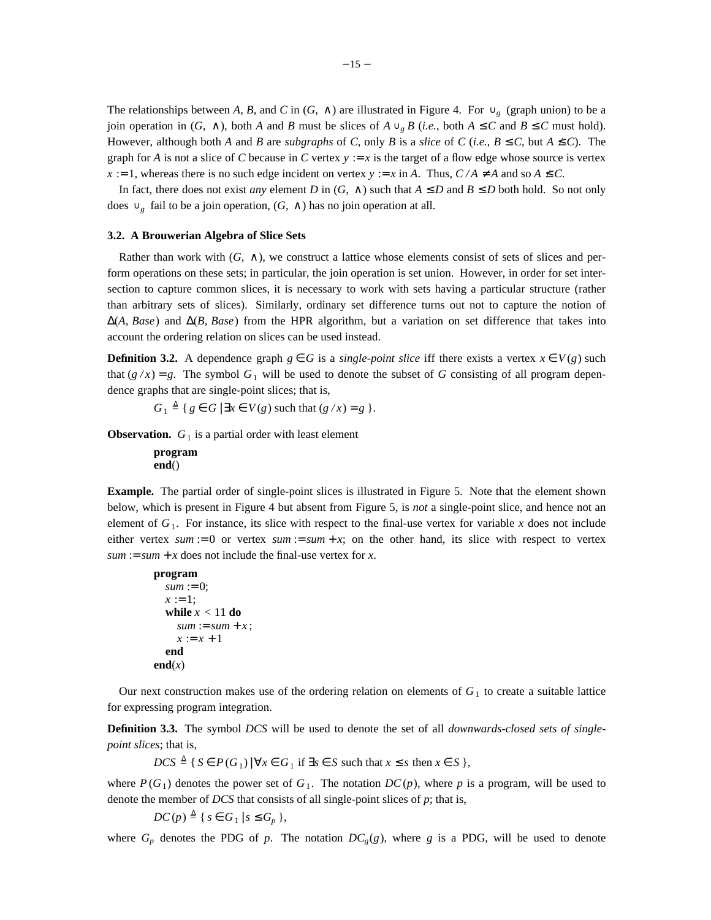The relationships between $A$, $B$, and $C$ in $(G, \wedge)$ are illustrated in Figure 4. For $\cup_g$ (graph union) to be a join operation in $(G, \wedge)$, both $A$ and $B$ must be slices of $A \cup_g B$ (*i.e.*, both $A \le C$ and $B \le C$ must hold). However, although both $A$ and $B$ are *subgraphs* of $C$, only $B$ is a *slice* of $C$ (*i.e.*, $B \le C$, but $A \not\le C$). The graph for $A$ is not a slice of $C$ because in $C$ vertex $y := x$ is the target of a flow edge whose source is vertex $x := 1$, whereas there is no such edge incident on vertex $y := x$ in $A$. Thus, $C / A \ne A$ and so $A \not\le C$.

In fact, there does not exist *any* element $D$ in $(G, \wedge)$ such that $A \le D$ and $B \le D$ both hold. So not only does $\cup_g$ fail to be a join operation, $(G, \wedge)$ has no join operation at all.

### 3.2. A Brouwerian Algebra of Slice Sets

Rather than work with $(G, \wedge)$, we construct a lattice whose elements consist of sets of slices and perform operations on these sets; in particular, the join operation is set union. However, in order for set intersection to capture common slices, it is necessary to work with sets having a particular structure (rather than arbitrary sets of slices). Similarly, ordinary set difference turns out not to capture the notion of $\Delta(A, Base)$ and $\Delta(B, Base)$ from the HPR algorithm, but a variation on set difference that takes into account the ordering relation on slices can be used instead.

**Definition 3.2.** A dependence graph $g \in G$ is a *single-point slice* iff there exists a vertex $x \in V(g)$ such that $(g / x) = g$. The symbol $G_1$ will be used to denote the subset of $G$ consisting of all program dependence graphs that are single-point slices; that is,

$$G_1 \triangleq \{\, g \in G \mid \exists x \in V(g) \text{ such that } (g / x) = g \,\}.$$

**Observation.** $G_1$ is a partial order with least element

```
program
end()
```

**Example.** The partial order of single-point slices is illustrated in Figure 5. Note that the element shown below, which is present in Figure 4 but absent from Figure 5, is *not* a single-point slice, and hence not an element of $G_1$. For instance, its slice with respect to the final-use vertex for variable $x$ does not include either vertex $sum := 0$ or vertex $sum := sum + x$; on the other hand, its slice with respect to vertex $sum := sum + x$ does not include the final-use vertex for $x$.

```
program
   sum := 0;
   x := 1;
   while x < 11 do
      sum := sum + x;
      x := x + 1
   end
end(x)
```

Our next construction makes use of the ordering relation on elements of $G_1$ to create a suitable lattice for expressing program integration.

**Definition 3.3.** The symbol $DCS$ will be used to denote the set of all *downwards-closed sets of single-point slices*; that is,

$$DCS \triangleq \{\, S \in P(G_1) \mid \forall x \in G_1 \text{ if } \exists s \in S \text{ such that } x \le s \text{ then } x \in S \,\},$$

where $P(G_1)$ denotes the power set of $G_1$. The notation $DC(p)$, where $p$ is a program, will be used to denote the member of $DCS$ that consists of all single-point slices of $p$; that is,

$$DC(p) \triangleq \{\, s \in G_1 \mid s \le G_p \,\},$$

where $G_p$ denotes the PDG of $p$. The notation $DC_g(g)$, where $g$ is a PDG, will be used to denote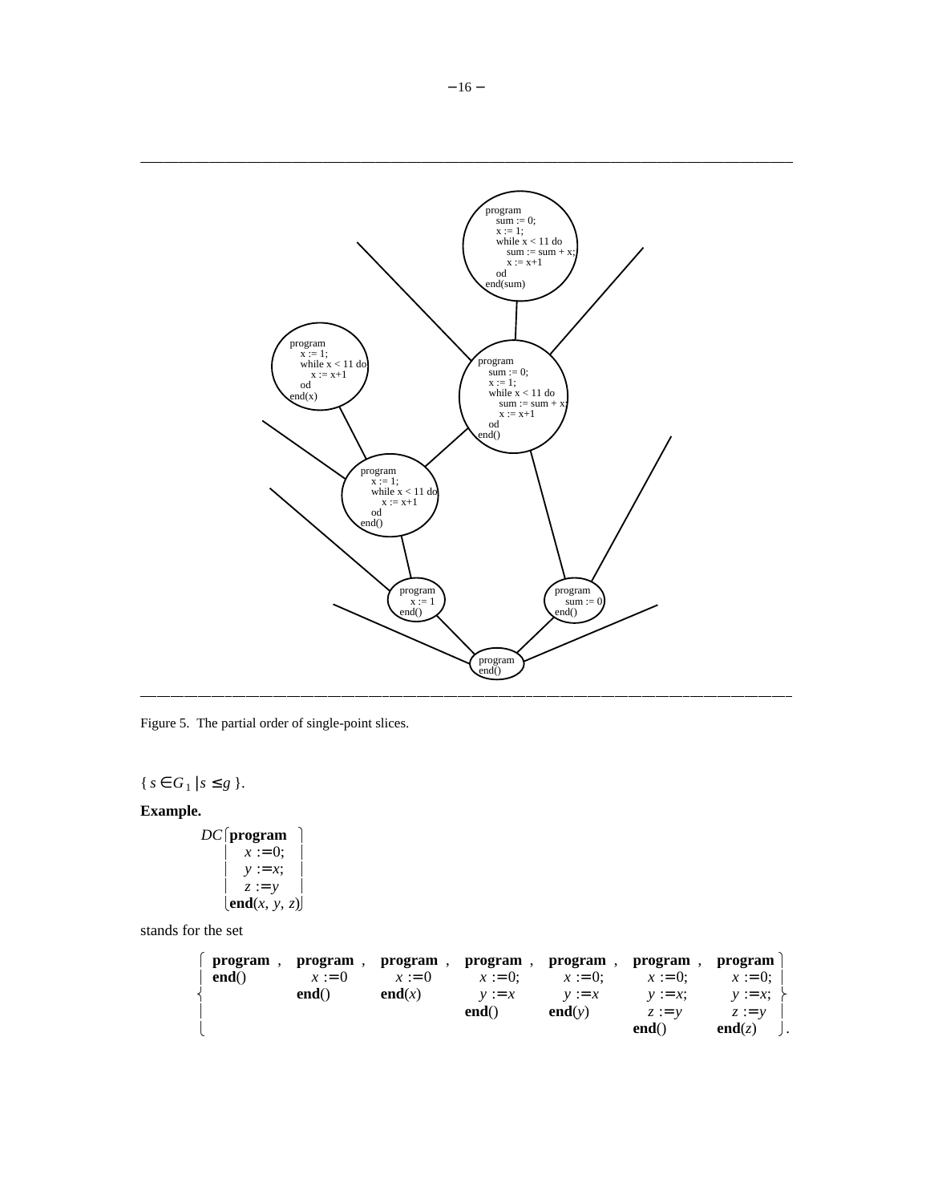Figure 5. The partial order of single-point slices.

$\{ s \in G_1 \mid s \leq g \}$.

**Example.**

$$
DC\left[\begin{array}{l}
\textbf{program} \\
\quad x := 0; \\
\quad y := x; \\
\quad z := y \\
\textbf{end}(x,\, y,\, z)
\end{array}\right]
$$

stands for the set

$$
\left\{
\begin{array}{l} \textbf{program} \\ \textbf{end}() \end{array},
\begin{array}{l} \textbf{program} \\ \quad x := 0 \\ \textbf{end}() \end{array},
\begin{array}{l} \textbf{program} \\ \quad x := 0 \\ \textbf{end}(x) \end{array},
\begin{array}{l} \textbf{program} \\ \quad x := 0; \\ \quad y := x \\ \textbf{end}() \end{array},
\begin{array}{l} \textbf{program} \\ \quad x := 0; \\ \quad y := x \\ \textbf{end}(y) \end{array},
\begin{array}{l} \textbf{program} \\ \quad x := 0; \\ \quad y := x; \\ \quad z := y \\ \textbf{end}() \end{array},
\begin{array}{l} \textbf{program} \\ \quad x := 0; \\ \quad y := x; \\ \quad z := y \\ \textbf{end}(z) \end{array}
\right\}.
$$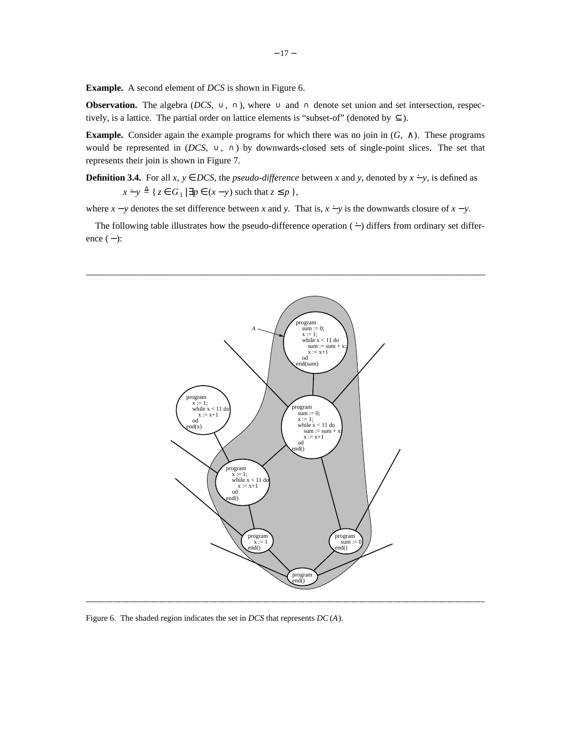**Example.** A second element of *DCS* is shown in Figure 6.

**Observation.** The algebra $(DCS, \cup, \cap)$, where $\cup$ and $\cap$ denote set union and set intersection, respectively, is a lattice. The partial order on lattice elements is "subset-of" (denoted by $\subseteq$).

**Example.** Consider again the example programs for which there was no join in $(G, \wedge)$. These programs would be represented in $(DCS, \cup, \cap)$ by downwards-closed sets of single-point slices. The set that represents their join is shown in Figure 7.

**Definition 3.4.** For all $x, y \in DCS$, the *pseudo-difference* between $x$ and $y$, denoted by $x \dot{-} y$, is defined as

$$x \dot{-} y \triangleq \{ z \in G_1 \mid \exists p \in (x - y) \text{ such that } z \leq p \},$$

where $x - y$ denotes the set difference between $x$ and $y$. That is, $x \dot{-} y$ is the downwards closure of $x - y$.

The following table illustrates how the pseudo-difference operation ($\dot{-}$) differs from ordinary set difference ($-$):

Figure 6. The shaded region indicates the set in *DCS* that represents $DC(A)$.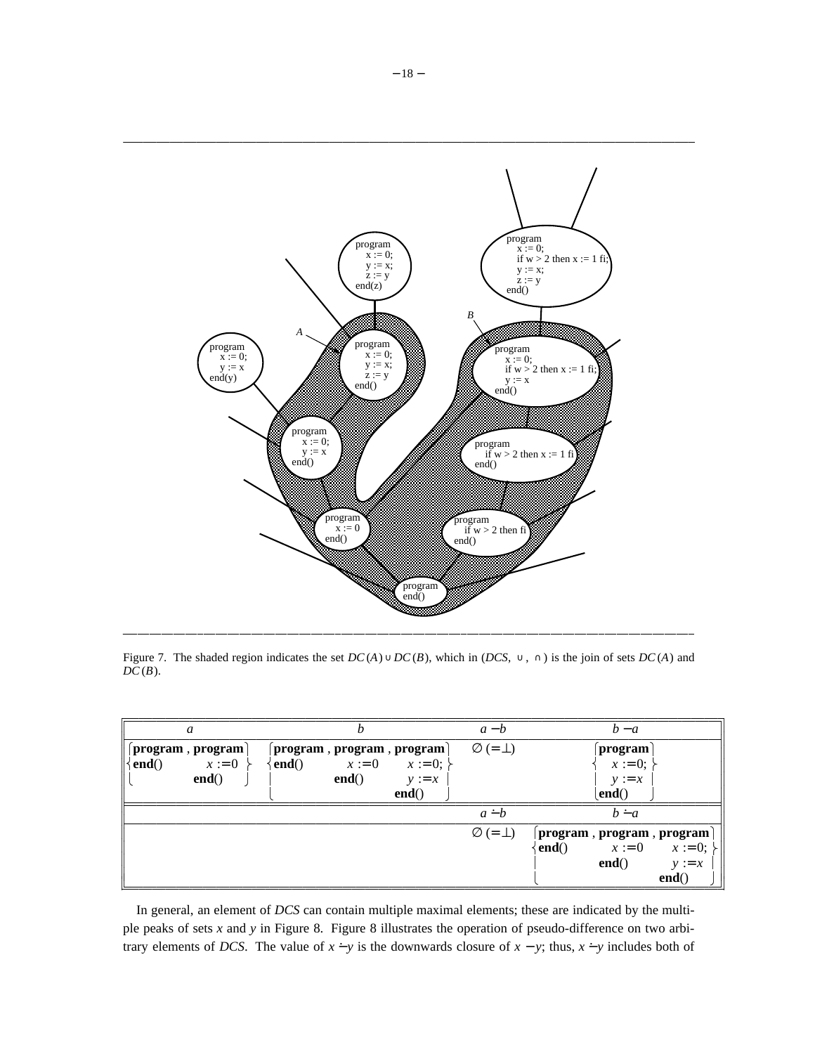Figure 7. The shaded region indicates the set $DC(A) \cup DC(B)$, which in $(DCS, \cup, \cap)$ is the join of sets $DC(A)$ and $DC(B)$.

| $a$ | $b$ | $a - b$ | $b - a$ |
|---|---|---|---|
| $\left\{ \textbf{program}\ \textbf{end}(),\ \textbf{program}\ x := 0\ \textbf{end}() \right\}$ | $\left\{ \textbf{program}\ \textbf{end}(),\ \textbf{program}\ x := 0\ \textbf{end}(),\ \textbf{program}\ x := 0;\ y := x\ \textbf{end}() \right\}$ | $\emptyset\ (= \bot)$ | $\left\{ \textbf{program}\ x := 0;\ y := x\ \textbf{end}() \right\}$ |
| | | $a \dot{-} b$ | $b \dot{-} a$ |
| | | $\emptyset\ (= \bot)$ | $\left\{ \textbf{program}\ \textbf{end}(),\ \textbf{program}\ x := 0\ \textbf{end}(),\ \textbf{program}\ x := 0;\ y := x\ \textbf{end}() \right\}$ |

In general, an element of *DCS* can contain multiple maximal elements; these are indicated by the multiple peaks of sets $x$ and $y$ in Figure 8. Figure 8 illustrates the operation of pseudo-difference on two arbitrary elements of *DCS*. The value of $x \dot{-} y$ is the downwards closure of $x - y$; thus, $x \dot{-} y$ includes both of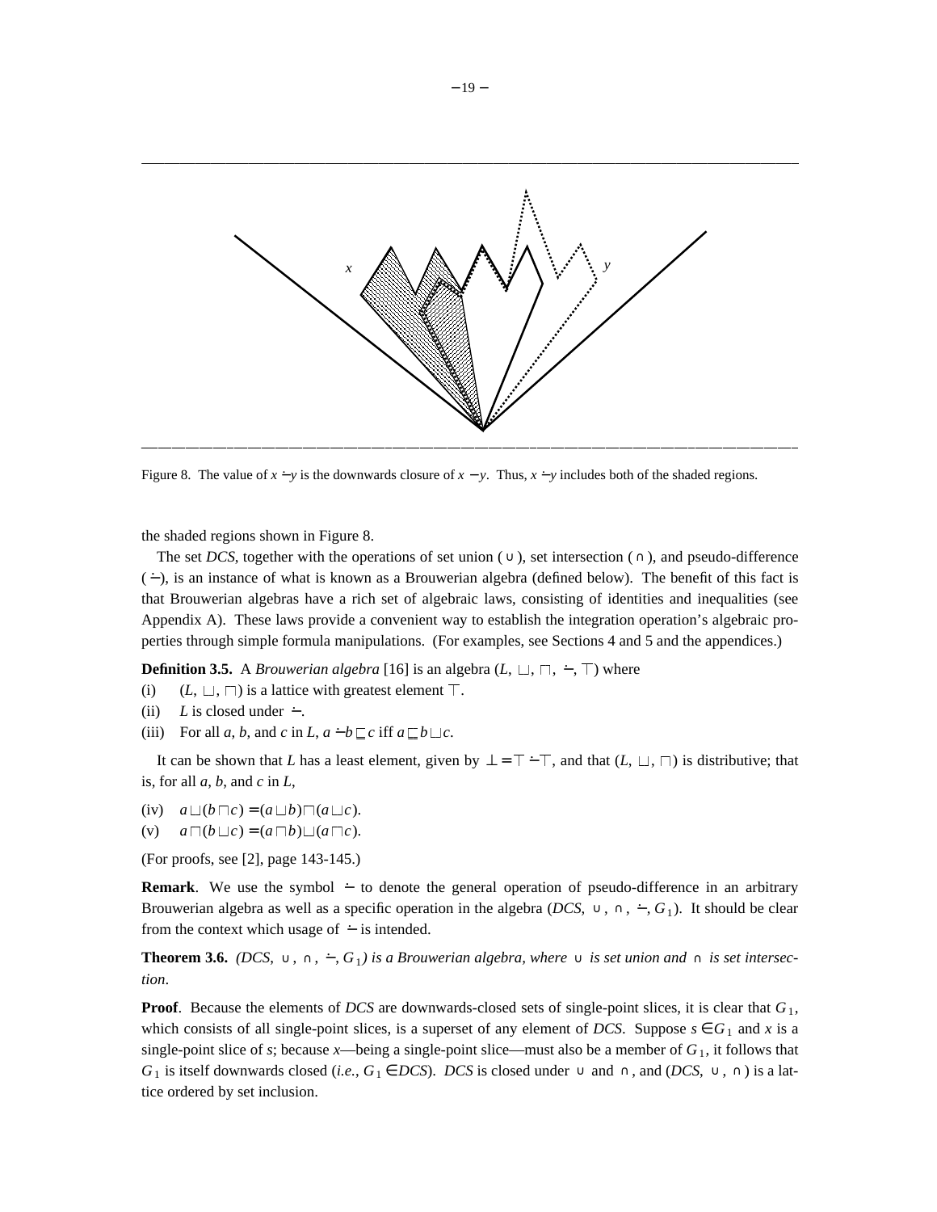Figure 8. The value of $x \dot{-} y$ is the downwards closure of $x - y$. Thus, $x \dot{-} y$ includes both of the shaded regions.

the shaded regions shown in Figure 8.

The set *DCS*, together with the operations of set union ( $\cup$ ), set intersection ( $\cap$ ), and pseudo-difference ( $\dot{-}$ ), is an instance of what is known as a Brouwerian algebra (defined below). The benefit of this fact is that Brouwerian algebras have a rich set of algebraic laws, consisting of identities and inequalities (see Appendix A). These laws provide a convenient way to establish the integration operation's algebraic properties through simple formula manipulations. (For examples, see Sections 4 and 5 and the appendices.)

**Definition 3.5.** A *Brouwerian algebra* [16] is an algebra $(L, \sqcup, \sqcap, \dot{-}, \top)$ where

(i) $(L, \sqcup, \sqcap)$ is a lattice with greatest element $\top$.

(ii) $L$ is closed under $\dot{-}$.

(iii) For all $a$, $b$, and $c$ in $L$, $a \dot{-} b \sqsubseteq c$ iff $a \sqsubseteq b \sqcup c$.

It can be shown that $L$ has a least element, given by $\bot = \top \dot{-} \top$, and that $(L, \sqcup, \sqcap)$ is distributive; that is, for all $a$, $b$, and $c$ in $L$,

(iv) $a \sqcup (b \sqcap c) = (a \sqcup b) \sqcap (a \sqcup c)$.

(v) $a \sqcap (b \sqcup c) = (a \sqcap b) \sqcup (a \sqcap c)$.

(For proofs, see [2], page 143-145.)

**Remark**. We use the symbol $\dot{-}$ to denote the general operation of pseudo-difference in an arbitrary Brouwerian algebra as well as a specific operation in the algebra $(DCS, \cup, \cap, \dot{-}, G_1)$. It should be clear from the context which usage of $\dot{-}$ is intended.

**Theorem 3.6.** *$(DCS, \cup, \cap, \dot{-}, G_1)$ is a Brouwerian algebra, where $\cup$ is set union and $\cap$ is set intersection.*

**Proof**. Because the elements of *DCS* are downwards-closed sets of single-point slices, it is clear that $G_1$, which consists of all single-point slices, is a superset of any element of *DCS*. Suppose $s \in G_1$ and $x$ is a single-point slice of $s$; because $x$—being a single-point slice—must also be a member of $G_1$, it follows that $G_1$ is itself downwards closed (*i.e.*, $G_1 \in DCS$). *DCS* is closed under $\cup$ and $\cap$, and $(DCS, \cup, \cap)$ is a lattice ordered by set inclusion.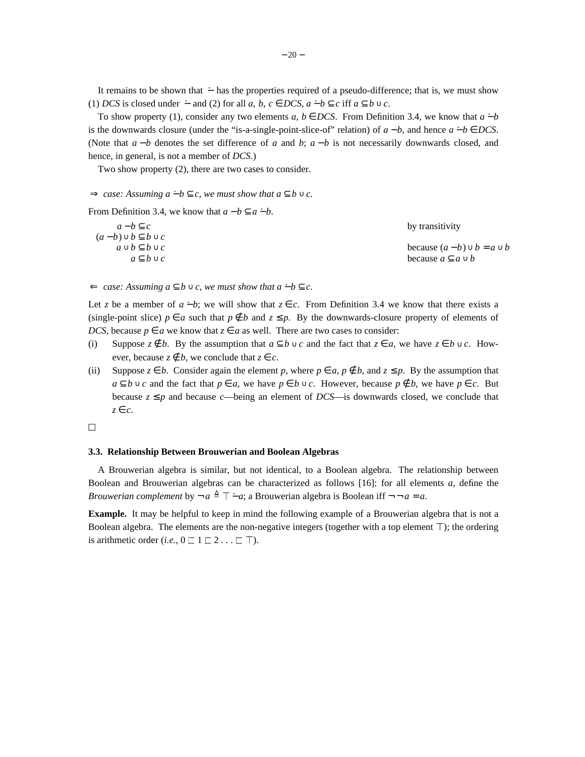It remains to be shown that $\dot{-}$ has the properties required of a pseudo-difference; that is, we must show (1) *DCS* is closed under $\dot{-}$ and (2) for all $a$, $b$, $c \in DCS$, $a \dot{-} b \subseteq c$ iff $a \subseteq b \cup c$.

To show property (1), consider any two elements $a$, $b \in DCS$. From Definition 3.4, we know that $a \dot{-} b$ is the downwards closure (under the "is-a-single-point-slice-of" relation) of $a - b$, and hence $a \dot{-} b \in DCS$. (Note that $a - b$ denotes the set difference of $a$ and $b$; $a - b$ is not necessarily downwards closed, and hence, in general, is not a member of *DCS*.)

Two show property (2), there are two cases to consider.

$\Rightarrow$ *case: Assuming* $a \dot{-} b \subseteq c$*, we must show that* $a \subseteq b \cup c$*.*

From Definition 3.4, we know that $a - b \subseteq a \dot{-} b$.

| | |
|---|---|
| $a - b \subseteq c$ | by transitivity |
| $(a - b) \cup b \subseteq b \cup c$ | |
| $a \cup b \subseteq b \cup c$ | because $(a - b) \cup b = a \cup b$ |
| $a \subseteq b \cup c$ | because $a \subseteq a \cup b$ |

$\Leftarrow$ *case: Assuming* $a \subseteq b \cup c$*, we must show that* $a \dot{-} b \subseteq c$*.*

Let $z$ be a member of $a \dot{-} b$; we will show that $z \in c$. From Definition 3.4 we know that there exists a (single-point slice) $p \in a$ such that $p \notin b$ and $z \leq p$. By the downwards-closure property of elements of *DCS*, because $p \in a$ we know that $z \in a$ as well. There are two cases to consider:

(i) Suppose $z \notin b$. By the assumption that $a \subseteq b \cup c$ and the fact that $z \in a$, we have $z \in b \cup c$. However, because $z \notin b$, we conclude that $z \in c$.

(ii) Suppose $z \in b$. Consider again the element $p$, where $p \in a$, $p \notin b$, and $z \leq p$. By the assumption that $a \subseteq b \cup c$ and the fact that $p \in a$, we have $p \in b \cup c$. However, because $p \notin b$, we have $p \in c$. But because $z \leq p$ and because $c$—being an element of *DCS*—is downwards closed, we conclude that $z \in c$.

□

### 3.3. Relationship Between Brouwerian and Boolean Algebras

A Brouwerian algebra is similar, but not identical, to a Boolean algebra. The relationship between Boolean and Brouwerian algebras can be characterized as follows [16]: for all elements $a$, define the *Brouwerian complement* by $\neg a \triangleq \top \dot{-} a$; a Brouwerian algebra is Boolean iff $\neg\neg a = a$.

**Example.** It may be helpful to keep in mind the following example of a Brouwerian algebra that is not a Boolean algebra. The elements are the non-negative integers (together with a top element $\top$); the ordering is arithmetic order (*i.e.*, $0 \sqsubset 1 \sqsubset 2 \ldots \sqsubset \top$).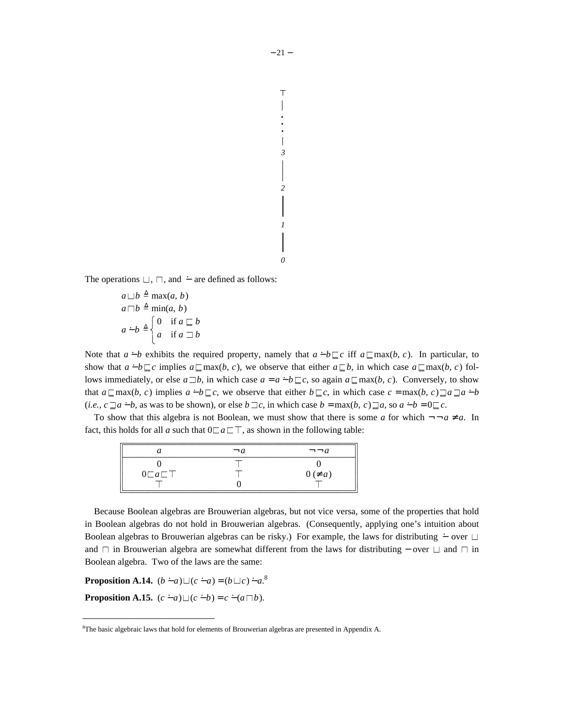The operations $\sqcup$, $\sqcap$, and $\dot{-}$ are defined as follows:

$$a \sqcup b \triangleq \max(a, b)$$
$$a \sqcap b \triangleq \min(a, b)$$
$$a \dot{-} b \triangleq \begin{cases} 0 & \text{if } a \sqsubseteq b \\ a & \text{if } a \sqsupset b \end{cases}$$

Note that $a \dot{-} b$ exhibits the required property, namely that $a \dot{-} b \sqsubseteq c$ iff $a \sqsubseteq \max(b, c)$. In particular, to show that $a \dot{-} b \sqsubseteq c$ implies $a \sqsubseteq \max(b, c)$, we observe that either $a \sqsubseteq b$, in which case $a \sqsubseteq \max(b, c)$ follows immediately, or else $a \sqsupset b$, in which case $a = a \dot{-} b \sqsubseteq c$, so again $a \sqsubseteq \max(b, c)$. Conversely, to show that $a \sqsubseteq \max(b, c)$ implies $a \dot{-} b \sqsubseteq c$, we observe that either $b \sqsubseteq c$, in which case $c = \max(b, c) \sqsupseteq a \sqsupseteq a \dot{-} b$ (*i.e.*, $c \sqsupseteq a \dot{-} b$, as was to be shown), or else $b \sqsupset c$, in which case $b = \max(b, c) \sqsupseteq a$, so $a \dot{-} b = 0 \sqsubseteq c$.

To show that this algebra is not Boolean, we must show that there is some $a$ for which $\neg\neg a \neq a$. In fact, this holds for all $a$ such that $0 \sqsubset a \sqsubset \top$, as shown in the following table:

| $a$ | $\neg a$ | $\neg\neg a$ |
|---|---|---|
| $0$ | $\top$ | $0$ |
| $0 \sqsubset a \sqsubset \top$ | $\top$ | $0\ (\neq a)$ |
| $\top$ | $0$ | $\top$ |

Because Boolean algebras are Brouwerian algebras, but not vice versa, some of the properties that hold in Boolean algebras do not hold in Brouwerian algebras. (Consequently, applying one's intuition about Boolean algebras to Brouwerian algebras can be risky.) For example, the laws for distributing $\dot{-}$ over $\sqcup$ and $\sqcap$ in Brouwerian algebra are somewhat different from the laws for distributing $-$ over $\sqcup$ and $\sqcap$ in Boolean algebra. Two of the laws are the same:

**Proposition A.14.** $(b \dot{-} a) \sqcup (c \dot{-} a) = (b \sqcup c) \dot{-} a$.[8]

**Proposition A.15.** $(c \dot{-} a) \sqcup (c \dot{-} b) = c \dot{-} (a \sqcap b)$.

---

[8]The basic algebraic laws that hold for elements of Brouwerian algebras are presented in Appendix A.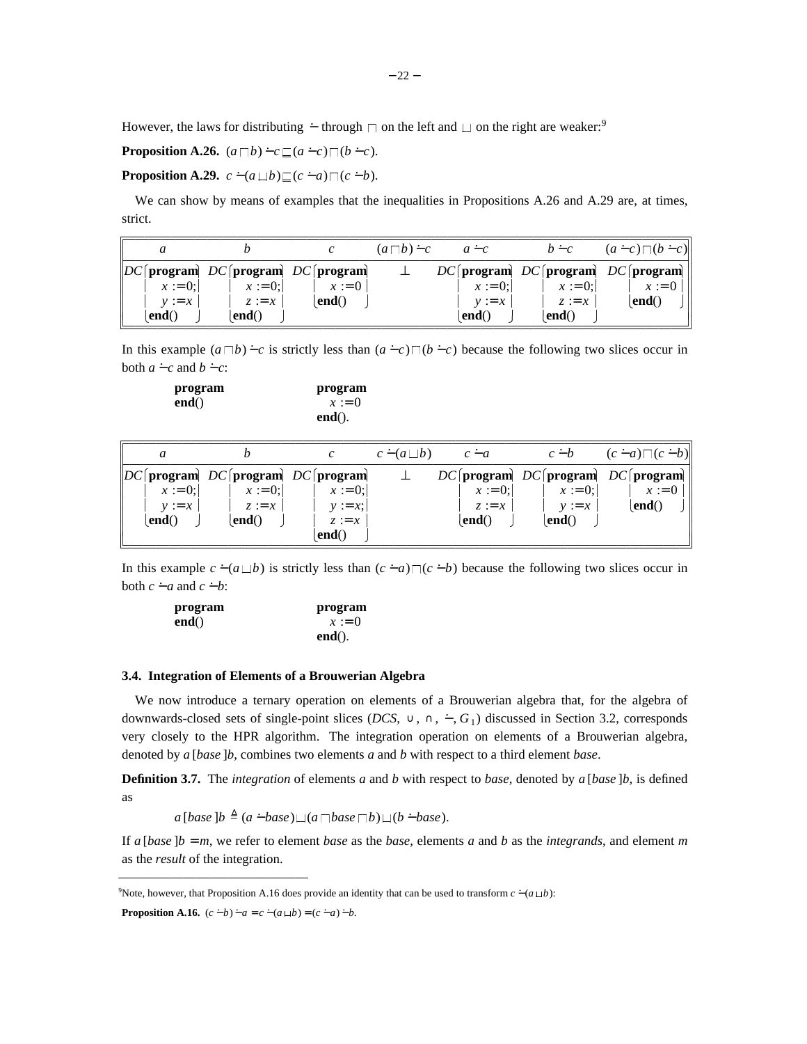However, the laws for distributing $\dot{-}$ through $\sqcap$ on the left and $\sqcup$ on the right are weaker:[9]

**Proposition A.26.** $(a \sqcap b) \dot{-} c \sqsubseteq (a \dot{-} c) \sqcap (b \dot{-} c)$.

**Proposition A.29.** $c \dot{-} (a \sqcup b) \sqsubseteq (c \dot{-} a) \sqcap (c \dot{-} b)$.

We can show by means of examples that the inequalities in Propositions A.26 and A.29 are, at times, strict.

| $a$ | $b$ | $c$ | $(a \sqcap b) \dot{-} c$ | $a \dot{-} c$ | $b \dot{-} c$ | $(a \dot{-} c) \sqcap (b \dot{-} c)$ |
|---|---|---|---|---|---|---|
| $DC$( **program** $x := 0;$ $y := x$ **end**() ) | $DC$( **program** $x := 0;$ $z := x$ **end**() ) | $DC$( **program** $x := 0$ **end**() ) | $\perp$ | $DC$( **program** $x := 0;$ $y := x$ **end**() ) | $DC$( **program** $x := 0;$ $z := x$ **end**() ) | $DC$( **program** $x := 0$ **end**() ) |

In this example $(a \sqcap b) \dot{-} c$ is strictly less than $(a \dot{-} c) \sqcap (b \dot{-} c)$ because the following two slices occur in both $a \dot{-} c$ and $b \dot{-} c$:

```
program          program
end()               x := 0
                 end().
```

| $a$ | $b$ | $c$ | $c \dot{-} (a \sqcup b)$ | $c \dot{-} a$ | $c \dot{-} b$ | $(c \dot{-} a) \sqcap (c \dot{-} b)$ |
|---|---|---|---|---|---|---|
| $DC$( **program** $x := 0;$ $y := x$ **end**() ) | $DC$( **program** $x := 0;$ $z := x$ **end**() ) | $DC$( **program** $x := 0;$ $y := x;$ $z := x$ **end**() ) | $\perp$ | $DC$( **program** $x := 0;$ $z := x$ **end**() ) | $DC$( **program** $x := 0;$ $y := x$ **end**() ) | $DC$( **program** **end**() ) |

In this example $c \dot{-} (a \sqcup b)$ is strictly less than $(c \dot{-} a) \sqcap (c \dot{-} b)$ because the following two slices occur in both $c \dot{-} a$ and $c \dot{-} b$:

```
program          program
end()               x := 0
                 end().
```

### 3.4. Integration of Elements of a Brouwerian Algebra

We now introduce a ternary operation on elements of a Brouwerian algebra that, for the algebra of downwards-closed sets of single-point slices ($DCS$, $\cup$, $\cap$, $\dot{-}$, $G_1$) discussed in Section 3.2, corresponds very closely to the HPR algorithm. The integration operation on elements of a Brouwerian algebra, denoted by $a\,[base\,]b$, combines two elements $a$ and $b$ with respect to a third element $base$.

**Definition 3.7.** The *integration* of elements $a$ and $b$ with respect to *base*, denoted by $a\,[base\,]b$, is defined as

$$a\,[base\,]b \triangleq (a \dot{-} base) \sqcup (a \sqcap base \sqcap b) \sqcup (b \dot{-} base).$$

If $a\,[base\,]b = m$, we refer to element *base* as the *base*, elements $a$ and $b$ as the *integrands*, and element $m$ as the *result* of the integration.

---

[9]Note, however, that Proposition A.16 does provide an identity that can be used to transform $c \dot{-} (a \sqcup b)$:

**Proposition A.16.** $(c \dot{-} b) \dot{-} a = c \dot{-} (a \sqcup b) = (c \dot{-} a) \dot{-} b$.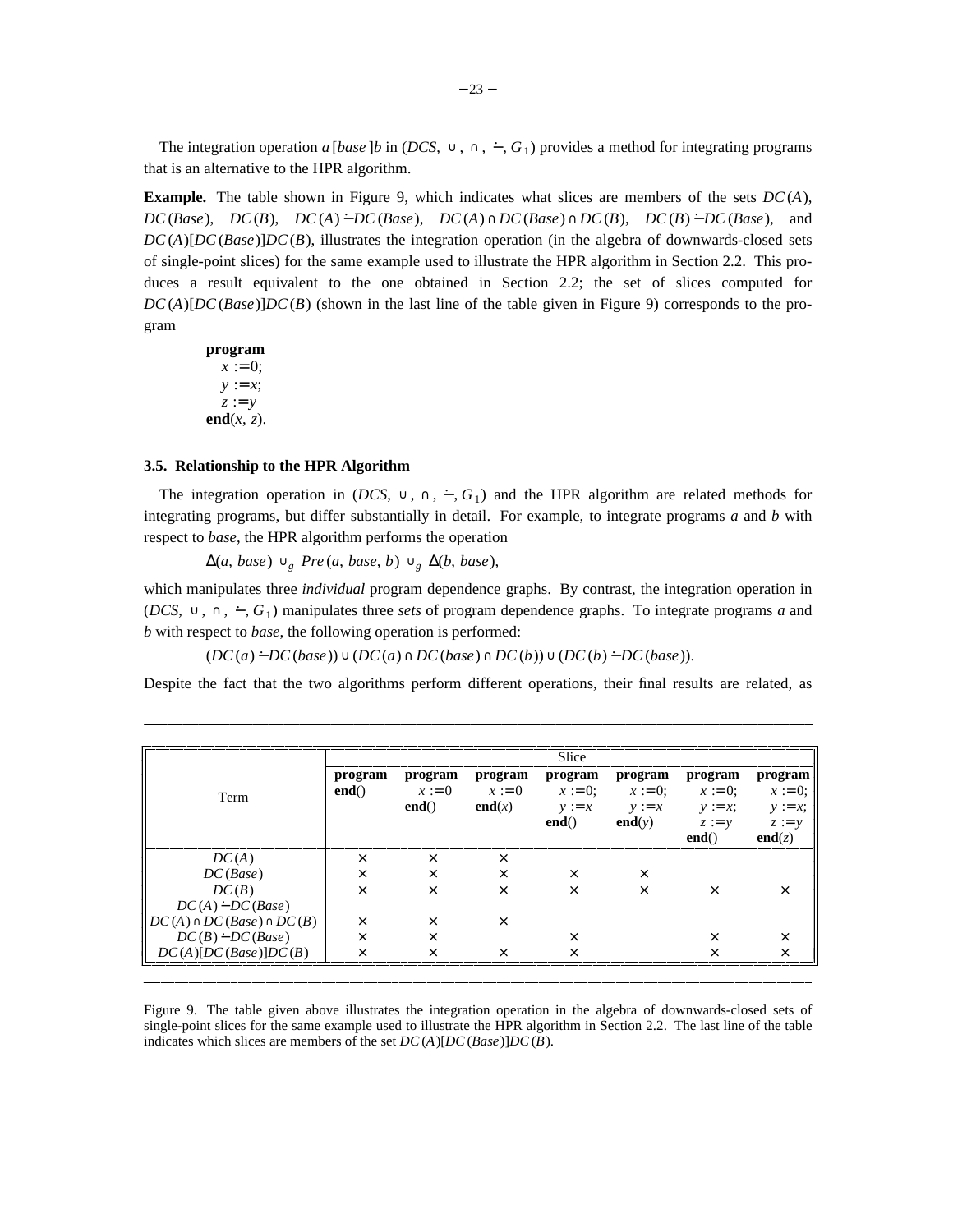The integration operation $a\,[base\,]\,b$ in $(DCS, \cup, \cap, \dot{-}, G_1)$ provides a method for integrating programs that is an alternative to the HPR algorithm.

**Example.** The table shown in Figure 9, which indicates what slices are members of the sets $DC(A)$, $DC(Base)$, $DC(B)$, $DC(A) \dot{-} DC(Base)$, $DC(A) \cap DC(Base) \cap DC(B)$, $DC(B) \dot{-} DC(Base)$, and $DC(A)[DC(Base)]DC(B)$, illustrates the integration operation (in the algebra of downwards-closed sets of single-point slices) for the same example used to illustrate the HPR algorithm in Section 2.2. This produces a result equivalent to the one obtained in Section 2.2; the set of slices computed for $DC(A)[DC(Base)]DC(B)$ (shown in the last line of the table given in Figure 9) corresponds to the program

```
program
  x := 0;
  y := x;
  z := y
end(x, z).
```

### 3.5. Relationship to the HPR Algorithm

The integration operation in $(DCS, \cup, \cap, \dot{-}, G_1)$ and the HPR algorithm are related methods for integrating programs, but differ substantially in detail. For example, to integrate programs *a* and *b* with respect to *base*, the HPR algorithm performs the operation

$$\Delta(a, base) \cup_g Pre(a, base, b) \cup_g \Delta(b, base),$$

which manipulates three *individual* program dependence graphs. By contrast, the integration operation in $(DCS, \cup, \cap, \dot{-}, G_1)$ manipulates three *sets* of program dependence graphs. To integrate programs *a* and *b* with respect to *base*, the following operation is performed:

$$(DC(a) \dot{-} DC(base)) \cup (DC(a) \cap DC(base) \cap DC(b)) \cup (DC(b) \dot{-} DC(base)).$$

Despite the fact that the two algorithms perform different operations, their final results are related, as

| Term | Slice | | | | | | |
|---|---|---|---|---|---|---|---|
| | **program** **end**() | **program** $x := 0$ **end**() | **program** $x := 0$ **end**($x$) | **program** $x := 0$; $y := x$ **end**() | **program** $x := 0$; $y := x$ **end**($y$) | **program** $x := 0$; $y := x$; $z := y$ **end**() | **program** $x := 0$; $y := x$; $z := y$ **end**($z$) |
| $DC(A)$ | × | × | × | | | | |
| $DC(Base)$ | × | × | × | × | × | | |
| $DC(B)$ | × | × | × | × | × | × | × |
| $DC(A) \dot{-} DC(Base)$ | | | | | | | |
| $DC(A) \cap DC(Base) \cap DC(B)$ | × | × | × | | | | |
| $DC(B) \dot{-} DC(Base)$ | × | × | | × | | × | × |
| $DC(A)[DC(Base)]DC(B)$ | × | × | × | × | | × | × |

Figure 9. The table given above illustrates the integration operation in the algebra of downwards-closed sets of single-point slices for the same example used to illustrate the HPR algorithm in Section 2.2. The last line of the table indicates which slices are members of the set $DC(A)[DC(Base)]DC(B)$.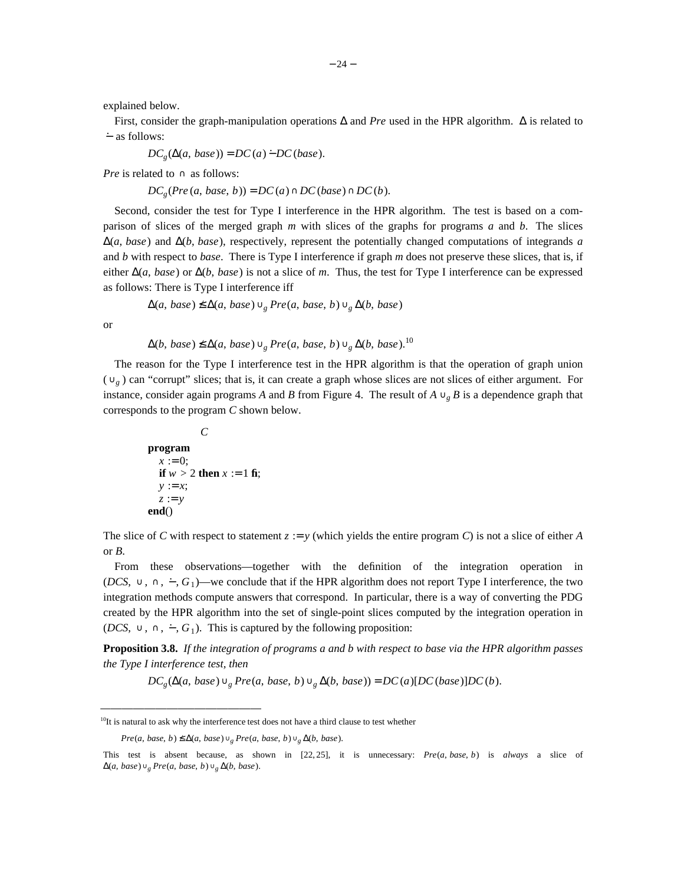explained below.

First, consider the graph-manipulation operations $\Delta$ and *Pre* used in the HPR algorithm. $\Delta$ is related to $\dot{-}$ as follows:

$$DC_g(\Delta(a,\ base)) = DC(a) \dot{-} DC(base).$$

*Pre* is related to $\cap$ as follows:

$$DC_g(Pre(a,\ base,\ b)) = DC(a) \cap DC(base) \cap DC(b).$$

Second, consider the test for Type I interference in the HPR algorithm. The test is based on a comparison of slices of the merged graph $m$ with slices of the graphs for programs $a$ and $b$. The slices $\Delta(a,\ base)$ and $\Delta(b,\ base)$, respectively, represent the potentially changed computations of integrands $a$ and $b$ with respect to *base*. There is Type I interference if graph $m$ does not preserve these slices, that is, if either $\Delta(a,\ base)$ or $\Delta(b,\ base)$ is not a slice of $m$. Thus, the test for Type I interference can be expressed as follows: There is Type I interference iff

$$\Delta(a,\ base) \not\leq \Delta(a,\ base) \cup_g Pre(a,\ base,\ b) \cup_g \Delta(b,\ base)$$

or

$$\Delta(b,\ base) \not\leq \Delta(a,\ base) \cup_g Pre(a,\ base,\ b) \cup_g \Delta(b,\ base).$$ [10]

The reason for the Type I interference test in the HPR algorithm is that the operation of graph union ($\cup_g$) can "corrupt" slices; that is, it can create a graph whose slices are not slices of either argument. For instance, consider again programs $A$ and $B$ from Figure 4. The result of $A \cup_g B$ is a dependence graph that corresponds to the program $C$ shown below.

```
            C
program
   x := 0;
   if w > 2 then x := 1 fi;
   y := x;
   z := y
end()
```

The slice of $C$ with respect to statement $z := y$ (which yields the entire program $C$) is not a slice of either $A$ or $B$.

From these observations—together with the definition of the integration operation in $(DCS,\ \cup,\ \cap,\ \dot{-},\ G_1)$—we conclude that if the HPR algorithm does not report Type I interference, the two integration methods compute answers that correspond. In particular, there is a way of converting the PDG created by the HPR algorithm into the set of single-point slices computed by the integration operation in $(DCS,\ \cup,\ \cap,\ \dot{-},\ G_1)$. This is captured by the following proposition:

**Proposition 3.8.** *If the integration of programs a and b with respect to base via the HPR algorithm passes the Type I interference test, then*

$$DC_g(\Delta(a,\ base) \cup_g Pre(a,\ base,\ b) \cup_g \Delta(b,\ base)) = DC(a)[DC(base)]DC(b).$$

---

[10] It is natural to ask why the interference test does not have a third clause to test whether

$$Pre(a,\ base,\ b) \not\leq \Delta(a,\ base) \cup_g Pre(a,\ base,\ b) \cup_g \Delta(b,\ base).$$

This test is absent because, as shown in [22,25], it is unnecessary: $Pre(a,\ base,\ b)$ is *always* a slice of $\Delta(a,\ base) \cup_g Pre(a,\ base,\ b) \cup_g \Delta(b,\ base)$.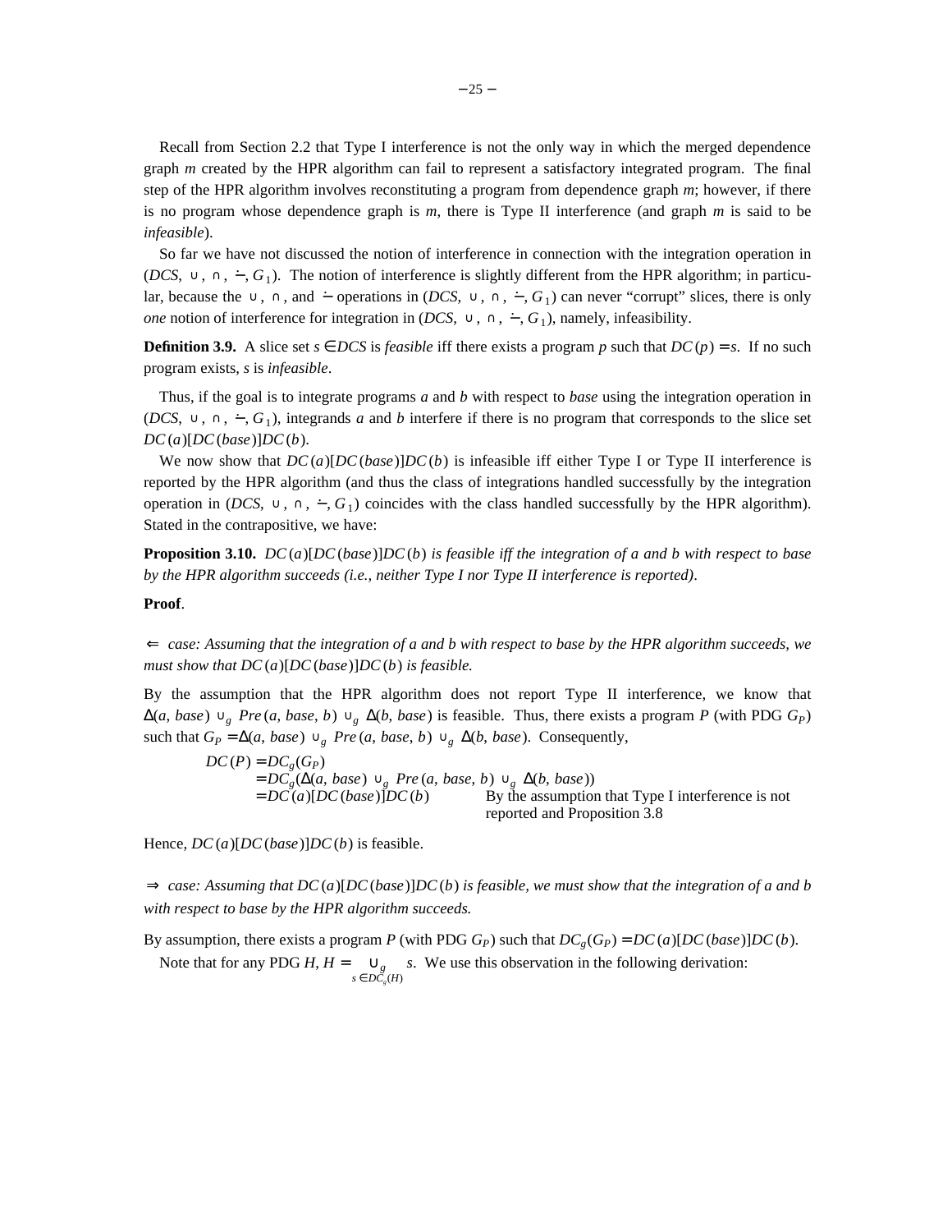Recall from Section 2.2 that Type I interference is not the only way in which the merged dependence graph *m* created by the HPR algorithm can fail to represent a satisfactory integrated program. The final step of the HPR algorithm involves reconstituting a program from dependence graph *m*; however, if there is no program whose dependence graph is *m*, there is Type II interference (and graph *m* is said to be *infeasible*).

So far we have not discussed the notion of interference in connection with the integration operation in $(DCS, \cup, \cap, \dot{-}, G_1)$. The notion of interference is slightly different from the HPR algorithm; in particular, because the $\cup$, $\cap$, and $\dot{-}$ operations in $(DCS, \cup, \cap, \dot{-}, G_1)$ can never "corrupt" slices, there is only *one* notion of interference for integration in $(DCS, \cup, \cap, \dot{-}, G_1)$, namely, infeasibility.

**Definition 3.9.** A slice set $s \in DCS$ is *feasible* iff there exists a program $p$ such that $DC(p) = s$. If no such program exists, $s$ is *infeasible*.

Thus, if the goal is to integrate programs $a$ and $b$ with respect to *base* using the integration operation in $(DCS, \cup, \cap, \dot{-}, G_1)$, integrands $a$ and $b$ interfere if there is no program that corresponds to the slice set $DC(a)[DC(base)]DC(b)$.

We now show that $DC(a)[DC(base)]DC(b)$ is infeasible iff either Type I or Type II interference is reported by the HPR algorithm (and thus the class of integrations handled successfully by the integration operation in $(DCS, \cup, \cap, \dot{-}, G_1)$ coincides with the class handled successfully by the HPR algorithm). Stated in the contrapositive, we have:

**Proposition 3.10.** *$DC(a)[DC(base)]DC(b)$ is feasible iff the integration of a and b with respect to base by the HPR algorithm succeeds (i.e., neither Type I nor Type II interference is reported).*

**Proof**.

$\Leftarrow$ *case: Assuming that the integration of a and b with respect to base by the HPR algorithm succeeds, we must show that $DC(a)[DC(base)]DC(b)$ is feasible.*

By the assumption that the HPR algorithm does not report Type II interference, we know that $\Delta(a, base) \cup_g Pre(a, base, b) \cup_g \Delta(b, base)$ is feasible. Thus, there exists a program $P$ (with PDG $G_P$) such that $G_P = \Delta(a, base) \cup_g Pre(a, base, b) \cup_g \Delta(b, base)$. Consequently,

$$
\begin{aligned}
DC(P) &= DC_g(G_P) \\
&= DC_g(\Delta(a, base) \cup_g Pre(a, base, b) \cup_g \Delta(b, base)) \\
&= DC(a)[DC(base)]DC(b) && \text{By the assumption that Type I interference is not reported and Proposition 3.8}
\end{aligned}
$$

Hence, $DC(a)[DC(base)]DC(b)$ is feasible.

$\Rightarrow$ *case: Assuming that $DC(a)[DC(base)]DC(b)$ is feasible, we must show that the integration of a and b with respect to base by the HPR algorithm succeeds.*

By assumption, there exists a program $P$ (with PDG $G_P$) such that $DC_g(G_P) = DC(a)[DC(base)]DC(b)$.

Note that for any PDG $H$, $H = \bigcup_{g\, s \in DC_g(H)} s$. We use this observation in the following derivation: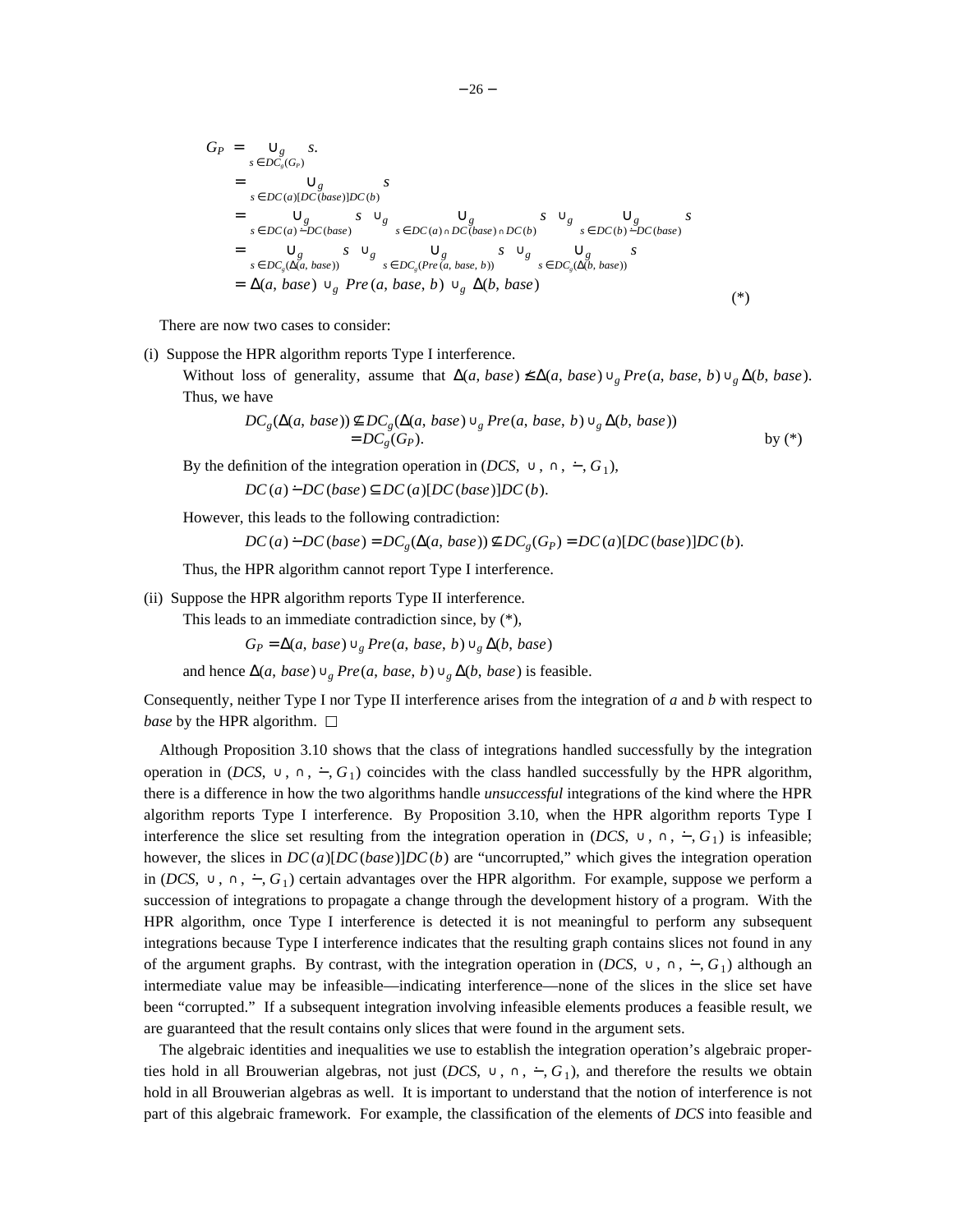$$
\begin{aligned}
G_P &= \bigcup_{g\; s \in DC_g(G_P)} s. \\
&= \bigcup_{g\; s \in DC(a)[DC(base)]DC(b)} s \\
&= \bigcup_{g\; s \in DC(a) \dot{-} DC(base)} s \;\cup_g \bigcup_{g\; s \in DC(a) \cap DC(base) \cap DC(b)} s \;\cup_g \bigcup_{g\; s \in DC(b) \dot{-} DC(base)} s \\
&= \bigcup_{g\; s \in DC_g(\Delta(a,\, base))} s \;\cup_g \bigcup_{g\; s \in DC_g(Pre(a,\, base,\, b))} s \;\cup_g \bigcup_{g\; s \in DC_g(\Delta(b,\, base))} s \\
&= \Delta(a, base) \cup_g Pre(a, base, b) \cup_g \Delta(b, base)
\end{aligned}
\qquad (*)
$$

There are now two cases to consider:

(i) Suppose the HPR algorithm reports Type I interference.

Without loss of generality, assume that $\Delta(a, base) \not\leq \Delta(a, base) \cup_g Pre(a, base, b) \cup_g \Delta(b, base)$. Thus, we have

$$
\begin{aligned}
DC_g(\Delta(a, base)) &\not\subseteq DC_g(\Delta(a, base) \cup_g Pre(a, base, b) \cup_g \Delta(b, base)) \\
&= DC_g(G_P). \qquad \text{by } (*)
\end{aligned}
$$

By the definition of the integration operation in $(DCS, \cup, \cap, \dot{-}, G_1)$,

$$DC(a) \dot{-} DC(base) \subseteq DC(a)[DC(base)]DC(b).$$

However, this leads to the following contradiction:

$$DC(a) \dot{-} DC(base) = DC_g(\Delta(a, base)) \not\subseteq DC_g(G_P) = DC(a)[DC(base)]DC(b).$$

Thus, the HPR algorithm cannot report Type I interference.

(ii) Suppose the HPR algorithm reports Type II interference.

This leads to an immediate contradiction since, by (*),

$$G_P = \Delta(a, base) \cup_g Pre(a, base, b) \cup_g \Delta(b, base)$$

and hence $\Delta(a, base) \cup_g Pre(a, base, b) \cup_g \Delta(b, base)$ is feasible.

Consequently, neither Type I nor Type II interference arises from the integration of *a* and *b* with respect to *base* by the HPR algorithm. □

Although Proposition 3.10 shows that the class of integrations handled successfully by the integration operation in $(DCS, \cup, \cap, \dot{-}, G_1)$ coincides with the class handled successfully by the HPR algorithm, there is a difference in how the two algorithms handle *unsuccessful* integrations of the kind where the HPR algorithm reports Type I interference. By Proposition 3.10, when the HPR algorithm reports Type I interference the slice set resulting from the integration operation in $(DCS, \cup, \cap, \dot{-}, G_1)$ is infeasible; however, the slices in $DC(a)[DC(base)]DC(b)$ are "uncorrupted," which gives the integration operation in $(DCS, \cup, \cap, \dot{-}, G_1)$ certain advantages over the HPR algorithm. For example, suppose we perform a succession of integrations to propagate a change through the development history of a program. With the HPR algorithm, once Type I interference is detected it is not meaningful to perform any subsequent integrations because Type I interference indicates that the resulting graph contains slices not found in any of the argument graphs. By contrast, with the integration operation in $(DCS, \cup, \cap, \dot{-}, G_1)$ although an intermediate value may be infeasible—indicating interference—none of the slices in the slice set have been "corrupted." If a subsequent integration involving infeasible elements produces a feasible result, we are guaranteed that the result contains only slices that were found in the argument sets.

The algebraic identities and inequalities we use to establish the integration operation's algebraic properties hold in all Brouwerian algebras, not just $(DCS, \cup, \cap, \dot{-}, G_1)$, and therefore the results we obtain hold in all Brouwerian algebras as well. It is important to understand that the notion of interference is not part of this algebraic framework. For example, the classification of the elements of *DCS* into feasible and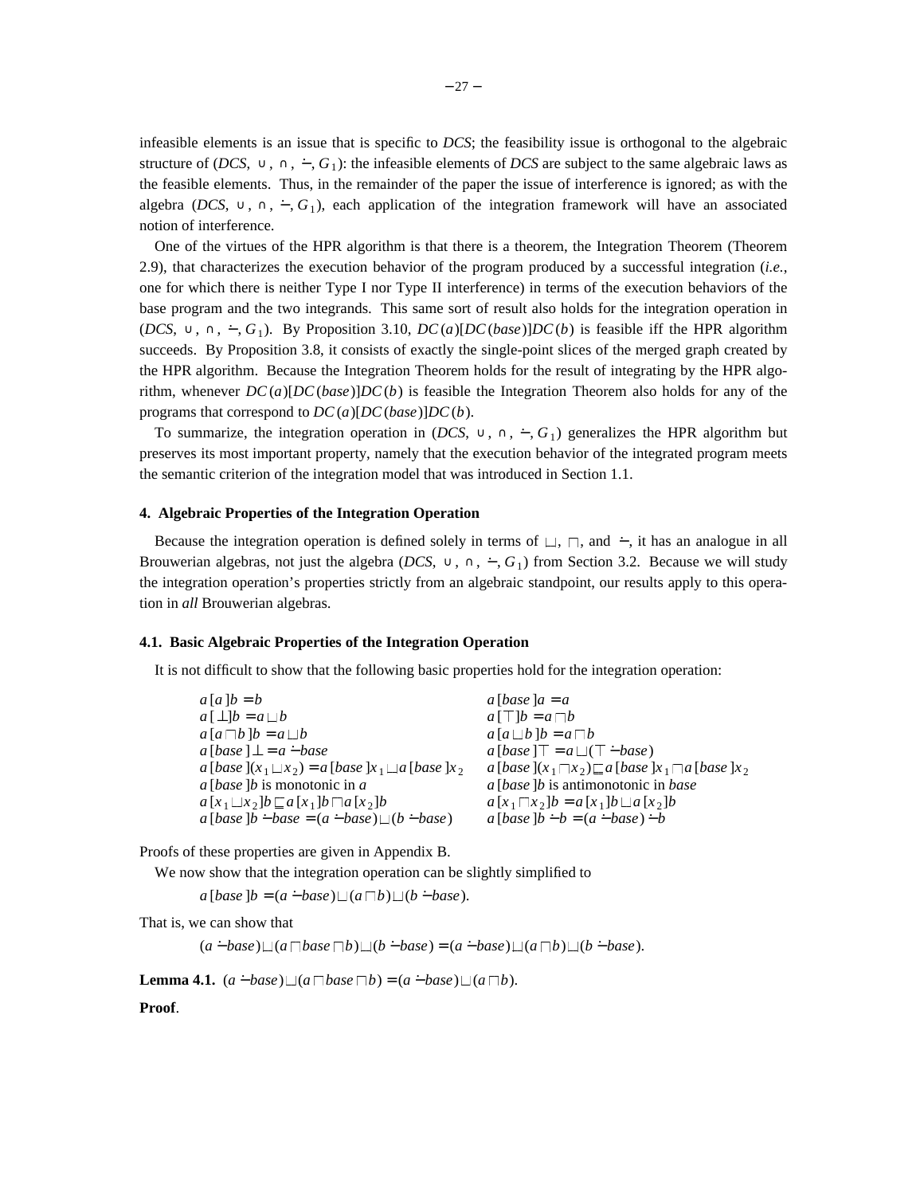infeasible elements is an issue that is specific to *DCS*; the feasibility issue is orthogonal to the algebraic structure of $(DCS, \cup, \cap, \dot{-}, G_1)$: the infeasible elements of *DCS* are subject to the same algebraic laws as the feasible elements. Thus, in the remainder of the paper the issue of interference is ignored; as with the algebra $(DCS, \cup, \cap, \dot{-}, G_1)$, each application of the integration framework will have an associated notion of interference.

One of the virtues of the HPR algorithm is that there is a theorem, the Integration Theorem (Theorem 2.9), that characterizes the execution behavior of the program produced by a successful integration (*i.e.*, one for which there is neither Type I nor Type II interference) in terms of the execution behaviors of the base program and the two integrands. This same sort of result also holds for the integration operation in $(DCS, \cup, \cap, \dot{-}, G_1)$. By Proposition 3.10, $DC(a)[DC(base)]DC(b)$ is feasible iff the HPR algorithm succeeds. By Proposition 3.8, it consists of exactly the single-point slices of the merged graph created by the HPR algorithm. Because the Integration Theorem holds for the result of integrating by the HPR algorithm, whenever $DC(a)[DC(base)]DC(b)$ is feasible the Integration Theorem also holds for any of the programs that correspond to $DC(a)[DC(base)]DC(b)$.

To summarize, the integration operation in $(DCS, \cup, \cap, \dot{-}, G_1)$ generalizes the HPR algorithm but preserves its most important property, namely that the execution behavior of the integrated program meets the semantic criterion of the integration model that was introduced in Section 1.1.

## 4. Algebraic Properties of the Integration Operation

Because the integration operation is defined solely in terms of $\sqcup$, $\sqcap$, and $\dot{-}$, it has an analogue in all Brouwerian algebras, not just the algebra $(DCS, \cup, \cap, \dot{-}, G_1)$ from Section 3.2. Because we will study the integration operation's properties strictly from an algebraic standpoint, our results apply to this operation in *all* Brouwerian algebras.

### 4.1. Basic Algebraic Properties of the Integration Operation

It is not difficult to show that the following basic properties hold for the integration operation:

| | |
|---|---|
| $a[a]b = b$ | $a[base]a = a$ |
| $a[\bot]b = a \sqcup b$ | $a[\top]b = a \sqcap b$ |
| $a[a \sqcap b]b = a \sqcup b$ | $a[a \sqcup b]b = a \sqcap b$ |
| $a[base]\bot = a \dot{-} base$ | $a[base]\top = a \sqcup (\top \dot{-} base)$ |
| $a[base](x_1 \sqcup x_2) = a[base]x_1 \sqcup a[base]x_2$ | $a[base](x_1 \sqcap x_2) \sqsubseteq a[base]x_1 \sqcap a[base]x_2$ |
| $a[base]b$ is monotonic in $a$ | $a[base]b$ is antimonotonic in *base* |
| $a[x_1 \sqcup x_2]b \sqsubseteq a[x_1]b \sqcap a[x_2]b$ | $a[x_1 \sqcap x_2]b = a[x_1]b \sqcup a[x_2]b$ |
| $a[base]b \dot{-} base = (a \dot{-} base) \sqcup (b \dot{-} base)$ | $a[base]b \dot{-} b = (a \dot{-} base) \dot{-} b$ |

Proofs of these properties are given in Appendix B.

We now show that the integration operation can be slightly simplified to

$$a[base]b = (a \dot{-} base) \sqcup (a \sqcap b) \sqcup (b \dot{-} base).$$

That is, we can show that

$$(a \dot{-} base) \sqcup (a \sqcap base \sqcap b) \sqcup (b \dot{-} base) = (a \dot{-} base) \sqcup (a \sqcap b) \sqcup (b \dot{-} base).$$

**Lemma 4.1.** $(a \dot{-} base) \sqcup (a \sqcap base \sqcap b) = (a \dot{-} base) \sqcup (a \sqcap b)$.

**Proof**.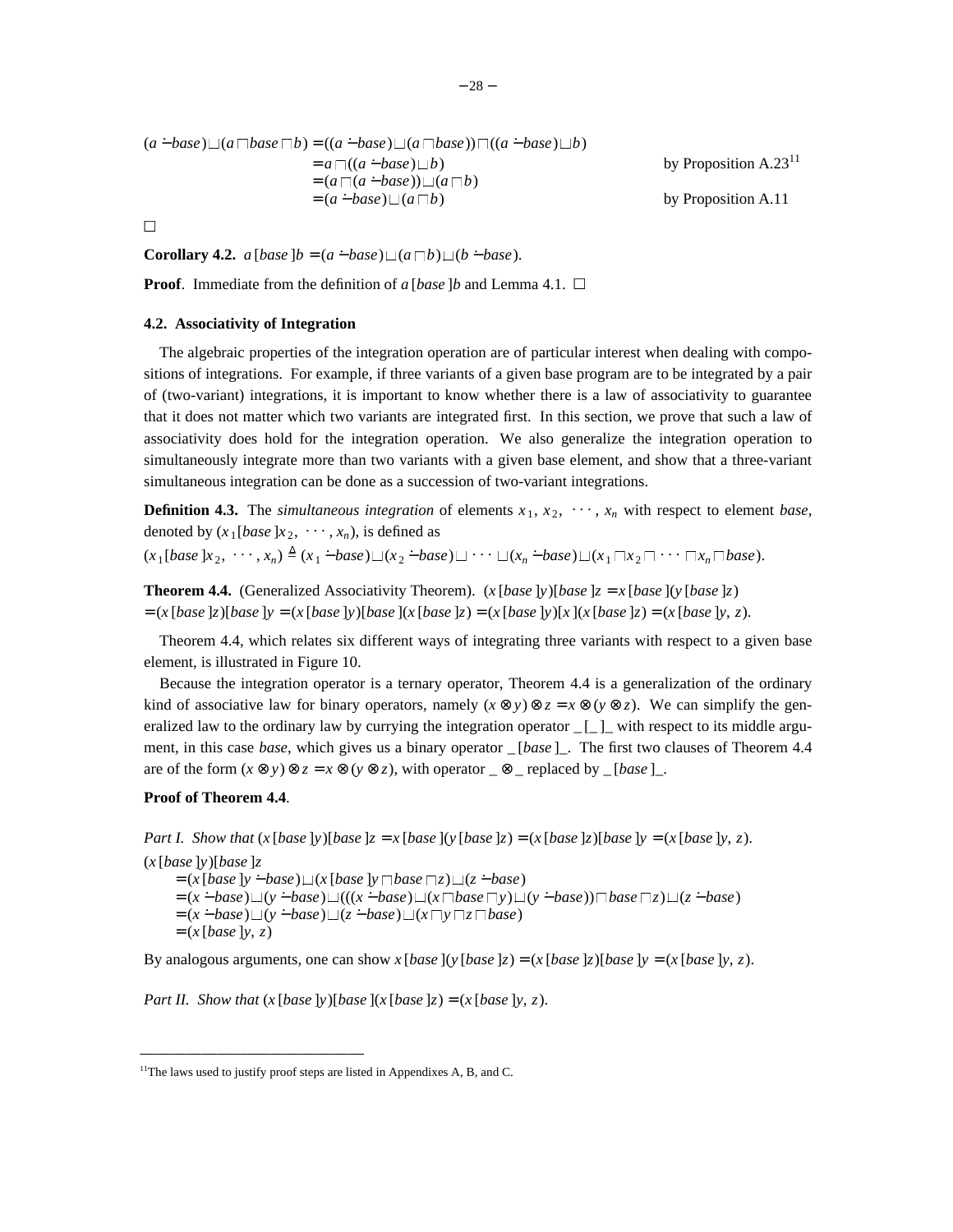$$
\begin{aligned}
(a \dot{-} base) \sqcup (a \sqcap base \sqcap b) &= ((a \dot{-} base) \sqcup (a \sqcap base)) \sqcap ((a \dot{-} base) \sqcup b) \\
&= a \sqcap ((a \dot{-} base) \sqcup b) && \text{by Proposition A.23}^{11} \\
&= (a \sqcap (a \dot{-} base)) \sqcup (a \sqcap b) \\
&= (a \dot{-} base) \sqcup (a \sqcap b) && \text{by Proposition A.11}
\end{aligned}
$$

□

**Corollary 4.2.** $a\,[base\,]b = (a \dot{-} base) \sqcup (a \sqcap b) \sqcup (b \dot{-} base)$.

**Proof**. Immediate from the definition of $a\,[base\,]b$ and Lemma 4.1. □

### 4.2. Associativity of Integration

The algebraic properties of the integration operation are of particular interest when dealing with compositions of integrations. For example, if three variants of a given base program are to be integrated by a pair of (two-variant) integrations, it is important to know whether there is a law of associativity to guarantee that it does not matter which two variants are integrated first. In this section, we prove that such a law of associativity does hold for the integration operation. We also generalize the integration operation to simultaneously integrate more than two variants with a given base element, and show that a three-variant simultaneous integration can be done as a succession of two-variant integrations.

**Definition 4.3.** The *simultaneous integration* of elements $x_1, x_2, \cdots, x_n$ with respect to element *base*, denoted by $(x_1[base\,]x_2, \cdots, x_n)$, is defined as

$(x_1[base\,]x_2, \cdots, x_n) \triangleq (x_1 \dot{-} base) \sqcup (x_2 \dot{-} base) \sqcup \cdots \sqcup (x_n \dot{-} base) \sqcup (x_1 \sqcap x_2 \sqcap \cdots \sqcap x_n \sqcap base)$.

**Theorem 4.4.** (Generalized Associativity Theorem). $(x\,[base\,]y)[base\,]z = x\,[base\,](y\,[base\,]z)$ $= (x\,[base\,]z)[base\,]y = (x\,[base\,]y)[base\,](x\,[base\,]z) = (x\,[base\,]y)[x\,](x\,[base\,]z) = (x\,[base\,]y, z)$.

Theorem 4.4, which relates six different ways of integrating three variants with respect to a given base element, is illustrated in Figure 10.

Because the integration operator is a ternary operator, Theorem 4.4 is a generalization of the ordinary kind of associative law for binary operators, namely $(x \otimes y) \otimes z = x \otimes (y \otimes z)$. We can simplify the generalized law to the ordinary law by currying the integration operator _ [_ ]_ with respect to its middle argument, in this case *base*, which gives us a binary operator _ [*base* ]_. The first two clauses of Theorem 4.4 are of the form $(x \otimes y) \otimes z = x \otimes (y \otimes z)$, with operator _ ⊗ _ replaced by _ [*base* ]_.

**Proof of Theorem 4.4**.

*Part I. Show that* $(x\,[base\,]y)[base\,]z = x\,[base\,](y\,[base\,]z) = (x\,[base\,]z)[base\,]y = (x\,[base\,]y, z)$.

$$
\begin{aligned}
&(x\,[base\,]y)[base\,]z \\
&\quad = (x\,[base\,]y \dot{-} base) \sqcup (x\,[base\,]y \sqcap base \sqcap z) \sqcup (z \dot{-} base) \\
&\quad = (x \dot{-} base) \sqcup (y \dot{-} base) \sqcup (((x \dot{-} base) \sqcup (x \sqcap base \sqcap y) \sqcup (y \dot{-} base)) \sqcap base \sqcap z) \sqcup (z \dot{-} base) \\
&\quad = (x \dot{-} base) \sqcup (y \dot{-} base) \sqcup (z \dot{-} base) \sqcup (x \sqcap y \sqcap z \sqcap base) \\
&\quad = (x\,[base\,]y, z)
\end{aligned}
$$

By analogous arguments, one can show $x\,[base\,](y\,[base\,]z) = (x\,[base\,]z)[base\,]y = (x\,[base\,]y, z)$.

*Part II. Show that* $(x\,[base\,]y)[base\,](x\,[base\,]z) = (x\,[base\,]y, z)$.

---

[11] The laws used to justify proof steps are listed in Appendixes A, B, and C.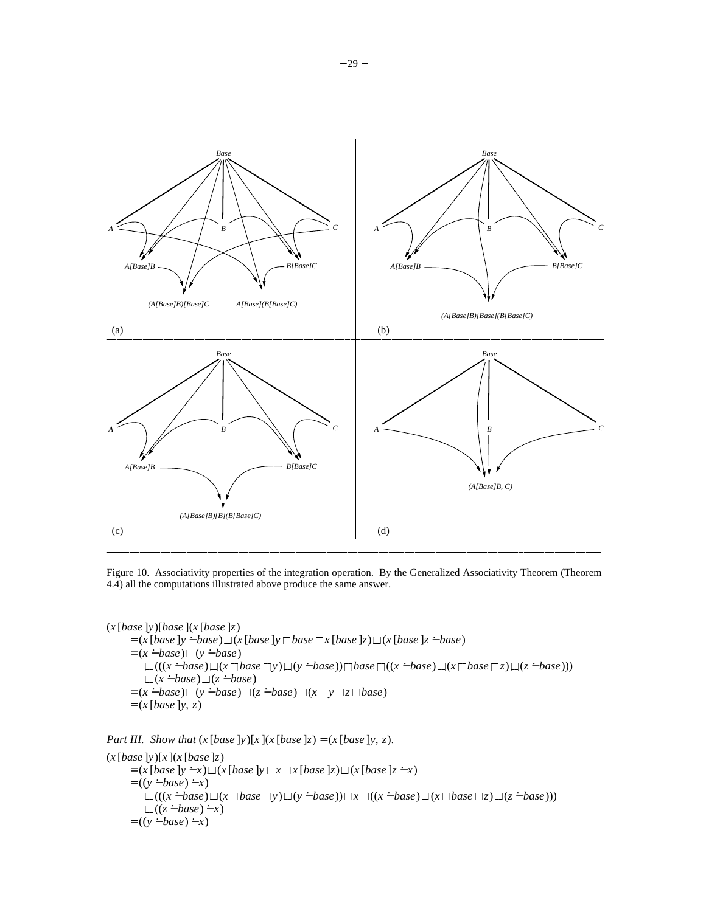Figure 10. Associativity properties of the integration operation. By the Generalized Associativity Theorem (Theorem 4.4) all the computations illustrated above produce the same answer.

$$
\begin{aligned}
&(x\,[base\,]y)[base\,](x\,[base\,]z) \\
&\quad = (x\,[base\,]y \dot{-} base) \sqcup (x\,[base\,]y \sqcap base \sqcap x\,[base\,]z) \sqcup (x\,[base\,]z \dot{-} base) \\
&\quad = (x \dot{-} base) \sqcup (y \dot{-} base) \\
&\qquad \sqcup (((x \dot{-} base) \sqcup (x \sqcap base \sqcap y) \sqcup (y \dot{-} base)) \sqcap base \sqcap ((x \dot{-} base) \sqcup (x \sqcap base \sqcap z) \sqcup (z \dot{-} base))) \\
&\qquad \sqcup (x \dot{-} base) \sqcup (z \dot{-} base) \\
&\quad = (x \dot{-} base) \sqcup (y \dot{-} base) \sqcup (z \dot{-} base) \sqcup (x \sqcap y \sqcap z \sqcap base) \\
&\quad = (x\,[base\,]y,\, z)
\end{aligned}
$$

*Part III. Show that* $(x\,[base\,]y)[x\,](x\,[base\,]z) = (x\,[base\,]y,\, z)$.

$$
\begin{aligned}
&(x\,[base\,]y)[x\,](x\,[base\,]z) \\
&\quad = (x\,[base\,]y \dot{-} x) \sqcup (x\,[base\,]y \sqcap x \sqcap x\,[base\,]z) \sqcup (x\,[base\,]z \dot{-} x) \\
&\quad = ((y \dot{-} base) \dot{-} x) \\
&\qquad \sqcup (((x \dot{-} base) \sqcup (x \sqcap base \sqcap y) \sqcup (y \dot{-} base)) \sqcap x \sqcap ((x \dot{-} base) \sqcup (x \sqcap base \sqcap z) \sqcup (z \dot{-} base))) \\
&\qquad \sqcup ((z \dot{-} base) \dot{-} x) \\
&\quad = ((y \dot{-} base) \dot{-} x)
\end{aligned}
$$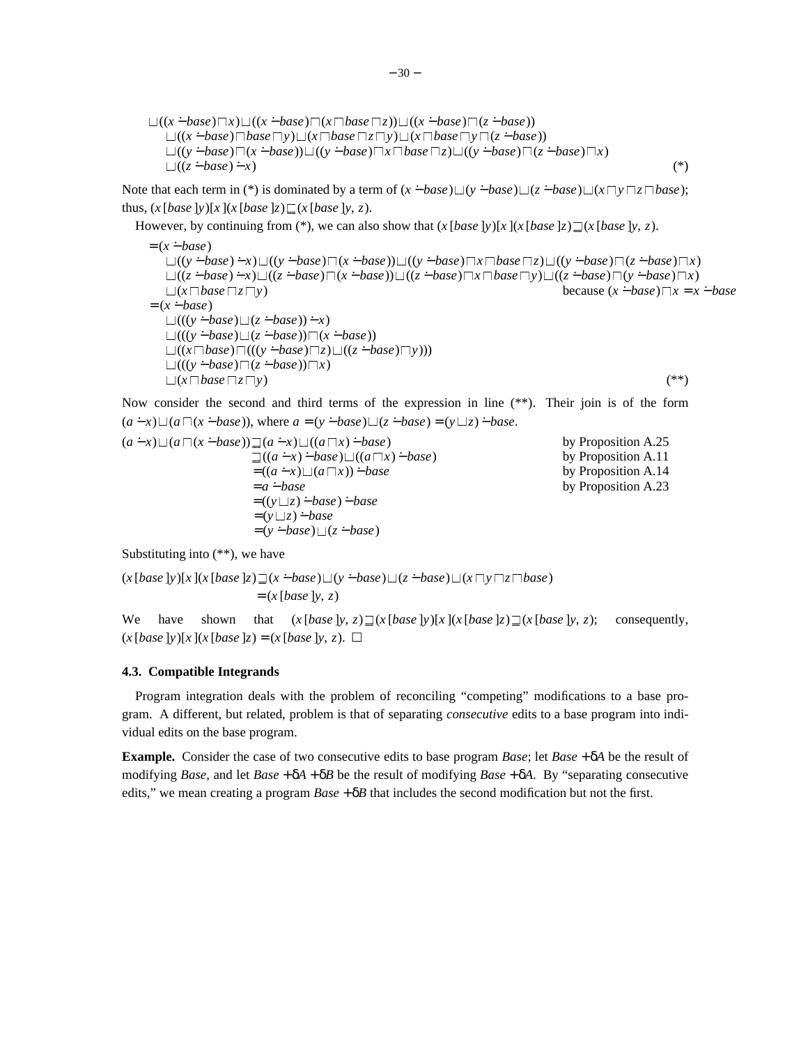$$
\begin{aligned}
&\sqcup ((x \mathbin{\dot{-}} base) \sqcap x) \sqcup ((x \mathbin{\dot{-}} base) \sqcap (x \sqcap base \sqcap z)) \sqcup ((x \mathbin{\dot{-}} base) \sqcap (z \mathbin{\dot{-}} base)) \\
&\quad \sqcup ((x \mathbin{\dot{-}} base) \sqcap base \sqcap y) \sqcup (x \sqcap base \sqcap z \sqcap y) \sqcup (x \sqcap base \sqcap y \sqcap (z \mathbin{\dot{-}} base)) \\
&\quad \sqcup ((y \mathbin{\dot{-}} base) \sqcap (x \mathbin{\dot{-}} base)) \sqcup ((y \mathbin{\dot{-}} base) \sqcap x \sqcap base \sqcap z) \sqcup ((y \mathbin{\dot{-}} base) \sqcap (z \mathbin{\dot{-}} base) \sqcap x) \\
&\quad \sqcup ((z \mathbin{\dot{-}} base) \mathbin{\dot{-}} x) \qquad\qquad (*)
\end{aligned}
$$

Note that each term in (*) is dominated by a term of $(x \mathbin{\dot{-}} base) \sqcup (y \mathbin{\dot{-}} base) \sqcup (z \mathbin{\dot{-}} base) \sqcup (x \sqcap y \sqcap z \sqcap base)$; thus, $(x\,[base\,]y)[x\,](x\,[base\,]z) \sqsubseteq (x\,[base\,]y,\,z)$.

However, by continuing from (*), we can also show that $(x\,[base\,]y)[x\,](x\,[base\,]z) \sqsupseteq (x\,[base\,]y,\,z)$.

$$
\begin{aligned}
&= (x \mathbin{\dot{-}} base) \\
&\quad \sqcup ((y \mathbin{\dot{-}} base) \mathbin{\dot{-}} x) \sqcup ((y \mathbin{\dot{-}} base) \sqcap (x \mathbin{\dot{-}} base)) \sqcup ((y \mathbin{\dot{-}} base) \sqcap x \sqcap base \sqcap z) \sqcup ((y \mathbin{\dot{-}} base) \sqcap (z \mathbin{\dot{-}} base) \sqcap x) \\
&\quad \sqcup ((z \mathbin{\dot{-}} base) \mathbin{\dot{-}} x) \sqcup ((z \mathbin{\dot{-}} base) \sqcap (x \mathbin{\dot{-}} base)) \sqcup ((z \mathbin{\dot{-}} base) \sqcap x \sqcap base \sqcap y) \sqcup ((z \mathbin{\dot{-}} base) \sqcap (y \mathbin{\dot{-}} base) \sqcap x) \\
&\quad \sqcup (x \sqcap base \sqcap z \sqcap y) \qquad\qquad \text{because } (x \mathbin{\dot{-}} base) \sqcap x = x \mathbin{\dot{-}} base \\
&= (x \mathbin{\dot{-}} base) \\
&\quad \sqcup (((y \mathbin{\dot{-}} base) \sqcup (z \mathbin{\dot{-}} base)) \mathbin{\dot{-}} x) \\
&\quad \sqcup (((y \mathbin{\dot{-}} base) \sqcup (z \mathbin{\dot{-}} base)) \sqcap (x \mathbin{\dot{-}} base)) \\
&\quad \sqcup ((x \sqcap base) \sqcap (((y \mathbin{\dot{-}} base) \sqcap z) \sqcup ((z \mathbin{\dot{-}} base) \sqcap y))) \\
&\quad \sqcup (((y \mathbin{\dot{-}} base) \sqcap (z \mathbin{\dot{-}} base)) \sqcap x) \\
&\quad \sqcup (x \sqcap base \sqcap z \sqcap y) \qquad\qquad (**)
\end{aligned}
$$

Now consider the second and third terms of the expression in line (**). Their join is of the form $(a \mathbin{\dot{-}} x) \sqcup (a \sqcap (x \mathbin{\dot{-}} base))$, where $a = (y \mathbin{\dot{-}} base) \sqcup (z \mathbin{\dot{-}} base) = (y \sqcup z) \mathbin{\dot{-}} base$.

$$
\begin{aligned}
(a \mathbin{\dot{-}} x) \sqcup (a \sqcap (x \mathbin{\dot{-}} base)) &\sqsupseteq (a \mathbin{\dot{-}} x) \sqcup ((a \sqcap x) \mathbin{\dot{-}} base) && \text{by Proposition A.25} \\
&\sqsupseteq ((a \mathbin{\dot{-}} x) \mathbin{\dot{-}} base) \sqcup ((a \sqcap x) \mathbin{\dot{-}} base) && \text{by Proposition A.11} \\
&= ((a \mathbin{\dot{-}} x) \sqcup (a \sqcap x)) \mathbin{\dot{-}} base && \text{by Proposition A.14} \\
&= a \mathbin{\dot{-}} base && \text{by Proposition A.23} \\
&= ((y \sqcup z) \mathbin{\dot{-}} base) \mathbin{\dot{-}} base \\
&= (y \sqcup z) \mathbin{\dot{-}} base \\
&= (y \mathbin{\dot{-}} base) \sqcup (z \mathbin{\dot{-}} base)
\end{aligned}
$$

Substituting into (**), we have

$$
\begin{aligned}
(x\,[base\,]y)[x\,](x\,[base\,]z) &\sqsupseteq (x \mathbin{\dot{-}} base) \sqcup (y \mathbin{\dot{-}} base) \sqcup (z \mathbin{\dot{-}} base) \sqcup (x \sqcap y \sqcap z \sqcap base) \\
&= (x\,[base\,]y,\,z)
\end{aligned}
$$

We have shown that $(x\,[base\,]y,\,z) \sqsupseteq (x\,[base\,]y)[x\,](x\,[base\,]z) \sqsupseteq (x\,[base\,]y,\,z)$; consequently, $(x\,[base\,]y)[x\,](x\,[base\,]z) = (x\,[base\,]y,\,z)$. □

### 4.3. Compatible Integrands

Program integration deals with the problem of reconciling "competing" modifications to a base program. A different, but related, problem is that of separating *consecutive* edits to a base program into individual edits on the base program.

**Example.** Consider the case of two consecutive edits to base program *Base*; let $Base + \delta A$ be the result of modifying *Base*, and let $Base + \delta A + \delta B$ be the result of modifying $Base + \delta A$. By "separating consecutive edits," we mean creating a program $Base + \delta B$ that includes the second modification but not the first.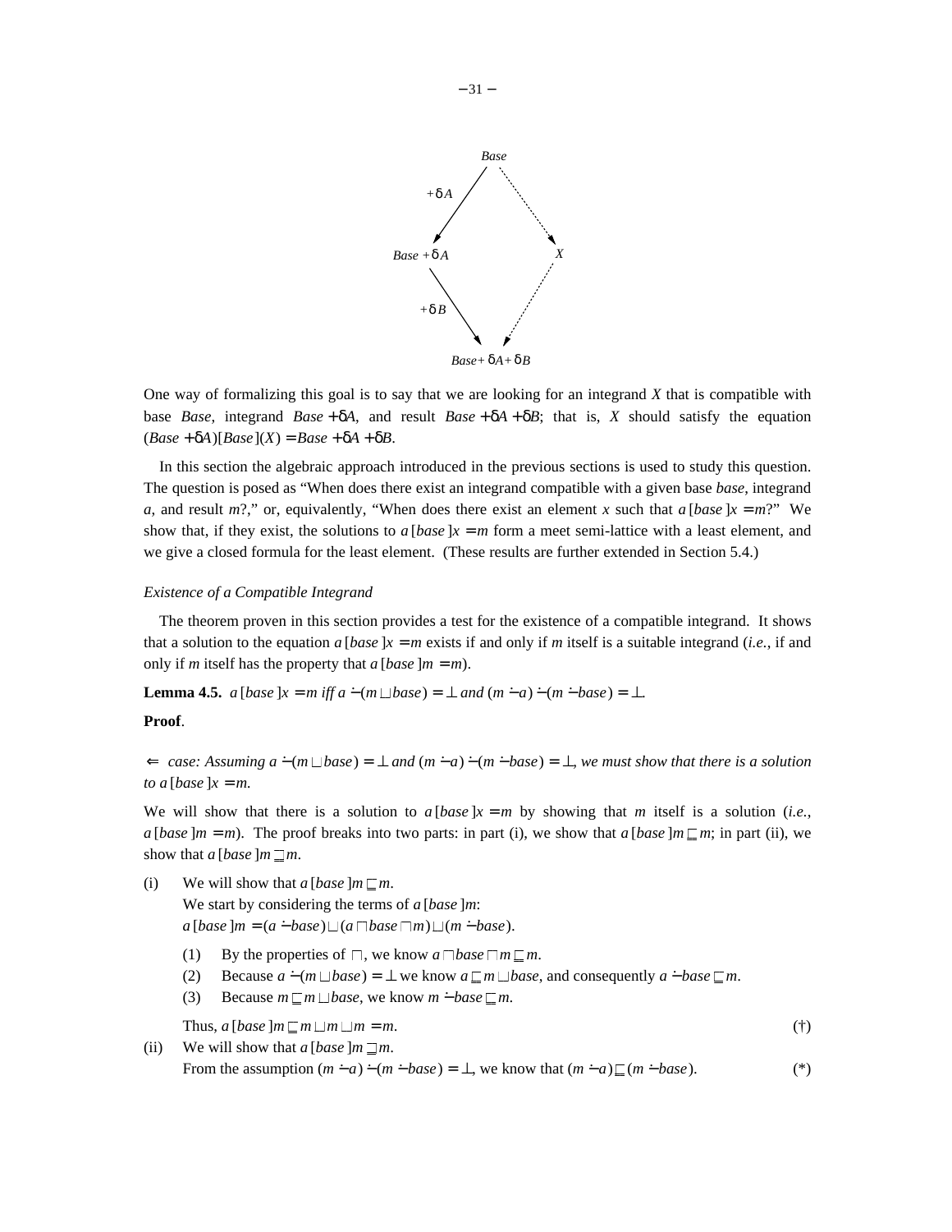One way of formalizing this goal is to say that we are looking for an integrand $X$ that is compatible with base $Base$, integrand $Base + \delta A$, and result $Base + \delta A + \delta B$; that is, $X$ should satisfy the equation $(Base + \delta A)[Base](X) = Base + \delta A + \delta B$.

In this section the algebraic approach introduced in the previous sections is used to study this question. The question is posed as "When does there exist an integrand compatible with a given base *base*, integrand $a$, and result $m$?," or, equivalently, "When does there exist an element $x$ such that $a\,[base\,]x = m$?" We show that, if they exist, the solutions to $a\,[base\,]x = m$ form a meet semi-lattice with a least element, and we give a closed formula for the least element. (These results are further extended in Section 5.4.)

*Existence of a Compatible Integrand*

The theorem proven in this section provides a test for the existence of a compatible integrand. It shows that a solution to the equation $a\,[base\,]x = m$ exists if and only if $m$ itself is a suitable integrand (*i.e.*, if and only if $m$ itself has the property that $a\,[base\,]m = m$).

**Lemma 4.5.** *$a\,[base\,]x = m$ iff $a \dot{-} (m \sqcup base) = \bot$ and $(m \dot{-} a) \dot{-} (m \dot{-} base) = \bot$.*

**Proof**.

*$\Leftarrow$ case: Assuming $a \dot{-} (m \sqcup base) = \bot$ and $(m \dot{-} a) \dot{-} (m \dot{-} base) = \bot$, we must show that there is a solution to $a\,[base\,]x = m$.*

We will show that there is a solution to $a\,[base\,]x = m$ by showing that $m$ itself is a solution (*i.e.*, $a\,[base\,]m = m$). The proof breaks into two parts: in part (i), we show that $a\,[base\,]m \sqsubseteq m$; in part (ii), we show that $a\,[base\,]m \sqsupseteq m$.

(i) We will show that $a\,[base\,]m \sqsubseteq m$.
We start by considering the terms of $a\,[base\,]m$:
$a\,[base\,]m = (a \dot{-} base) \sqcup (a \sqcap base \sqcap m) \sqcup (m \dot{-} base)$.

  (1) By the properties of $\sqcap$, we know $a \sqcap base \sqcap m \sqsubseteq m$.
  (2) Because $a \dot{-} (m \sqcup base) = \bot$ we know $a \sqsubseteq m \sqcup base$, and consequently $a \dot{-} base \sqsubseteq m$.
  (3) Because $m \sqsubseteq m \sqcup base$, we know $m \dot{-} base \sqsubseteq m$.

Thus, $a\,[base\,]m \sqsubseteq m \sqcup m \sqcup m = m$. (†)

(ii) We will show that $a\,[base\,]m \sqsupseteq m$.
From the assumption $(m \dot{-} a) \dot{-} (m \dot{-} base) = \bot$, we know that $(m \dot{-} a) \sqsubseteq (m \dot{-} base)$. (*)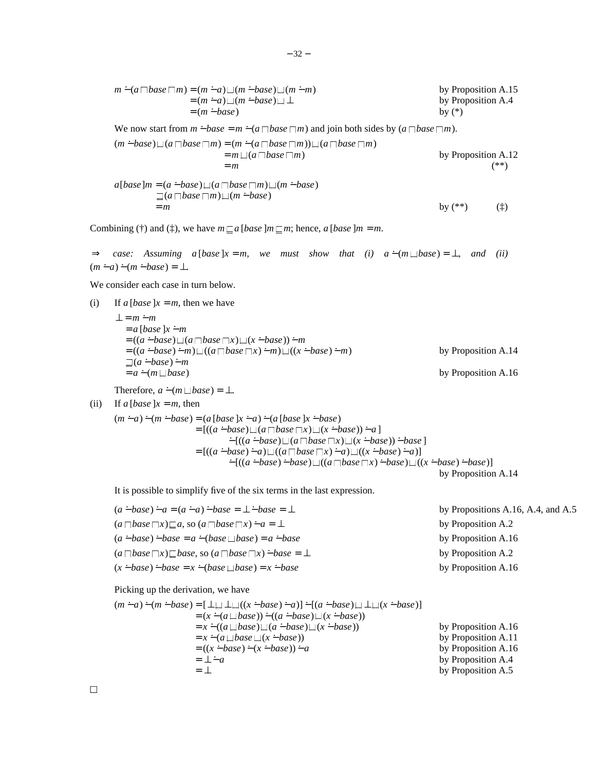$$
\begin{aligned}
m \dot{-} (a \sqcap base \sqcap m) &= (m \dot{-} a) \sqcup (m \dot{-} base) \sqcup (m \dot{-} m) && \text{by Proposition A.15} \\
&= (m \dot{-} a) \sqcup (m \dot{-} base) \sqcup \bot && \text{by Proposition A.4} \\
&= (m \dot{-} base) && \text{by (*)}
\end{aligned}
$$

We now start from $m \dot{-} base = m \dot{-} (a \sqcap base \sqcap m)$ and join both sides by $(a \sqcap base \sqcap m)$.

$$
\begin{aligned}
(m \dot{-} base) \sqcup (a \sqcap base \sqcap m) &= (m \dot{-} (a \sqcap base \sqcap m)) \sqcup (a \sqcap base \sqcap m) \\
&= m \sqcup (a \sqcap base \sqcap m) && \text{by Proposition A.12} \\
&= m && (**)
\end{aligned}
$$

$$
\begin{aligned}
a[base]m &= (a \dot{-} base) \sqcup (a \sqcap base \sqcap m) \sqcup (m \dot{-} base) \\
&\sqsupseteq (a \sqcap base \sqcap m) \sqcup (m \dot{-} base) \\
&= m && \text{by (**)} \qquad (\ddagger)
\end{aligned}
$$

Combining (†) and (‡), we have $m \sqsubseteq a[base]m \sqsubseteq m$; hence, $a[base]m = m$.

$\Rightarrow$ *case: Assuming* $a[base]x = m$, *we must show that (i)* $a \dot{-} (m \sqcup base) = \bot$, *and (ii)* $(m \dot{-} a) \dot{-} (m \dot{-} base) = \bot$.

We consider each case in turn below.

(i) If $a[base]x = m$, then we have

$$
\begin{aligned}
\bot &= m \dot{-} m \\
&= a[base]x \dot{-} m \\
&= ((a \dot{-} base) \sqcup (a \sqcap base \sqcap x) \sqcup (x \dot{-} base)) \dot{-} m \\
&= ((a \dot{-} base) \dot{-} m) \sqcup ((a \sqcap base \sqcap x) \dot{-} m) \sqcup ((x \dot{-} base) \dot{-} m) && \text{by Proposition A.14} \\
&\sqsupseteq (a \dot{-} base) \dot{-} m \\
&= a \dot{-} (m \sqcup base) && \text{by Proposition A.16}
\end{aligned}
$$

Therefore, $a \dot{-} (m \sqcup base) = \bot$.

(ii) If $a[base]x = m$, then

$$
\begin{aligned}
(m \dot{-} a) \dot{-} (m \dot{-} base) &= (a[base]x \dot{-} a) \dot{-} (a[base]x \dot{-} base) \\
&= [((a \dot{-} base) \sqcup (a \sqcap base \sqcap x) \sqcup (x \dot{-} base)) \dot{-} a\,] \\
&\qquad \dot{-} [((a \dot{-} base) \sqcup (a \sqcap base \sqcap x) \sqcup (x \dot{-} base)) \dot{-} base\,] \\
&= [((a \dot{-} base) \dot{-} a) \sqcup ((a \sqcap base \sqcap x) \dot{-} a) \sqcup ((x \dot{-} base) \dot{-} a)] \\
&\qquad \dot{-} [((a \dot{-} base) \dot{-} base) \sqcup ((a \sqcap base \sqcap x) \dot{-} base) \sqcup ((x \dot{-} base) \dot{-} base)] \\
&&& \text{by Proposition A.14}
\end{aligned}
$$

It is possible to simplify five of the six terms in the last expression.

$(a \dot{-} base) \dot{-} a = (a \dot{-} a) \dot{-} base = \bot \dot{-} base = \bot$ — by Propositions A.16, A.4, and A.5

$(a \sqcap base \sqcap x) \sqsubseteq a$, so $(a \sqcap base \sqcap x) \dot{-} a = \bot$ — by Proposition A.2

$(a \dot{-} base) \dot{-} base = a \dot{-} (base \sqcup base) = a \dot{-} base$ — by Proposition A.16

$(a \sqcap base \sqcap x) \sqsubseteq base$, so $(a \sqcap base \sqcap x) \dot{-} base = \bot$ — by Proposition A.2

$(x \dot{-} base) \dot{-} base = x \dot{-} (base \sqcup base) = x \dot{-} base$ — by Proposition A.16

Picking up the derivation, we have

$$
\begin{aligned}
(m \dot{-} a) \dot{-} (m \dot{-} base) &= [\bot \sqcup \bot \sqcup ((x \dot{-} base) \dot{-} a)] \dot{-} [(a \dot{-} base) \sqcup \bot \sqcup (x \dot{-} base)] \\
&= (x \dot{-} (a \sqcup base)) \dot{-} ((a \dot{-} base) \sqcup (x \dot{-} base)) \\
&= x \dot{-} ((a \sqcup base) \sqcup (a \dot{-} base) \sqcup (x \dot{-} base)) && \text{by Proposition A.16} \\
&= x \dot{-} (a \sqcup base \sqcup (x \dot{-} base)) && \text{by Proposition A.11} \\
&= ((x \dot{-} base) \dot{-} (x \dot{-} base)) \dot{-} a && \text{by Proposition A.16} \\
&= \bot \dot{-} a && \text{by Proposition A.4} \\
&= \bot && \text{by Proposition A.5}
\end{aligned}
$$

□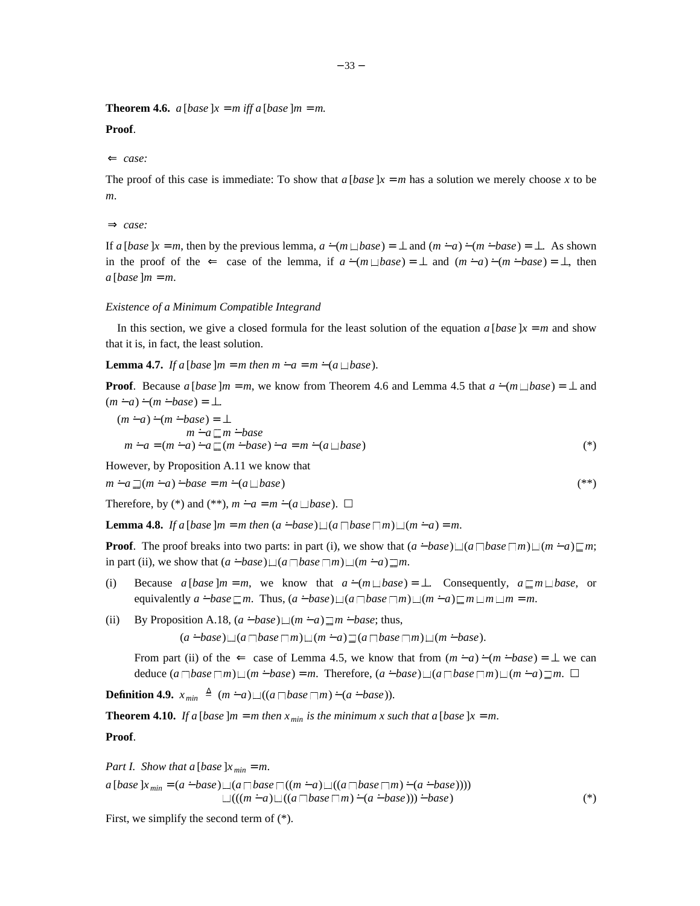**Theorem 4.6.** *$a\,[base\,]x = m$ iff $a\,[base\,]m = m$.*

**Proof**.

$\Leftarrow$ *case:*

The proof of this case is immediate: To show that $a\,[base\,]x = m$ has a solution we merely choose $x$ to be $m$.

$\Rightarrow$ *case:*

If $a\,[base\,]x = m$, then by the previous lemma, $a \dot{-} (m \sqcup base) = \bot$ and $(m \dot{-} a) \dot{-} (m \dot{-} base) = \bot$. As shown in the proof of the $\Leftarrow$ case of the lemma, if $a \dot{-} (m \sqcup base) = \bot$ and $(m \dot{-} a) \dot{-} (m \dot{-} base) = \bot$, then $a\,[base\,]m = m$.

*Existence of a Minimum Compatible Integrand*

In this section, we give a closed formula for the least solution of the equation $a\,[base\,]x = m$ and show that it is, in fact, the least solution.

**Lemma 4.7.** *If $a\,[base\,]m = m$ then $m \dot{-} a = m \dot{-} (a \sqcup base)$.*

**Proof**. Because $a\,[base\,]m = m$, we know from Theorem 4.6 and Lemma 4.5 that $a \dot{-} (m \sqcup base) = \bot$ and $(m \dot{-} a) \dot{-} (m \dot{-} base) = \bot$

$$(m \dot{-} a) \dot{-} (m \dot{-} base) = \bot$$

$$m \dot{-} a \sqsubseteq m \dot{-} base$$

$$m \dot{-} a = (m \dot{-} a) \dot{-} a \sqsubseteq (m \dot{-} base) \dot{-} a = m \dot{-} (a \sqcup base) \tag{*}$$

However, by Proposition A.11 we know that

$$m \dot{-} a \sqsupseteq (m \dot{-} a) \dot{-} base = m \dot{-} (a \sqcup base) \tag{**}$$

Therefore, by (*) and (**), $m \dot{-} a = m \dot{-} (a \sqcup base)$. $\square$

**Lemma 4.8.** *If $a\,[base\,]m = m$ then $(a \dot{-} base) \sqcup (a \sqcap base \sqcap m) \sqcup (m \dot{-} a) = m$.*

**Proof**. The proof breaks into two parts: in part (i), we show that $(a \dot{-} base) \sqcup (a \sqcap base \sqcap m) \sqcup (m \dot{-} a) \sqsubseteq m$; in part (ii), we show that $(a \dot{-} base) \sqcup (a \sqcap base \sqcap m) \sqcup (m \dot{-} a) \sqsupseteq m$.

(i) Because $a\,[base\,]m = m$, we know that $a \dot{-} (m \sqcup base) = \bot$. Consequently, $a \sqsubseteq m \sqcup base$, or equivalently $a \dot{-} base \sqsubseteq m$. Thus, $(a \dot{-} base) \sqcup (a \sqcap base \sqcap m) \sqcup (m \dot{-} a) \sqsubseteq m \sqcup m \sqcup m = m$.

(ii) By Proposition A.18, $(a \dot{-} base) \sqcup (m \dot{-} a) \sqsupseteq m \dot{-} base$; thus,

$$(a \dot{-} base) \sqcup (a \sqcap base \sqcap m) \sqcup (m \dot{-} a) \sqsupseteq (a \sqcap base \sqcap m) \sqcup (m \dot{-} base).$$

From part (ii) of the $\Leftarrow$ case of Lemma 4.5, we know that from $(m \dot{-} a) \dot{-} (m \dot{-} base) = \bot$ we can deduce $(a \sqcap base \sqcap m) \sqcup (m \dot{-} base) = m$. Therefore, $(a \dot{-} base) \sqcup (a \sqcap base \sqcap m) \sqcup (m \dot{-} a) \sqsupseteq m$. $\square$

**Definition 4.9.** $x_{min} \triangleq (m \dot{-} a) \sqcup ((a \sqcap base \sqcap m) \dot{-} (a \dot{-} base))$.

**Theorem 4.10.** *If $a\,[base\,]m = m$ then $x_{min}$ is the minimum $x$ such that $a\,[base\,]x = m$.*

**Proof**.

*Part I. Show that $a\,[base\,]x_{min} = m$.*

$$\begin{aligned} a\,[base\,]x_{min} = {} & (a \dot{-} base) \sqcup (a \sqcap base \sqcap ((m \dot{-} a) \sqcup ((a \sqcap base \sqcap m) \dot{-} (a \dot{-} base)))) \\ & \sqcup (((m \dot{-} a) \sqcup ((a \sqcap base \sqcap m) \dot{-} (a \dot{-} base))) \dot{-} base) \end{aligned} \tag{*}$$

First, we simplify the second term of (*).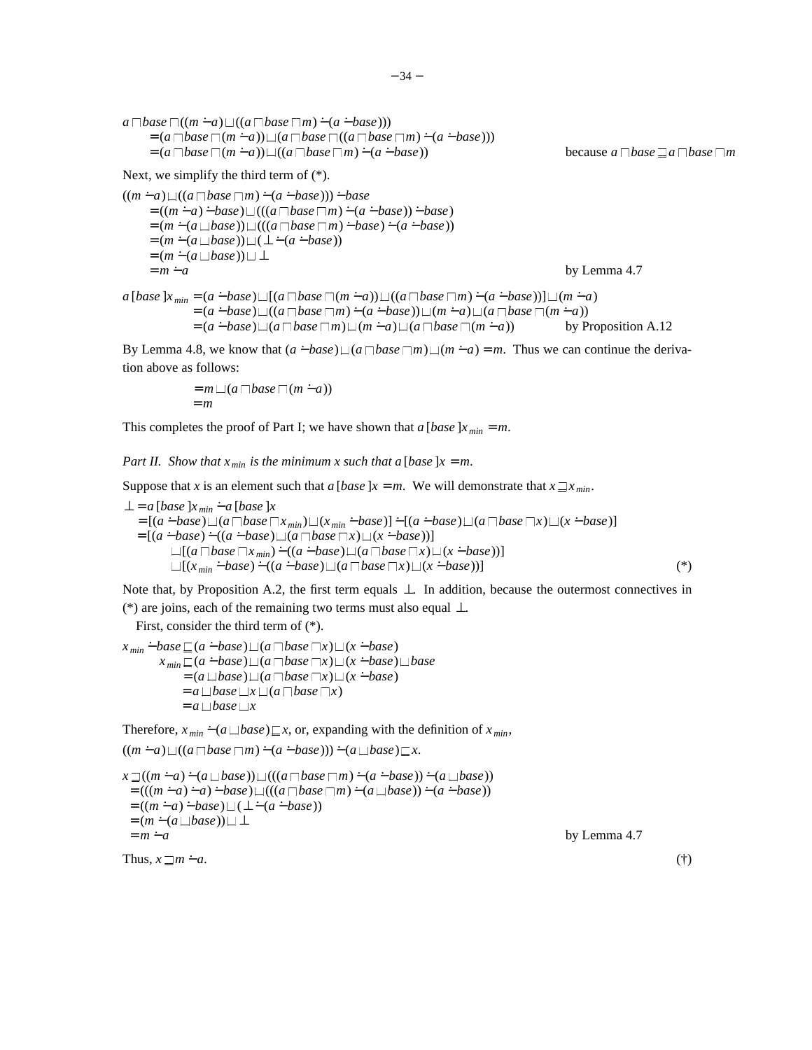$$
\begin{aligned}
&a \sqcap base \sqcap ((m \dot{-} a) \sqcup ((a \sqcap base \sqcap m) \dot{-} (a \dot{-} base))) \\
&\quad = (a \sqcap base \sqcap (m \dot{-} a)) \sqcup (a \sqcap base \sqcap ((a \sqcap base \sqcap m) \dot{-} (a \dot{-} base))) \\
&\quad = (a \sqcap base \sqcap (m \dot{-} a)) \sqcup ((a \sqcap base \sqcap m) \dot{-} (a \dot{-} base)) && \text{because } a \sqcap base \sqsupseteq a \sqcap base \sqcap m
\end{aligned}
$$

Next, we simplify the third term of (*).

$$
\begin{aligned}
&((m \dot{-} a) \sqcup ((a \sqcap base \sqcap m) \dot{-} (a \dot{-} base))) \dot{-} base \\
&\quad = ((m \dot{-} a) \dot{-} base) \sqcup (((a \sqcap base \sqcap m) \dot{-} (a \dot{-} base)) \dot{-} base) \\
&\quad = (m \dot{-} (a \sqcup base)) \sqcup (((a \sqcap base \sqcap m) \dot{-} base) \dot{-} (a \dot{-} base)) \\
&\quad = (m \dot{-} (a \sqcup base)) \sqcup (\bot \dot{-} (a \dot{-} base)) \\
&\quad = (m \dot{-} (a \sqcup base)) \sqcup \bot \\
&\quad = m \dot{-} a && \text{by Lemma 4.7}
\end{aligned}
$$

$$
\begin{aligned}
a\,[base\,]x_{min} &= (a \dot{-} base) \sqcup [(a \sqcap base \sqcap (m \dot{-} a)) \sqcup ((a \sqcap base \sqcap m) \dot{-} (a \dot{-} base))] \sqcup (m \dot{-} a) \\
&= (a \dot{-} base) \sqcup ((a \sqcap base \sqcap m) \dot{-} (a \dot{-} base)) \sqcup (m \dot{-} a) \sqcup (a \sqcap base \sqcap (m \dot{-} a)) \\
&= (a \dot{-} base) \sqcup (a \sqcap base \sqcap m) \sqcup (m \dot{-} a) \sqcup (a \sqcap base \sqcap (m \dot{-} a)) && \text{by Proposition A.12}
\end{aligned}
$$

By Lemma 4.8, we know that $(a \dot{-} base) \sqcup (a \sqcap base \sqcap m) \sqcup (m \dot{-} a) = m$. Thus we can continue the derivation above as follows:

$$
\begin{aligned}
&= m \sqcup (a \sqcap base \sqcap (m \dot{-} a)) \\
&= m
\end{aligned}
$$

This completes the proof of Part I; we have shown that $a\,[base\,]x_{min} = m$.

*Part II. Show that $x_{min}$ is the minimum $x$ such that $a\,[base\,]x = m$.*

Suppose that $x$ is an element such that $a\,[base\,]x = m$. We will demonstrate that $x \sqsupseteq x_{min}$.

$$
\begin{aligned}
\bot &= a\,[base\,]x_{min} \dot{-} a\,[base\,]x \\
&= [(a \dot{-} base) \sqcup (a \sqcap base \sqcap x_{min}) \sqcup (x_{min} \dot{-} base)] \dot{-} [(a \dot{-} base) \sqcup (a \sqcap base \sqcap x) \sqcup (x \dot{-} base)] \\
&= [(a \dot{-} base) \dot{-} ((a \dot{-} base) \sqcup (a \sqcap base \sqcap x) \sqcup (x \dot{-} base))] \\
&\qquad \sqcup [(a \sqcap base \sqcap x_{min}) \dot{-} ((a \dot{-} base) \sqcup (a \sqcap base \sqcap x) \sqcup (x \dot{-} base))] \\
&\qquad \sqcup [(x_{min} \dot{-} base) \dot{-} ((a \dot{-} base) \sqcup (a \sqcap base \sqcap x) \sqcup (x \dot{-} base))] && (*)
\end{aligned}
$$

Note that, by Proposition A.2, the first term equals $\bot$. In addition, because the outermost connectives in (*) are joins, each of the remaining two terms must also equal $\bot$.

First, consider the third term of (*).

$$
\begin{aligned}
x_{min} \dot{-} base &\sqsubseteq (a \dot{-} base) \sqcup (a \sqcap base \sqcap x) \sqcup (x \dot{-} base) \\
x_{min} &\sqsubseteq (a \dot{-} base) \sqcup (a \sqcap base \sqcap x) \sqcup (x \dot{-} base) \sqcup base \\
&= (a \sqcup base) \sqcup (a \sqcap base \sqcap x) \sqcup (x \dot{-} base) \\
&= a \sqcup base \sqcup x \sqcup (a \sqcap base \sqcap x) \\
&= a \sqcup base \sqcup x
\end{aligned}
$$

Therefore, $x_{min} \dot{-} (a \sqcup base) \sqsubseteq x$, or, expanding with the definition of $x_{min}$,

$((m \dot{-} a) \sqcup ((a \sqcap base \sqcap m) \dot{-} (a \dot{-} base))) \dot{-} (a \sqcup base) \sqsubseteq x$.

$$
\begin{aligned}
x &\sqsupseteq ((m \dot{-} a) \dot{-} (a \sqcup base)) \sqcup (((a \sqcap base \sqcap m) \dot{-} (a \dot{-} base)) \dot{-} (a \sqcup base)) \\
&= (((m \dot{-} a) \dot{-} a) \dot{-} base) \sqcup (((a \sqcap base \sqcap m) \dot{-} (a \sqcup base)) \dot{-} (a \dot{-} base)) \\
&= ((m \dot{-} a) \dot{-} base) \sqcup (\bot \dot{-} (a \dot{-} base)) \\
&= (m \dot{-} (a \sqcup base)) \sqcup \bot \\
&= m \dot{-} a && \text{by Lemma 4.7}
\end{aligned}
$$

Thus, $x \sqsupseteq m \dot{-} a$. $\qquad (\dagger)$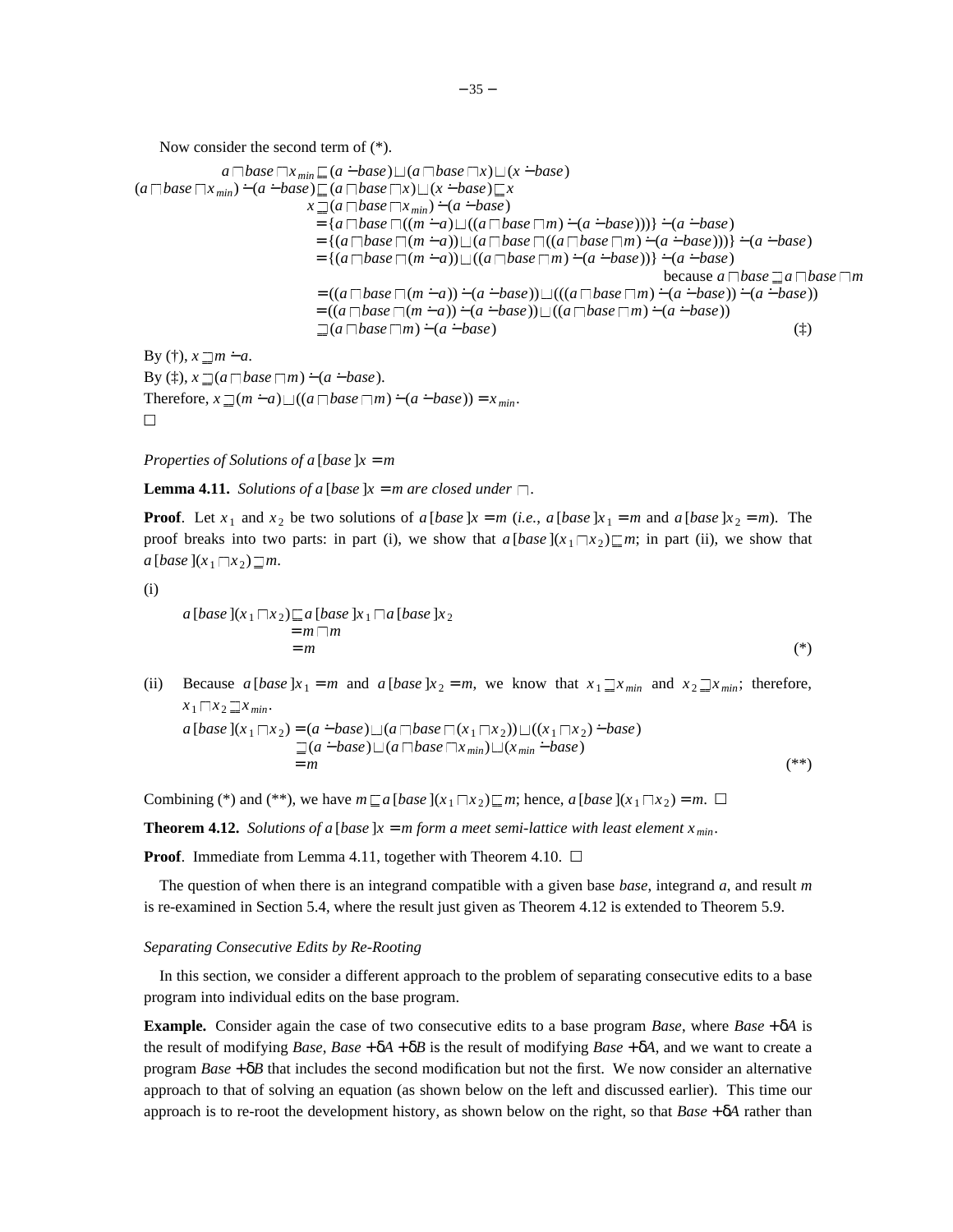Now consider the second term of (*).

$$
\begin{aligned}
a \sqcap base \sqcap x_{min} &\sqsubseteq (a \dot{-} base) \sqcup (a \sqcap base \sqcap x) \sqcup (x \dot{-} base) \\
(a \sqcap base \sqcap x_{min}) \dot{-} (a \dot{-} base) &\sqsubseteq (a \sqcap base \sqcap x) \sqcup (x \dot{-} base) \sqsubseteq x \\
x &\sqsupseteq (a \sqcap base \sqcap x_{min}) \dot{-} (a \dot{-} base) \\
&= \{a \sqcap base \sqcap ((m \dot{-} a) \sqcup ((a \sqcap base \sqcap m) \dot{-} (a \dot{-} base)))\} \dot{-} (a \dot{-} base) \\
&= \{(a \sqcap base \sqcap (m \dot{-} a)) \sqcup (a \sqcap base \sqcap ((a \sqcap base \sqcap m) \dot{-} (a \dot{-} base)))\} \dot{-} (a \dot{-} base) \\
&= \{(a \sqcap base \sqcap (m \dot{-} a)) \sqcup ((a \sqcap base \sqcap m) \dot{-} (a \dot{-} base))\} \dot{-} (a \dot{-} base) \\
&\qquad \text{because } a \sqcap base \sqsupseteq a \sqcap base \sqcap m \\
&= ((a \sqcap base \sqcap (m \dot{-} a)) \dot{-} (a \dot{-} base)) \sqcup (((a \sqcap base \sqcap m) \dot{-} (a \dot{-} base)) \dot{-} (a \dot{-} base)) \\
&= ((a \sqcap base \sqcap (m \dot{-} a)) \dot{-} (a \dot{-} base)) \sqcup ((a \sqcap base \sqcap m) \dot{-} (a \dot{-} base)) \\
&\sqsupseteq (a \sqcap base \sqcap m) \dot{-} (a \dot{-} base) \qquad (\ddagger)
\end{aligned}
$$

By (†), $x \sqsupseteq m \dot{-} a$.
By (‡), $x \sqsupseteq (a \sqcap base \sqcap m) \dot{-} (a \dot{-} base)$.
Therefore, $x \sqsupseteq (m \dot{-} a) \sqcup ((a \sqcap base \sqcap m) \dot{-} (a \dot{-} base)) = x_{min}$.
□

*Properties of Solutions of $a\,[base\,]x = m$*

**Lemma 4.11.** *Solutions of $a\,[base\,]x = m$ are closed under $\sqcap$.*

**Proof**. Let $x_1$ and $x_2$ be two solutions of $a\,[base\,]x = m$ (*i.e.*, $a\,[base\,]x_1 = m$ and $a\,[base\,]x_2 = m$). The proof breaks into two parts: in part (i), we show that $a\,[base\,](x_1 \sqcap x_2) \sqsubseteq m$; in part (ii), we show that $a\,[base\,](x_1 \sqcap x_2) \sqsupseteq m$.

(i)

$$
\begin{aligned}
a\,[base\,](x_1 \sqcap x_2) &\sqsubseteq a\,[base\,]x_1 \sqcap a\,[base\,]x_2 \\
&= m \sqcap m \\
&= m \qquad (*)
\end{aligned}
$$

(ii) Because $a\,[base\,]x_1 = m$ and $a\,[base\,]x_2 = m$, we know that $x_1 \sqsupseteq x_{min}$ and $x_2 \sqsupseteq x_{min}$; therefore, $x_1 \sqcap x_2 \sqsupseteq x_{min}$.

$$
\begin{aligned}
a\,[base\,](x_1 \sqcap x_2) &= (a \dot{-} base) \sqcup (a \sqcap base \sqcap (x_1 \sqcap x_2)) \sqcup ((x_1 \sqcap x_2) \dot{-} base) \\
&\sqsupseteq (a \dot{-} base) \sqcup (a \sqcap base \sqcap x_{min}) \sqcup (x_{min} \dot{-} base) \\
&= m \qquad (**)
\end{aligned}
$$

Combining (*) and (**), we have $m \sqsubseteq a\,[base\,](x_1 \sqcap x_2) \sqsubseteq m$; hence, $a\,[base\,](x_1 \sqcap x_2) = m$. □

**Theorem 4.12.** *Solutions of $a\,[base\,]x = m$ form a meet semi-lattice with least element $x_{min}$.*

**Proof**. Immediate from Lemma 4.11, together with Theorem 4.10. □

The question of when there is an integrand compatible with a given base *base*, integrand *a*, and result *m* is re-examined in Section 5.4, where the result just given as Theorem 4.12 is extended to Theorem 5.9.

*Separating Consecutive Edits by Re-Rooting*

In this section, we consider a different approach to the problem of separating consecutive edits to a base program into individual edits on the base program.

**Example.** Consider again the case of two consecutive edits to a base program *Base*, where $Base + \delta A$ is the result of modifying *Base*, $Base + \delta A + \delta B$ is the result of modifying $Base + \delta A$, and we want to create a program $Base + \delta B$ that includes the second modification but not the first. We now consider an alternative approach to that of solving an equation (as shown below on the left and discussed earlier). This time our approach is to re-root the development history, as shown below on the right, so that $Base + \delta A$ rather than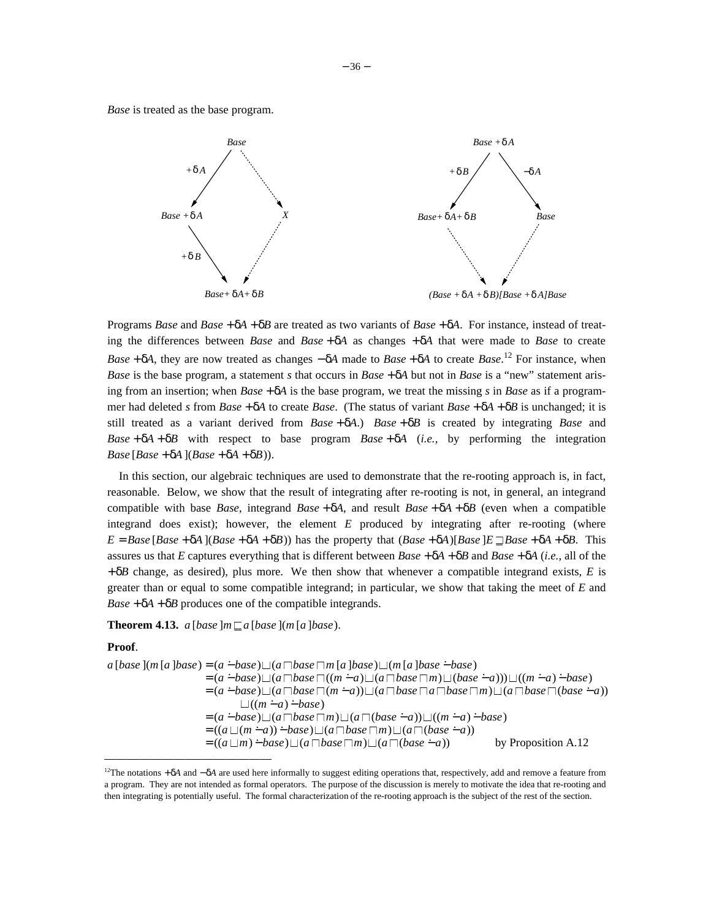*Base* is treated as the base program.

Programs *Base* and $Base + \delta A + \delta B$ are treated as two variants of $Base + \delta A$. For instance, instead of treating the differences between *Base* and $Base + \delta A$ as changes $+\delta A$ that were made to *Base* to create $Base + \delta A$, they are now treated as changes $-\delta A$ made to $Base + \delta A$ to create *Base*.[12] For instance, when *Base* is the base program, a statement *s* that occurs in $Base + \delta A$ but not in *Base* is a "new" statement arising from an insertion; when $Base + \delta A$ is the base program, we treat the missing *s* in *Base* as if a programmer had deleted *s* from $Base + \delta A$ to create *Base*. (The status of variant $Base + \delta A + \delta B$ is unchanged; it is still treated as a variant derived from $Base + \delta A$.) $Base + \delta B$ is created by integrating *Base* and $Base + \delta A + \delta B$ with respect to base program $Base + \delta A$ (*i.e.*, by performing the integration $Base\,[Base + \delta A\,](Base + \delta A + \delta B)$).

In this section, our algebraic techniques are used to demonstrate that the re-rooting approach is, in fact, reasonable. Below, we show that the result of integrating after re-rooting is not, in general, an integrand compatible with base *Base*, integrand $Base + \delta A$, and result $Base + \delta A + \delta B$ (even when a compatible integrand does exist); however, the element *E* produced by integrating after re-rooting (where $E = Base\,[Base + \delta A\,](Base + \delta A + \delta B)$) has the property that $(Base + \delta A)[Base\,]E \sqsupseteq Base + \delta A + \delta B$. This assures us that *E* captures everything that is different between $Base + \delta A + \delta B$ and $Base + \delta A$ (*i.e.*, all of the $+\delta B$ change, as desired), plus more. We then show that whenever a compatible integrand exists, *E* is greater than or equal to some compatible integrand; in particular, we show that taking the meet of *E* and $Base + \delta A + \delta B$ produces one of the compatible integrands.

**Theorem 4.13.** $a\,[base\,]m \sqsubseteq a\,[base\,](m\,[a\,]base)$.

**Proof**.

$$
\begin{aligned}
a\,[base\,](m\,[a\,]base) &= (a \mathbin{\dot-} base) \sqcup (a \sqcap base \sqcap m\,[a\,]base) \sqcup (m\,[a\,]base \mathbin{\dot-} base) \\
&= (a \mathbin{\dot-} base) \sqcup (a \sqcap base \sqcap ((m \mathbin{\dot-} a) \sqcup (a \sqcap base \sqcap m) \sqcup (base \mathbin{\dot-} a))) \sqcup ((m \mathbin{\dot-} a) \mathbin{\dot-} base) \\
&= (a \mathbin{\dot-} base) \sqcup (a \sqcap base \sqcap (m \mathbin{\dot-} a)) \sqcup (a \sqcap base \sqcap a \sqcap base \sqcap m) \sqcup (a \sqcap base \sqcap (base \mathbin{\dot-} a)) \\
&\qquad \sqcup ((m \mathbin{\dot-} a) \mathbin{\dot-} base) \\
&= (a \mathbin{\dot-} base) \sqcup (a \sqcap base \sqcap m) \sqcup (a \sqcap (base \mathbin{\dot-} a)) \sqcup ((m \mathbin{\dot-} a) \mathbin{\dot-} base) \\
&= ((a \sqcup (m \mathbin{\dot-} a)) \mathbin{\dot-} base) \sqcup (a \sqcap base \sqcap m) \sqcup (a \sqcap (base \mathbin{\dot-} a)) \\
&= ((a \sqcup m) \mathbin{\dot-} base) \sqcup (a \sqcap base \sqcap m) \sqcup (a \sqcap (base \mathbin{\dot-} a)) \qquad \text{by Proposition A.12}
\end{aligned}
$$

---

[12] The notations $+\delta A$ and $-\delta A$ are used here informally to suggest editing operations that, respectively, add and remove a feature from a program. They are not intended as formal operators. The purpose of the discussion is merely to motivate the idea that re-rooting and then integrating is potentially useful. The formal characterization of the re-rooting approach is the subject of the rest of the section.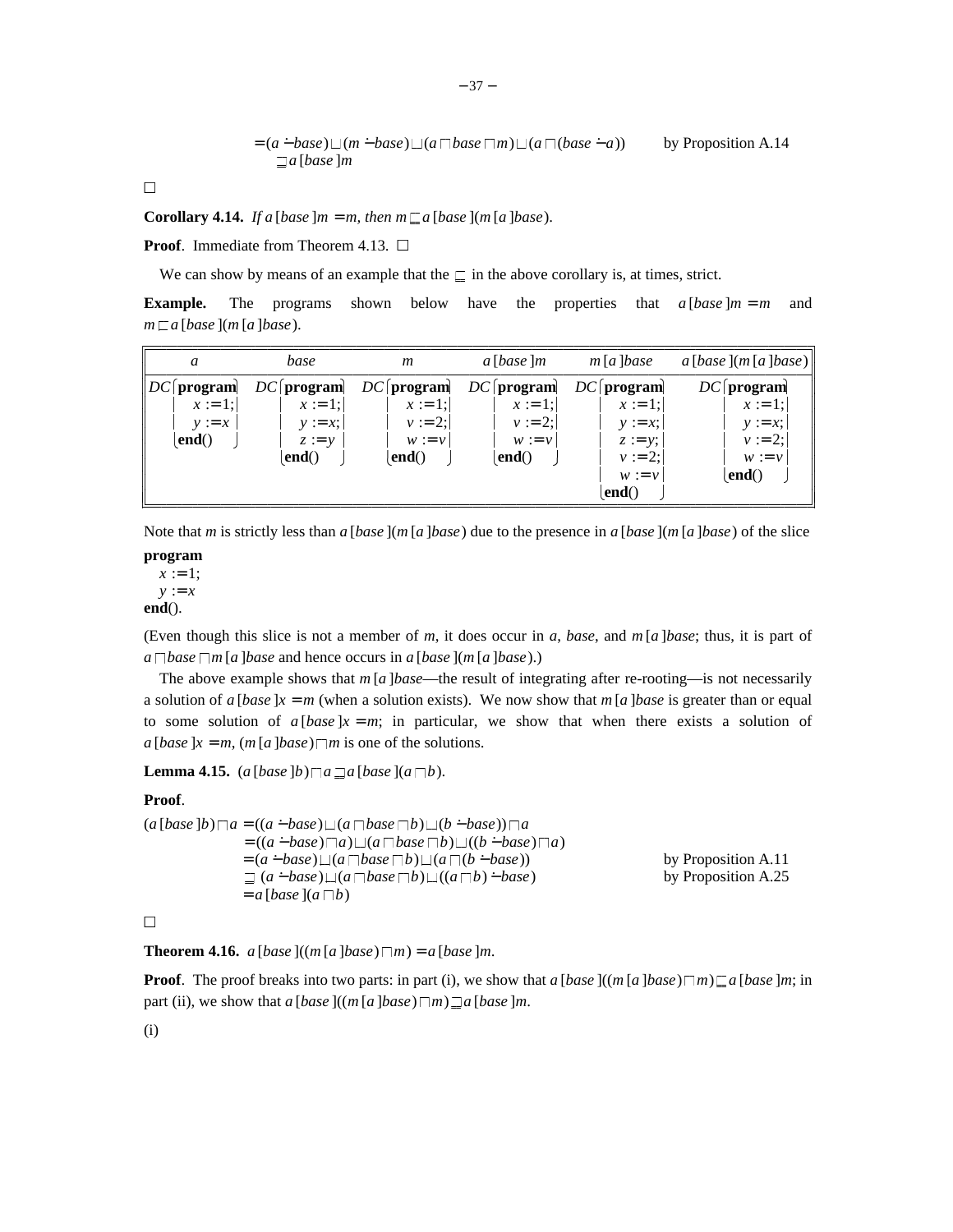$$= (a \dot{-} base) \sqcup (m \dot{-} base) \sqcup (a \sqcap base \sqcap m) \sqcup (a \sqcap (base \dot{-} a)) \quad \text{by Proposition A.14}$$
$$\sqsupseteq a\,[base\,]m$$

□

**Corollary 4.14.** *If $a\,[base\,]m = m$, then $m \sqsubseteq a\,[base\,](m\,[a\,]base)$.*

**Proof**. Immediate from Theorem 4.13. □

We can show by means of an example that the $\sqsubseteq$ in the above corollary is, at times, strict.

**Example.** The programs shown below have the properties that $a\,[base\,]m = m$ and $m \sqsubset a\,[base\,](m\,[a\,]base)$.

| $a$ | $base$ | $m$ | $a\,[base\,]m$ | $m\,[a\,]base$ | $a\,[base\,](m\,[a\,]base)$ |
|---|---|---|---|---|---|
| DC(**program** $x := 1$; $y := x$ **end**()) | DC(**program** $x := 1$; $y := x$; $z := y$ **end**()) | DC(**program** $x := 1$; $v := 2$; $w := v$ **end**()) | DC(**program** $x := 1$; $v := 2$; $w := v$ **end**()) | DC(**program** $x := 1$; $y := x$; $z := y$; $v := 2$; $w := v$ **end**()) | DC(**program** $x := 1$; $y := x$; $v := 2$; $w := v$ **end**()) |

Note that $m$ is strictly less than $a\,[base\,](m\,[a\,]base)$ due to the presence in $a\,[base\,](m\,[a\,]base)$ of the slice

```
program
   x := 1;
   y := x
end().
```

(Even though this slice is not a member of $m$, it does occur in $a$, $base$, and $m\,[a\,]base$; thus, it is part of $a \sqcap base \sqcap m\,[a\,]base$ and hence occurs in $a\,[base\,](m\,[a\,]base)$.)

The above example shows that $m\,[a\,]base$—the result of integrating after re-rooting—is not necessarily a solution of $a\,[base\,]x = m$ (when a solution exists). We now show that $m\,[a\,]base$ is greater than or equal to some solution of $a\,[base\,]x = m$; in particular, we show that when there exists a solution of $a\,[base\,]x = m$, $(m\,[a\,]base) \sqcap m$ is one of the solutions.

**Lemma 4.15.** $(a\,[base\,]b) \sqcap a \sqsupseteq a\,[base\,](a \sqcap b)$.

**Proof**.

$$
\begin{aligned}
(a\,[base\,]b) \sqcap a &= ((a \dot{-} base) \sqcup (a \sqcap base \sqcap b) \sqcup (b \dot{-} base)) \sqcap a \\
&= ((a \dot{-} base) \sqcap a) \sqcup (a \sqcap base \sqcap b) \sqcup ((b \dot{-} base) \sqcap a) \\
&= (a \dot{-} base) \sqcup (a \sqcap base \sqcap b) \sqcup (a \sqcap (b \dot{-} base)) && \text{by Proposition A.11} \\
&\sqsupseteq (a \dot{-} base) \sqcup (a \sqcap base \sqcap b) \sqcup ((a \sqcap b) \dot{-} base) && \text{by Proposition A.25} \\
&= a\,[base\,](a \sqcap b)
\end{aligned}
$$

□

**Theorem 4.16.** $a\,[base\,]((m\,[a\,]base) \sqcap m) = a\,[base\,]m$.

**Proof**. The proof breaks into two parts: in part (i), we show that $a\,[base\,]((m\,[a\,]base) \sqcap m) \sqsubseteq a\,[base\,]m$; in part (ii), we show that $a\,[base\,]((m\,[a\,]base) \sqcap m) \sqsupseteq a\,[base\,]m$.

(i)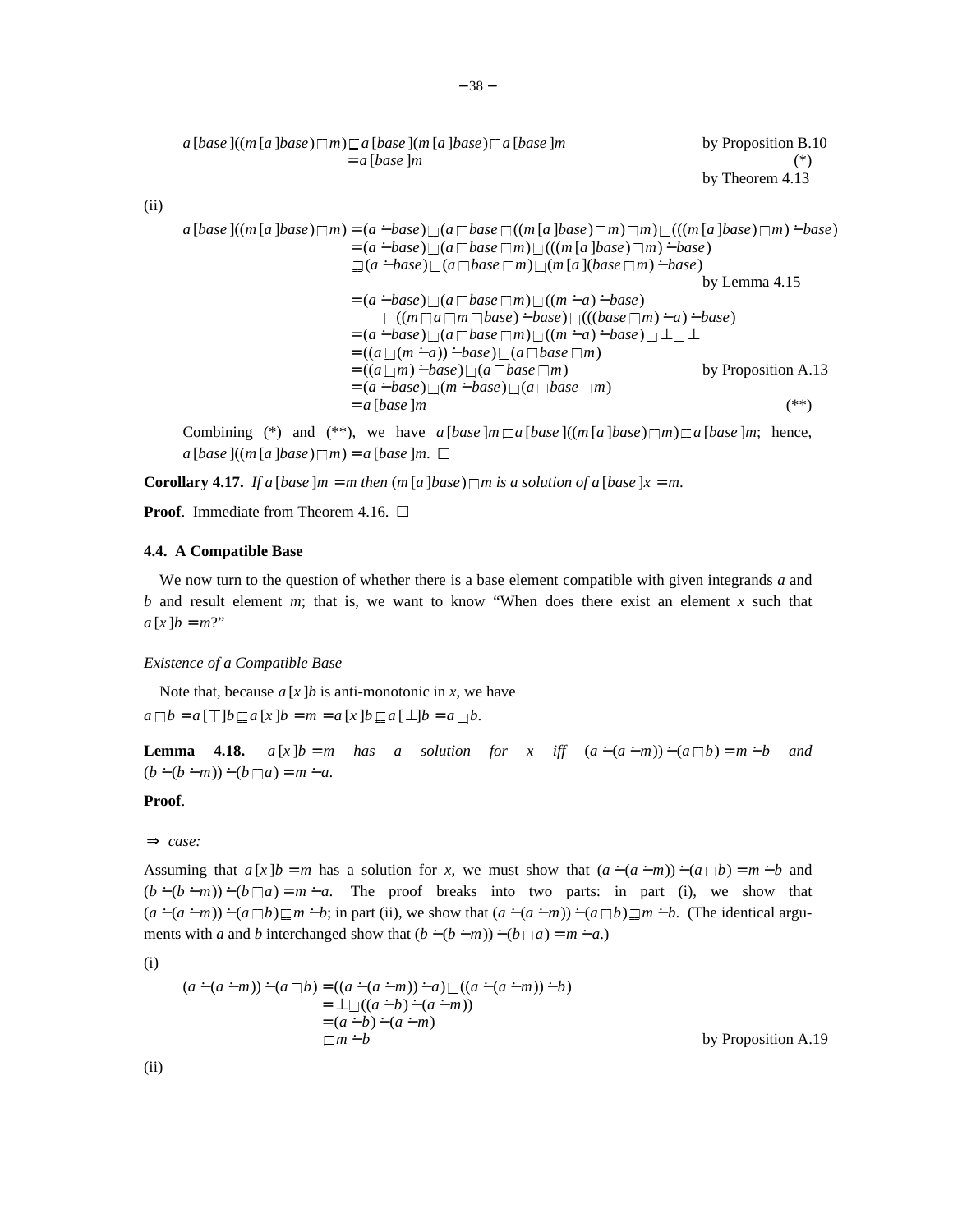$$
\begin{aligned}
a\,[base\,]((m\,[a\,]base) \sqcap m) &\sqsubseteq a\,[base\,](m\,[a\,]base) \sqcap a\,[base\,]m && \text{by Proposition B.10} \\
&= a\,[base\,]m && (*) \\
& && \text{by Theorem 4.13}
\end{aligned}
$$

(ii)

$$
\begin{aligned}
a\,[base\,]((m\,[a\,]base) \sqcap m) &= (a \mathbin{\dot{-}} base) \sqcup (a \sqcap base \sqcap ((m\,[a\,]base) \sqcap m) \sqcap m) \sqcup (((m\,[a\,]base) \sqcap m) \mathbin{\dot{-}} base) \\
&= (a \mathbin{\dot{-}} base) \sqcup (a \sqcap base \sqcap m) \sqcup (((m\,[a\,]base) \sqcap m) \mathbin{\dot{-}} base) \\
&\sqsupseteq (a \mathbin{\dot{-}} base) \sqcup (a \sqcap base \sqcap m) \sqcup (m\,[a\,](base \sqcap m) \mathbin{\dot{-}} base) \\
& && \text{by Lemma 4.15} \\
&= (a \mathbin{\dot{-}} base) \sqcup (a \sqcap base \sqcap m) \sqcup ((m \mathbin{\dot{-}} a) \mathbin{\dot{-}} base) \\
&\qquad \sqcup ((m \sqcap a \sqcap m \sqcap base) \mathbin{\dot{-}} base) \sqcup (((base \sqcap m) \mathbin{\dot{-}} a) \mathbin{\dot{-}} base) \\
&= (a \mathbin{\dot{-}} base) \sqcup (a \sqcap base \sqcap m) \sqcup ((m \mathbin{\dot{-}} a) \mathbin{\dot{-}} base) \sqcup \bot \sqcup \bot \\
&= ((a \sqcup (m \mathbin{\dot{-}} a)) \mathbin{\dot{-}} base) \sqcup (a \sqcap base \sqcap m) \\
&= ((a \sqcup m) \mathbin{\dot{-}} base) \sqcup (a \sqcap base \sqcap m) && \text{by Proposition A.13} \\
&= (a \mathbin{\dot{-}} base) \sqcup (m \mathbin{\dot{-}} base) \sqcup (a \sqcap base \sqcap m) \\
&= a\,[base\,]m && (**)
\end{aligned}
$$

Combining (*) and (**), we have $a\,[base\,]m \sqsubseteq a\,[base\,]((m\,[a\,]base) \sqcap m) \sqsubseteq a\,[base\,]m$; hence, $a\,[base\,]((m\,[a\,]base) \sqcap m) = a\,[base\,]m$. □

**Corollary 4.17.** *If $a\,[base\,]m = m$ then $(m\,[a\,]base) \sqcap m$ is a solution of $a\,[base\,]x = m$.*

**Proof**. Immediate from Theorem 4.16. □

### 4.4. A Compatible Base

We now turn to the question of whether there is a base element compatible with given integrands $a$ and $b$ and result element $m$; that is, we want to know "When does there exist an element $x$ such that $a\,[x\,]b = m$?"

*Existence of a Compatible Base*

Note that, because $a\,[x\,]b$ is anti-monotonic in $x$, we have
$a \sqcap b = a\,[\top]b \sqsubseteq a\,[x\,]b = m = a\,[x\,]b \sqsubseteq a\,[\bot]b = a \sqcup b$.

**Lemma 4.18.** *$a\,[x\,]b = m$ has a solution for $x$ iff $(a \mathbin{\dot{-}} (a \mathbin{\dot{-}} m)) \mathbin{\dot{-}} (a \sqcap b) = m \mathbin{\dot{-}} b$ and $(b \mathbin{\dot{-}} (b \mathbin{\dot{-}} m)) \mathbin{\dot{-}} (b \sqcap a) = m \mathbin{\dot{-}} a$.*

**Proof**.

$\Rightarrow$ *case:*

Assuming that $a\,[x\,]b = m$ has a solution for $x$, we must show that $(a \mathbin{\dot{-}} (a \mathbin{\dot{-}} m)) \mathbin{\dot{-}} (a \sqcap b) = m \mathbin{\dot{-}} b$ and $(b \mathbin{\dot{-}} (b \mathbin{\dot{-}} m)) \mathbin{\dot{-}} (b \sqcap a) = m \mathbin{\dot{-}} a$. The proof breaks into two parts: in part (i), we show that $(a \mathbin{\dot{-}} (a \mathbin{\dot{-}} m)) \mathbin{\dot{-}} (a \sqcap b) \sqsubseteq m \mathbin{\dot{-}} b$; in part (ii), we show that $(a \mathbin{\dot{-}} (a \mathbin{\dot{-}} m)) \mathbin{\dot{-}} (a \sqcap b) \sqsupseteq m \mathbin{\dot{-}} b$. (The identical arguments with $a$ and $b$ interchanged show that $(b \mathbin{\dot{-}} (b \mathbin{\dot{-}} m)) \mathbin{\dot{-}} (b \sqcap a) = m \mathbin{\dot{-}} a$.)

(i)

$$
\begin{aligned}
(a \mathbin{\dot{-}} (a \mathbin{\dot{-}} m)) \mathbin{\dot{-}} (a \sqcap b) &= ((a \mathbin{\dot{-}} (a \mathbin{\dot{-}} m)) \mathbin{\dot{-}} a) \sqcup ((a \mathbin{\dot{-}} (a \mathbin{\dot{-}} m)) \mathbin{\dot{-}} b) \\
&= \bot \sqcup ((a \mathbin{\dot{-}} b) \mathbin{\dot{-}} (a \mathbin{\dot{-}} m)) \\
&= (a \mathbin{\dot{-}} b) \mathbin{\dot{-}} (a \mathbin{\dot{-}} m) \\
&\sqsubseteq m \mathbin{\dot{-}} b && \text{by Proposition A.19}
\end{aligned}
$$

(ii)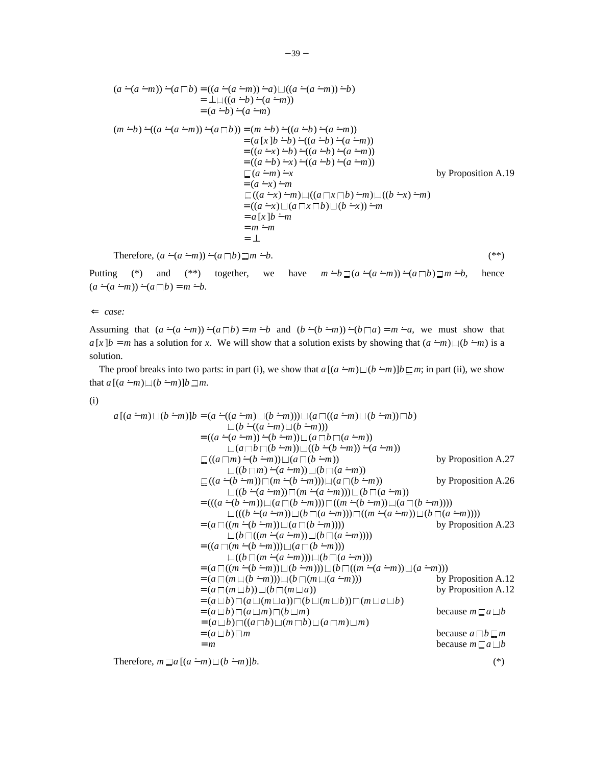$$
\begin{aligned}
(a \mathbin{\dot-} (a \mathbin{\dot-} m)) \mathbin{\dot-} (a \sqcap b) &= ((a \mathbin{\dot-} (a \mathbin{\dot-} m)) \mathbin{\dot-} a) \sqcup ((a \mathbin{\dot-} (a \mathbin{\dot-} m)) \mathbin{\dot-} b) \\
&= \bot \sqcup ((a \mathbin{\dot-} b) \mathbin{\dot-} (a \mathbin{\dot-} m)) \\
&= (a \mathbin{\dot-} b) \mathbin{\dot-} (a \mathbin{\dot-} m)
\end{aligned}
$$

$$
\begin{aligned}
(m \mathbin{\dot-} b) \mathbin{\dot-} ((a \mathbin{\dot-} (a \mathbin{\dot-} m)) \mathbin{\dot-} (a \sqcap b)) &= (m \mathbin{\dot-} b) \mathbin{\dot-} ((a \mathbin{\dot-} b) \mathbin{\dot-} (a \mathbin{\dot-} m)) \\
&= (a\,[x]\,b \mathbin{\dot-} b) \mathbin{\dot-} ((a \mathbin{\dot-} b) \mathbin{\dot-} (a \mathbin{\dot-} m)) \\
&= ((a \mathbin{\dot-} x) \mathbin{\dot-} b) \mathbin{\dot-} ((a \mathbin{\dot-} b) \mathbin{\dot-} (a \mathbin{\dot-} m)) \\
&= ((a \mathbin{\dot-} b) \mathbin{\dot-} x) \mathbin{\dot-} ((a \mathbin{\dot-} b) \mathbin{\dot-} (a \mathbin{\dot-} m)) \\
&\sqsubseteq (a \mathbin{\dot-} m) \mathbin{\dot-} x && \text{by Proposition A.19} \\
&= (a \mathbin{\dot-} x) \mathbin{\dot-} m \\
&\sqsubseteq ((a \mathbin{\dot-} x) \mathbin{\dot-} m) \sqcup ((a \sqcap x \sqcap b) \mathbin{\dot-} m) \sqcup ((b \mathbin{\dot-} x) \mathbin{\dot-} m) \\
&= ((a \mathbin{\dot-} x) \sqcup (a \sqcap x \sqcap b) \sqcup (b \mathbin{\dot-} x)) \mathbin{\dot-} m \\
&= a\,[x]\,b \mathbin{\dot-} m \\
&= m \mathbin{\dot-} m \\
&= \bot
\end{aligned}
$$

Therefore, $(a \mathbin{\dot-} (a \mathbin{\dot-} m)) \mathbin{\dot-} (a \sqcap b) \sqsupseteq m \mathbin{\dot-} b$. (**)

Putting (*) and (**) together, we have $m \mathbin{\dot-} b \sqsupseteq (a \mathbin{\dot-} (a \mathbin{\dot-} m)) \mathbin{\dot-} (a \sqcap b) \sqsupseteq m \mathbin{\dot-} b$, hence $(a \mathbin{\dot-} (a \mathbin{\dot-} m)) \mathbin{\dot-} (a \sqcap b) = m \mathbin{\dot-} b$.

$\Leftarrow$ *case:*

Assuming that $(a \mathbin{\dot-} (a \mathbin{\dot-} m)) \mathbin{\dot-} (a \sqcap b) = m \mathbin{\dot-} b$ and $(b \mathbin{\dot-} (b \mathbin{\dot-} m)) \mathbin{\dot-} (b \sqcap a) = m \mathbin{\dot-} a$, we must show that $a\,[x]\,b = m$ has a solution for $x$. We will show that a solution exists by showing that $(a \mathbin{\dot-} m) \sqcup (b \mathbin{\dot-} m)$ is a solution.

The proof breaks into two parts: in part (i), we show that $a\,[(a \mathbin{\dot-} m) \sqcup (b \mathbin{\dot-} m)]\,b \sqsubseteq m$; in part (ii), we show that $a\,[(a \mathbin{\dot-} m) \sqcup (b \mathbin{\dot-} m)]\,b \sqsupseteq m$.

(i)

$$
\begin{aligned}
a\,[(a \mathbin{\dot-} m) \sqcup (b \mathbin{\dot-} m)]\,b &= (a \mathbin{\dot-} ((a \mathbin{\dot-} m) \sqcup (b \mathbin{\dot-} m))) \sqcup (a \sqcap ((a \mathbin{\dot-} m) \sqcup (b \mathbin{\dot-} m)) \sqcap b) \\
&\qquad \sqcup (b \mathbin{\dot-} ((a \mathbin{\dot-} m) \sqcup (b \mathbin{\dot-} m))) \\
&= ((a \mathbin{\dot-} (a \mathbin{\dot-} m)) \mathbin{\dot-} (b \mathbin{\dot-} m)) \sqcup (a \sqcap b \sqcap (a \mathbin{\dot-} m)) \\
&\qquad \sqcup (a \sqcap b \sqcap (b \mathbin{\dot-} m)) \sqcup ((b \mathbin{\dot-} (b \mathbin{\dot-} m)) \mathbin{\dot-} (a \mathbin{\dot-} m)) \\
&\sqsubseteq ((a \sqcap m) \mathbin{\dot-} (b \mathbin{\dot-} m)) \sqcup (a \sqcap (b \mathbin{\dot-} m)) && \text{by Proposition A.27} \\
&\qquad \sqcup ((b \sqcap m) \mathbin{\dot-} (a \mathbin{\dot-} m)) \sqcup (b \sqcap (a \mathbin{\dot-} m)) \\
&\sqsubseteq ((a \mathbin{\dot-} (b \mathbin{\dot-} m)) \sqcap (m \mathbin{\dot-} (b \mathbin{\dot-} m))) \sqcup (a \sqcap (b \mathbin{\dot-} m)) && \text{by Proposition A.26} \\
&\qquad \sqcup ((b \mathbin{\dot-} (a \mathbin{\dot-} m)) \sqcap (m \mathbin{\dot-} (a \mathbin{\dot-} m))) \sqcup (b \sqcap (a \mathbin{\dot-} m)) \\
&= (((a \mathbin{\dot-} (b \mathbin{\dot-} m)) \sqcup (a \sqcap (b \mathbin{\dot-} m))) \sqcap ((m \mathbin{\dot-} (b \mathbin{\dot-} m)) \sqcup (a \sqcap (b \mathbin{\dot-} m)))) \\
&\qquad \sqcup (((b \mathbin{\dot-} (a \mathbin{\dot-} m)) \sqcup (b \sqcap (a \mathbin{\dot-} m))) \sqcap ((m \mathbin{\dot-} (a \mathbin{\dot-} m)) \sqcup (b \sqcap (a \mathbin{\dot-} m)))) \\
&= (a \sqcap ((m \mathbin{\dot-} (b \mathbin{\dot-} m)) \sqcup (a \sqcap (b \mathbin{\dot-} m)))) && \text{by Proposition A.23} \\
&\qquad \sqcup (b \sqcap ((m \mathbin{\dot-} (a \mathbin{\dot-} m)) \sqcup (b \sqcap (a \mathbin{\dot-} m)))) \\
&= ((a \sqcap (m \mathbin{\dot-} (b \mathbin{\dot-} m))) \sqcup (a \sqcap (b \mathbin{\dot-} m))) \\
&\qquad \sqcup ((b \sqcap (m \mathbin{\dot-} (a \mathbin{\dot-} m))) \sqcup (b \sqcap (a \mathbin{\dot-} m))) \\
&= (a \sqcap ((m \mathbin{\dot-} (b \mathbin{\dot-} m)) \sqcup (b \mathbin{\dot-} m))) \sqcup (b \sqcap ((m \mathbin{\dot-} (a \mathbin{\dot-} m)) \sqcup (a \mathbin{\dot-} m))) \\
&= (a \sqcap (m \sqcup (b \mathbin{\dot-} m))) \sqcup (b \sqcap (m \sqcup (a \mathbin{\dot-} m))) && \text{by Proposition A.12} \\
&= (a \sqcap (m \sqcup b)) \sqcup (b \sqcap (m \sqcup a)) && \text{by Proposition A.12} \\
&= (a \sqcup b) \sqcap (a \sqcup (m \sqcup a)) \sqcap (b \sqcup (m \sqcup b)) \sqcap (m \sqcup a \sqcup b) \\
&= (a \sqcup b) \sqcap (a \sqcup m) \sqcap (b \sqcup m) && \text{because } m \sqsubseteq a \sqcup b \\
&= (a \sqcup b) \sqcap ((a \sqcap b) \sqcup (m \sqcap b) \sqcup (a \sqcap m) \sqcup m) \\
&= (a \sqcup b) \sqcap m && \text{because } a \sqcap b \sqsubseteq m \\
&= m && \text{because } m \sqsubseteq a \sqcup b
\end{aligned}
$$

Therefore, $m \sqsupseteq a\,[(a \mathbin{\dot-} m) \sqcup (b \mathbin{\dot-} m)]\,b$. (*)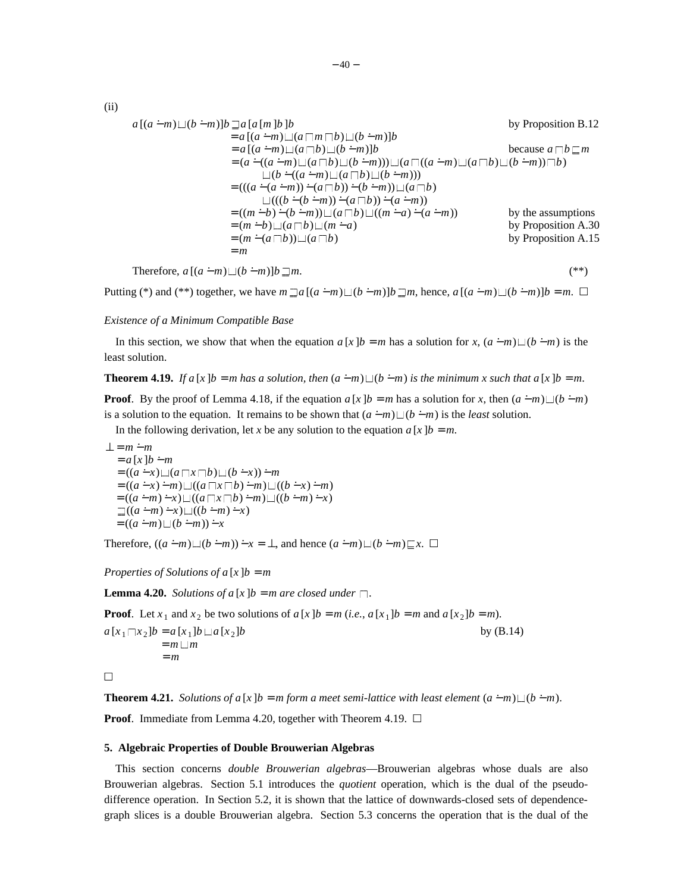(ii)

$$
\begin{aligned}
a\,[(a \dot{-} m) \sqcup (b \dot{-} m)]b &\sqsupseteq a\,[a\,[m\,]b\,]b && \text{by Proposition B.12} \\
&= a\,[(a \dot{-} m) \sqcup (a \sqcap m \sqcap b) \sqcup (b \dot{-} m)]b \\
&= a\,[(a \dot{-} m) \sqcup (a \sqcap b) \sqcup (b \dot{-} m)]b && \text{because } a \sqcap b \sqsubseteq m \\
&= (a \dot{-} ((a \dot{-} m) \sqcup (a \sqcap b) \sqcup (b \dot{-} m))) \sqcup (a \sqcap ((a \dot{-} m) \sqcup (a \sqcap b) \sqcup (b \dot{-} m)) \sqcap b) \\
&\qquad \sqcup (b \dot{-} ((a \dot{-} m) \sqcup (a \sqcap b) \sqcup (b \dot{-} m))) \\
&= (((a \dot{-} (a \dot{-} m)) \dot{-} (a \sqcap b)) \dot{-} (b \dot{-} m)) \sqcup (a \sqcap b) \\
&\qquad \sqcup (((b \dot{-} (b \dot{-} m)) \dot{-} (a \sqcap b)) \dot{-} (a \dot{-} m)) \\
&= ((m \dot{-} b) \dot{-} (b \dot{-} m)) \sqcup (a \sqcap b) \sqcup ((m \dot{-} a) \dot{-} (a \dot{-} m)) && \text{by the assumptions} \\
&= (m \dot{-} b) \sqcup (a \sqcap b) \sqcup (m \dot{-} a) && \text{by Proposition A.30} \\
&= (m \dot{-} (a \sqcap b)) \sqcup (a \sqcap b) && \text{by Proposition A.15} \\
&= m
\end{aligned}
$$

Therefore, $a\,[(a \dot{-} m) \sqcup (b \dot{-} m)]b \sqsupseteq m$. (**)

Putting (*) and (**) together, we have $m \sqsupseteq a\,[(a \dot{-} m) \sqcup (b \dot{-} m)]b \sqsupseteq m$, hence, $a\,[(a \dot{-} m) \sqcup (b \dot{-} m)]b = m$. □

*Existence of a Minimum Compatible Base*

In this section, we show that when the equation $a\,[x\,]b = m$ has a solution for $x$, $(a \dot{-} m) \sqcup (b \dot{-} m)$ is the least solution.

**Theorem 4.19.** *If $a\,[x\,]b = m$ has a solution, then $(a \dot{-} m) \sqcup (b \dot{-} m)$ is the minimum $x$ such that $a\,[x\,]b = m$.*

**Proof**. By the proof of Lemma 4.18, if the equation $a\,[x\,]b = m$ has a solution for $x$, then $(a \dot{-} m) \sqcup (b \dot{-} m)$ is a solution to the equation. It remains to be shown that $(a \dot{-} m) \sqcup (b \dot{-} m)$ is the *least* solution.

In the following derivation, let $x$ be any solution to the equation $a\,[x\,]b = m$.

$$
\begin{aligned}
\bot &= m \dot{-} m \\
&= a\,[x\,]b \dot{-} m \\
&= ((a \dot{-} x) \sqcup (a \sqcap x \sqcap b) \sqcup (b \dot{-} x)) \dot{-} m \\
&= ((a \dot{-} x) \dot{-} m) \sqcup ((a \sqcap x \sqcap b) \dot{-} m) \sqcup ((b \dot{-} x) \dot{-} m) \\
&= ((a \dot{-} m) \dot{-} x) \sqcup ((a \sqcap x \sqcap b) \dot{-} m) \sqcup ((b \dot{-} m) \dot{-} x) \\
&\sqsupseteq ((a \dot{-} m) \dot{-} x) \sqcup ((b \dot{-} m) \dot{-} x) \\
&= ((a \dot{-} m) \sqcup (b \dot{-} m)) \dot{-} x
\end{aligned}
$$

Therefore, $((a \dot{-} m) \sqcup (b \dot{-} m)) \dot{-} x = \bot$, and hence $(a \dot{-} m) \sqcup (b \dot{-} m) \sqsubseteq x$. □

*Properties of Solutions of $a\,[x\,]b = m$*

**Lemma 4.20.** *Solutions of $a\,[x\,]b = m$ are closed under $\sqcap$.*

**Proof**. Let $x_1$ and $x_2$ be two solutions of $a\,[x\,]b = m$ (*i.e.*, $a\,[x_1]b = m$ and $a\,[x_2]b = m$).

$$
\begin{aligned}
a\,[x_1 \sqcap x_2]b &= a\,[x_1]b \sqcup a\,[x_2]b && \text{by (B.14)} \\
&= m \sqcup m \\
&= m
\end{aligned}
$$

□

**Theorem 4.21.** *Solutions of $a\,[x\,]b = m$ form a meet semi-lattice with least element $(a \dot{-} m) \sqcup (b \dot{-} m)$.*

**Proof**. Immediate from Lemma 4.20, together with Theorem 4.19. □

### 5. Algebraic Properties of Double Brouwerian Algebras

This section concerns *double Brouwerian algebras*—Brouwerian algebras whose duals are also Brouwerian algebras. Section 5.1 introduces the *quotient* operation, which is the dual of the pseudo-difference operation. In Section 5.2, it is shown that the lattice of downwards-closed sets of dependence-graph slices is a double Brouwerian algebra. Section 5.3 concerns the operation that is the dual of the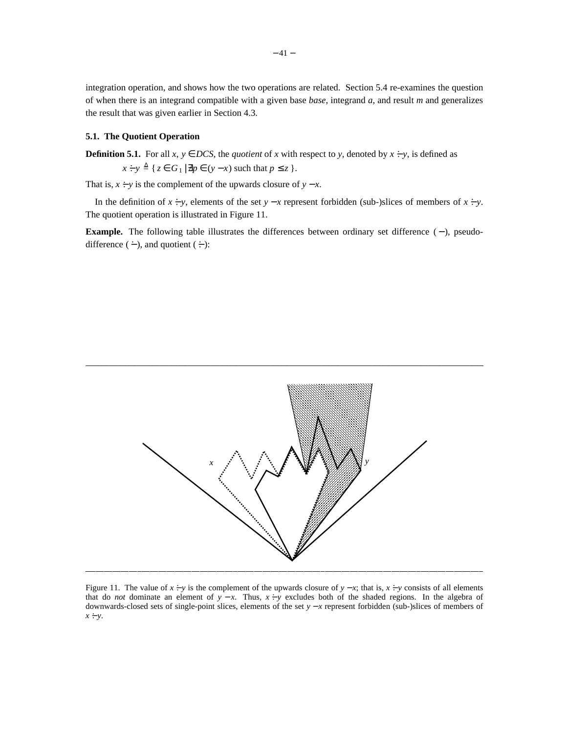integration operation, and shows how the two operations are related. Section 5.4 re-examines the question of when there is an integrand compatible with a given base *base*, integrand *a*, and result *m* and generalizes the result that was given earlier in Section 4.3.

### 5.1. The Quotient Operation

**Definition 5.1.** For all $x, y \in DCS$, the *quotient* of $x$ with respect to $y$, denoted by $x \div y$, is defined as

$$x \div y \triangleq \{ z \in G_1 \mid \nexists p \in (y - x) \text{ such that } p \le z \}.$$

That is, $x \div y$ is the complement of the upwards closure of $y - x$.

In the definition of $x \div y$, elements of the set $y - x$ represent forbidden (sub-)slices of members of $x \div y$. The quotient operation is illustrated in Figure 11.

**Example.** The following table illustrates the differences between ordinary set difference ( $-$ ), pseudo-difference ( $\dot{-}$ ), and quotient ( $\div$ ):

Figure 11. The value of $x \div y$ is the complement of the upwards closure of $y - x$; that is, $x \div y$ consists of all elements that do *not* dominate an element of $y - x$. Thus, $x \div y$ excludes both of the shaded regions. In the algebra of downwards-closed sets of single-point slices, elements of the set $y - x$ represent forbidden (sub-)slices of members of $x \div y$.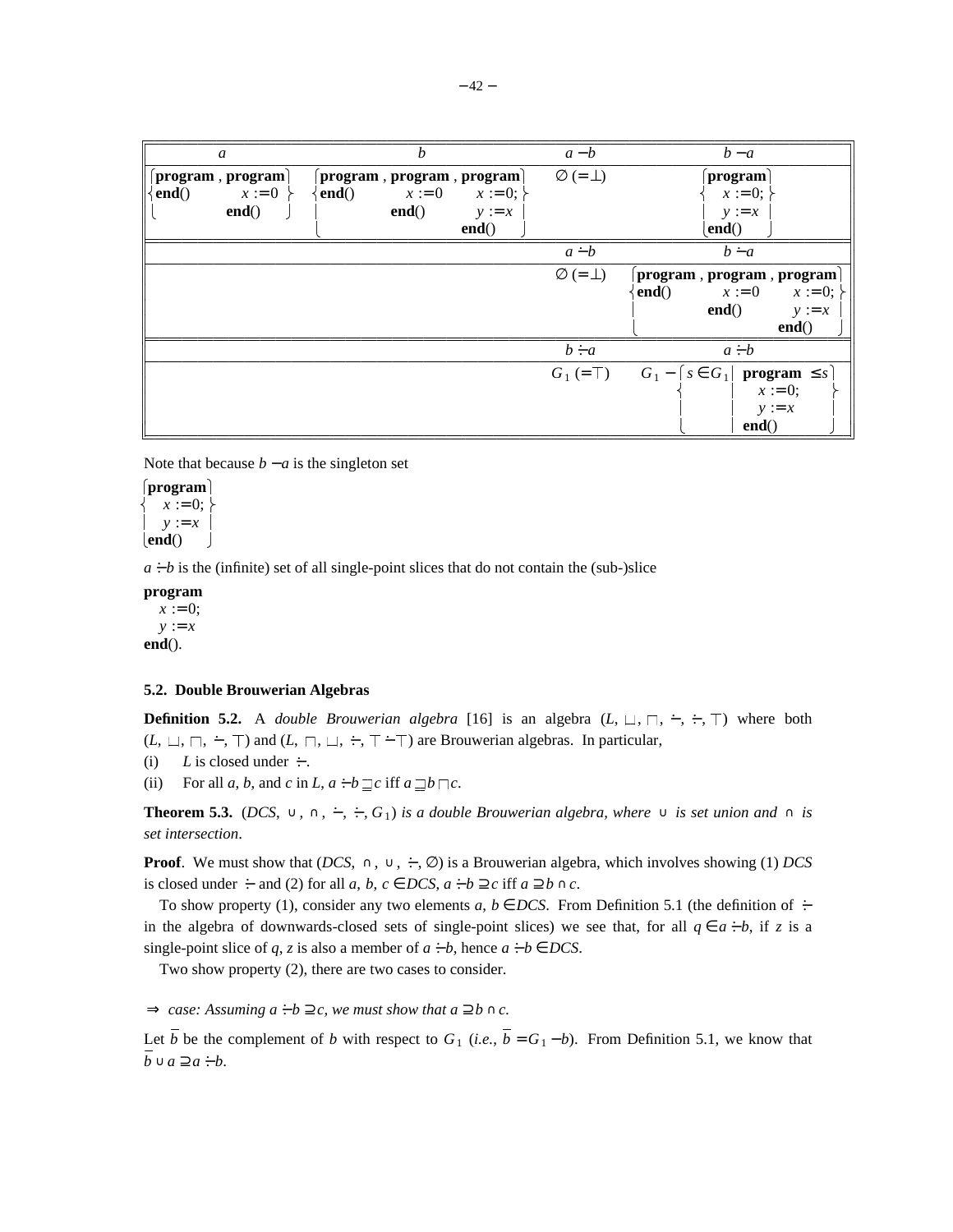| $a$ | $b$ | $a - b$ | $b - a$ |
|---|---|---|---|
| $\left\{ \begin{array}{ll} \textbf{program}, & \textbf{program} \\ \textbf{end}() & x := 0 \\ & \textbf{end}() \end{array} \right\}$ | $\left\{ \begin{array}{lll} \textbf{program}, & \textbf{program}, & \textbf{program} \\ \textbf{end}() & x := 0 & x := 0; \\ & \textbf{end}() & y := x \\ & & \textbf{end}() \end{array} \right\}$ | $\emptyset\ (= \bot)$ | $\left\{ \begin{array}{l} \textbf{program} \\ \quad x := 0; \\ \quad y := x \\ \textbf{end}() \end{array} \right\}$ |
| | | $a \dot{-} b$ | $b \dot{-} a$ |
| | | $\emptyset\ (= \bot)$ | $\left\{ \begin{array}{lll} \textbf{program}, & \textbf{program}, & \textbf{program} \\ \textbf{end}() & x := 0 & x := 0; \\ & \textbf{end}() & y := x \\ & & \textbf{end}() \end{array} \right\}$ |
| | | $b \div a$ | $a \div b$ |
| | | $G_1\ (= \top)$ | $G_1 - \left\{ s \in G_1 \,\middle|\, \begin{array}{l} \textbf{program} \le s \\ \quad x := 0; \\ \quad y := x \\ \textbf{end}() \end{array} \right\}$ |

Note that because $b - a$ is the singleton set

$$\left\{ \begin{array}{l} \textbf{program} \\ \quad x := 0; \\ \quad y := x \\ \textbf{end}() \end{array} \right\}$$

$a \div b$ is the (infinite) set of all single-point slices that do not contain the (sub-)slice

**program**
  $x := 0;$
  $y := x$
**end**().

### 5.2. Double Brouwerian Algebras

**Definition 5.2.** A *double Brouwerian algebra* [16] is an algebra $(L, \sqcup, \sqcap, \dot{-}, \div, \top)$ where both $(L, \sqcup, \sqcap, \dot{-}, \top)$ and $(L, \sqcap, \sqcup, \div, \top \dot{-} \top)$ are Brouwerian algebras. In particular,

(i) $L$ is closed under $\div$.

(ii) For all $a$, $b$, and $c$ in $L$, $a \div b \sqsupseteq c$ iff $a \sqsupseteq b \sqcap c$.

**Theorem 5.3.** *$(DCS, \cup, \cap, \dot{-}, \div, G_1)$ is a double Brouwerian algebra, where $\cup$ is set union and $\cap$ is set intersection.*

**Proof**. We must show that $(DCS, \cap, \cup, \div, \emptyset)$ is a Brouwerian algebra, which involves showing (1) $DCS$ is closed under $\div$ and (2) for all $a, b, c \in DCS$, $a \div b \supseteq c$ iff $a \supseteq b \cap c$.

To show property (1), consider any two elements $a, b \in DCS$. From Definition 5.1 (the definition of $\div$ in the algebra of downwards-closed sets of single-point slices) we see that, for all $q \in a \div b$, if $z$ is a single-point slice of $q$, $z$ is also a member of $a \div b$, hence $a \div b \in DCS$.

Two show property (2), there are two cases to consider.

$\Rightarrow$ *case: Assuming $a \div b \supseteq c$, we must show that $a \supseteq b \cap c$.*

Let $\overline{b}$ be the complement of $b$ with respect to $G_1$ (*i.e.*, $\overline{b} = G_1 - b$). From Definition 5.1, we know that $\overline{b} \cup a \supseteq a \div b$.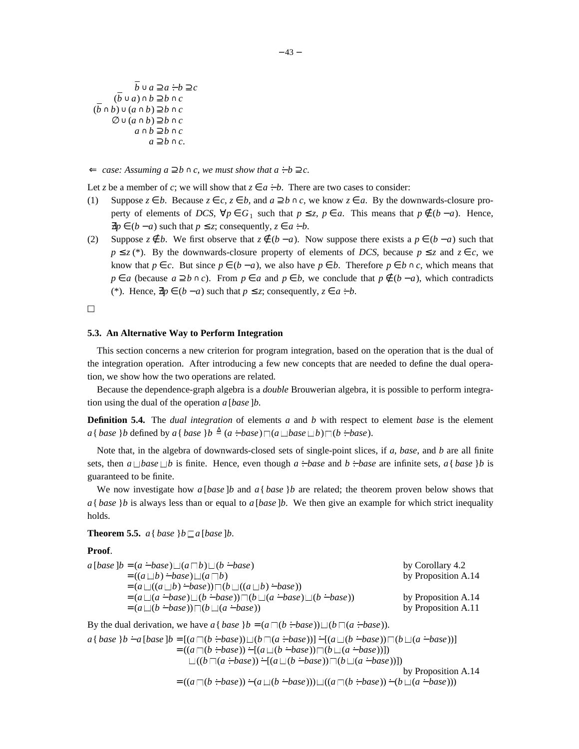$$
\begin{aligned}
\overline{b} \cup a &\supseteq a \dot{-} b \supseteq c \\
(\overline{b} \cup a) \cap b &\supseteq b \cap c \\
(\overline{b} \cap b) \cup (a \cap b) &\supseteq b \cap c \\
\emptyset \cup (a \cap b) &\supseteq b \cap c \\
a \cap b &\supseteq b \cap c \\
a &\supseteq b \cap c.
\end{aligned}
$$

$\Leftarrow$ *case: Assuming $a \supseteq b \cap c$, we must show that $a \dot{-} b \supseteq c$.*

Let $z$ be a member of $c$; we will show that $z \in a \dot{-} b$. There are two cases to consider:

(1) Suppose $z \in b$. Because $z \in c$, $z \in b$, and $a \supseteq b \cap c$, we know $z \in a$. By the downwards-closure property of elements of *DCS*, $\forall p \in G_1$ such that $p \leq z$, $p \in a$. This means that $p \notin (b - a)$. Hence, $\nexists p \in (b - a)$ such that $p \leq z$; consequently, $z \in a \dot{-} b$.

(2) Suppose $z \notin b$. We first observe that $z \notin (b - a)$. Now suppose there exists a $p \in (b - a)$ such that $p \leq z$ (*). By the downwards-closure property of elements of *DCS*, because $p \leq z$ and $z \in c$, we know that $p \in c$. But since $p \in (b - a)$, we also have $p \in b$. Therefore $p \in b \cap c$, which means that $p \in a$ (because $a \supseteq b \cap c$). From $p \in a$ and $p \in b$, we conclude that $p \notin (b - a)$, which contradicts (*). Hence, $\nexists p \in (b - a)$ such that $p \leq z$; consequently, $z \in a \dot{-} b$.

□

### 5.3. An Alternative Way to Perform Integration

This section concerns a new criterion for program integration, based on the operation that is the dual of the integration operation. After introducing a few new concepts that are needed to define the dual operation, we show how the two operations are related.

Because the dependence-graph algebra is a *double* Brouwerian algebra, it is possible to perform integration using the dual of the operation $a\,[\,base\,]\,b$.

**Definition 5.4.** The *dual integration* of elements $a$ and $b$ with respect to element *base* is the element $a\,\{\,base\,\}\,b$ defined by $a\,\{\,base\,\}\,b \triangleq (a \dot{\div} base) \sqcap (a \sqcup base \sqcup b) \sqcap (b \dot{\div} base)$.

Note that, in the algebra of downwards-closed sets of single-point slices, if $a$, *base*, and $b$ are all finite sets, then $a \sqcup base \sqcup b$ is finite. Hence, even though $a \dot{\div} base$ and $b \dot{\div} base$ are infinite sets, $a\,\{\,base\,\}\,b$ is guaranteed to be finite.

We now investigate how $a\,[\,base\,]\,b$ and $a\,\{\,base\,\}\,b$ are related; the theorem proven below shows that $a\,\{\,base\,\}\,b$ is always less than or equal to $a\,[\,base\,]\,b$. We then give an example for which strict inequality holds.

**Theorem 5.5.** $a\,\{\,base\,\}\,b \sqsubseteq a\,[\,base\,]\,b$.

**Proof**.

$$
\begin{aligned}
a\,[\,base\,]\,b &= (a \dot{-} base) \sqcup (a \sqcap b) \sqcup (b \dot{-} base) && \text{by Corollary 4.2} \\
&= ((a \sqcup b) \dot{-} base) \sqcup (a \sqcap b) && \text{by Proposition A.14} \\
&= (a \sqcup ((a \sqcup b) \dot{-} base)) \sqcap (b \sqcup ((a \sqcup b) \dot{-} base)) && \\
&= (a \sqcup (a \dot{-} base) \sqcup (b \dot{-} base)) \sqcap (b \sqcup (a \dot{-} base) \sqcup (b \dot{-} base)) && \text{by Proposition A.14} \\
&= (a \sqcup (b \dot{-} base)) \sqcap (b \sqcup (a \dot{-} base)) && \text{by Proposition A.11}
\end{aligned}
$$

By the dual derivation, we have $a\,\{\,base\,\}\,b = (a \sqcap (b \dot{\div} base)) \sqcup (b \sqcap (a \dot{\div} base))$.

$$
\begin{aligned}
a\,\{\,base\,\}\,b \dot{-} a\,[\,base\,]\,b &= [(a \sqcap (b \dot{\div} base)) \sqcup (b \sqcap (a \dot{\div} base))] \dot{-} [(a \sqcup (b \dot{-} base)) \sqcap (b \sqcup (a \dot{-} base))] \\
&= ((a \sqcap (b \dot{\div} base)) \dot{-} [(a \sqcup (b \dot{-} base)) \sqcap (b \sqcup (a \dot{-} base))]) \\
&\quad \sqcup ((b \sqcap (a \dot{\div} base)) \dot{-} [(a \sqcup (b \dot{-} base)) \sqcap (b \sqcup (a \dot{-} base))]) \\
&\qquad\qquad \text{by Proposition A.14} \\
&= ((a \sqcap (b \dot{\div} base)) \dot{-} (a \sqcup (b \dot{-} base))) \sqcup ((a \sqcap (b \dot{\div} base)) \dot{-} (b \sqcup (a \dot{-} base)))
\end{aligned}
$$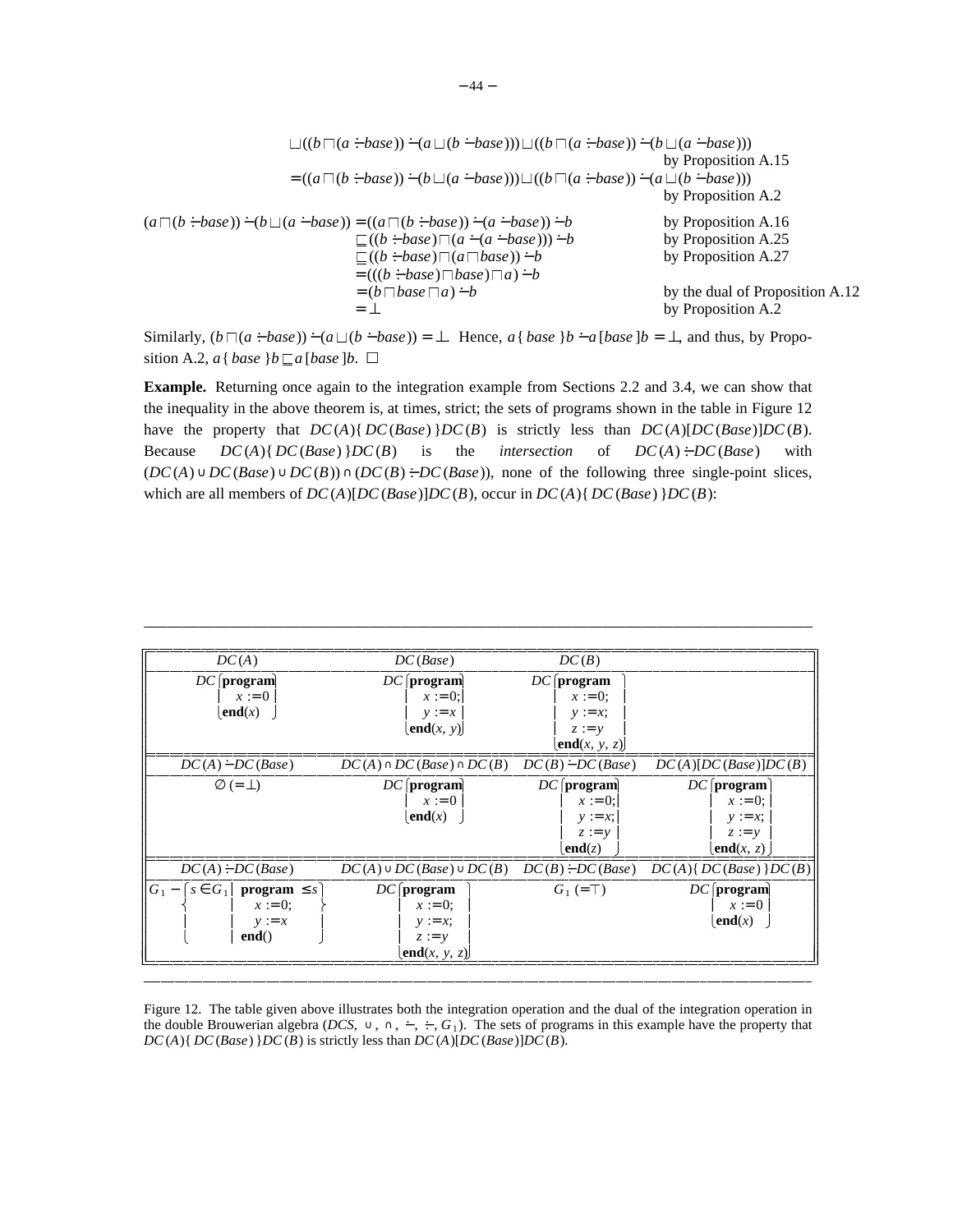$$\sqcup ((b \sqcap (a \dot{\div} base)) \dot{-} (a \sqcup (b \dot{-} base))) \sqcup ((b \sqcap (a \dot{\div} base)) \dot{-} (b \sqcup (a \dot{-} base)))$$ by Proposition A.15

$$= ((a \sqcap (b \dot{\div} base)) \dot{-} (b \sqcup (a \dot{-} base))) \sqcup ((b \sqcap (a \dot{\div} base)) \dot{-} (a \sqcup (b \dot{-} base)))$$ by Proposition A.2

$$\begin{aligned}
(a \sqcap (b \dot{\div} base)) \dot{-} (b \sqcup (a \dot{-} base)) &= ((a \sqcap (b \dot{\div} base)) \dot{-} (a \dot{-} base)) \dot{-} b && \text{by Proposition A.16} \\
&\sqsubseteq ((b \dot{\div} base) \sqcap (a \dot{-} (a \dot{-} base))) \dot{-} b && \text{by Proposition A.25} \\
&\sqsubseteq ((b \dot{\div} base) \sqcap (a \sqcap base)) \dot{-} b && \text{by Proposition A.27} \\
&= (((b \dot{\div} base) \sqcap base) \sqcap a) \dot{-} b && \\
&= (b \sqcap base \sqcap a) \dot{-} b && \text{by the dual of Proposition A.12} \\
&= \bot && \text{by Proposition A.2}
\end{aligned}$$

Similarly, $(b \sqcap (a \dot{\div} base)) \dot{-} (a \sqcup (b \dot{-} base)) = \bot$. Hence, $a \{ base \} b \dot{-} a [base] b = \bot$, and thus, by Proposition A.2, $a \{ base \} b \sqsubseteq a [base] b$. □

**Example.** Returning once again to the integration example from Sections 2.2 and 3.4, we can show that the inequality in the above theorem is, at times, strict; the sets of programs shown in the table in Figure 12 have the property that $DC(A)\{ DC(Base) \}DC(B)$ is strictly less than $DC(A)[DC(Base)]DC(B)$. Because $DC(A)\{ DC(Base) \}DC(B)$ is the *intersection* of $DC(A) \dot{\div} DC(Base)$ with $(DC(A) \cup DC(Base) \cup DC(B)) \cap (DC(B) \dot{\div} DC(Base))$, none of the following three single-point slices, which are all members of $DC(A)[DC(Base)]DC(B)$, occur in $DC(A)\{ DC(Base) \}DC(B)$:

| $DC(A)$ | $DC(Base)$ | $DC(B)$ | |
|---|---|---|---|
| $DC$ [**program** $x := 0$ **end**$(x)$] | $DC$ [**program** $x := 0$; $y := x$ **end**$(x, y)$] | $DC$ [**program** $x := 0$; $y := x$; $z := y$ **end**$(x, y, z)$] | |
| $DC(A) \dot{-} DC(Base)$ | $DC(A) \cap DC(Base) \cap DC(B)$ | $DC(B) \dot{-} DC(Base)$ | $DC(A)[DC(Base)]DC(B)$ |
| $\emptyset$ $(= \bot)$ | $DC$ [**program** $x := 0$ **end**$(x)$] | $DC$ [**program** $x := 0$; $y := x$; $z := y$ **end**$(z)$] | $DC$ [**program** $x := 0$; $y := x$; $z := y$ **end**$(x, z)$] |
| $DC(A) \dot{\div} DC(Base)$ | $DC(A) \cup DC(Base) \cup DC(B)$ | $DC(B) \dot{\div} DC(Base)$ | $DC(A)\{ DC(Base) \}DC(B)$ |
| $G_1 - \{ s \in G_1 \mid$ **program** $x := 0$; $y := x$ **end**$() \le s \}$ | $DC$ [**program** $x := 0$; $y := x$; $z := y$ **end**$(x, y, z)$] | $G_1$ $(= \top)$ | $DC$ [**program** $x := 0$ **end**$(x)$] |

Figure 12. The table given above illustrates both the integration operation and the dual of the integration operation in the double Brouwerian algebra $(DCS, \cup, \cap, \dot{-}, \dot{\div}, G_1)$. The sets of programs in this example have the property that $DC(A)\{ DC(Base) \}DC(B)$ is strictly less than $DC(A)[DC(Base)]DC(B)$.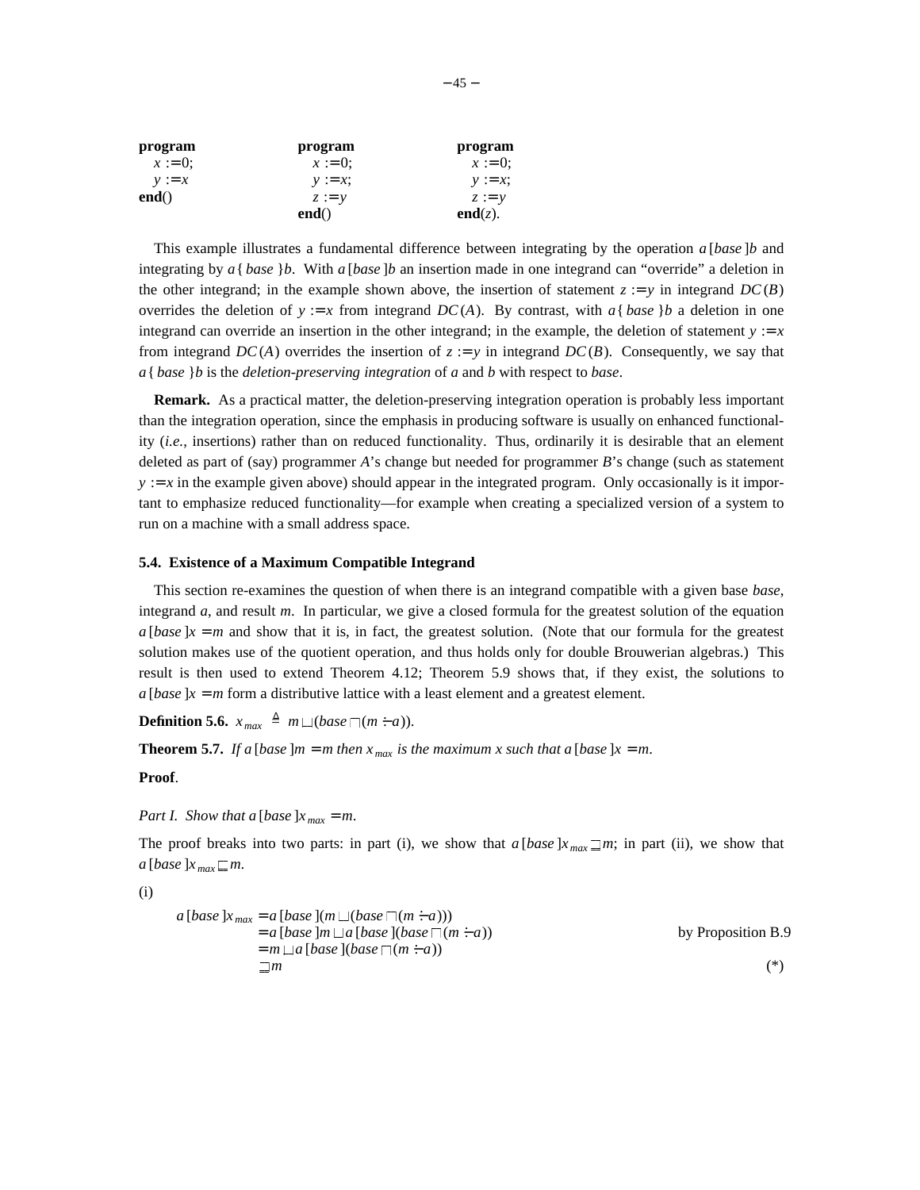```
program              program              program
  x := 0;              x := 0;              x := 0;
  y := x               y := x;              y := x;
end()                  z := y               z := y
                     end()                end(z).
```

This example illustrates a fundamental difference between integrating by the operation $a\,[base\,]b$ and integrating by $a\{\,base\,\}b$. With $a\,[base\,]b$ an insertion made in one integrand can "override" a deletion in the other integrand; in the example shown above, the insertion of statement $z := y$ in integrand $DC(B)$ overrides the deletion of $y := x$ from integrand $DC(A)$. By contrast, with $a\{\,base\,\}b$ a deletion in one integrand can override an insertion in the other integrand; in the example, the deletion of statement $y := x$ from integrand $DC(A)$ overrides the insertion of $z := y$ in integrand $DC(B)$. Consequently, we say that $a\{\,base\,\}b$ is the *deletion-preserving integration* of $a$ and $b$ with respect to *base*.

**Remark.** As a practical matter, the deletion-preserving integration operation is probably less important than the integration operation, since the emphasis in producing software is usually on enhanced functionality (*i.e.*, insertions) rather than on reduced functionality. Thus, ordinarily it is desirable that an element deleted as part of (say) programmer $A$'s change but needed for programmer $B$'s change (such as statement $y := x$ in the example given above) should appear in the integrated program. Only occasionally is it important to emphasize reduced functionality—for example when creating a specialized version of a system to run on a machine with a small address space.

### 5.4. Existence of a Maximum Compatible Integrand

This section re-examines the question of when there is an integrand compatible with a given base *base*, integrand $a$, and result $m$. In particular, we give a closed formula for the greatest solution of the equation $a\,[base\,]x = m$ and show that it is, in fact, the greatest solution. (Note that our formula for the greatest solution makes use of the quotient operation, and thus holds only for double Brouwerian algebras.) This result is then used to extend Theorem 4.12; Theorem 5.9 shows that, if they exist, the solutions to $a\,[base\,]x = m$ form a distributive lattice with a least element and a greatest element.

**Definition 5.6.** $x_{max} \triangleq m \sqcup (base \sqcap (m \dot{-} a))$.

**Theorem 5.7.** *If $a\,[base\,]m = m$ then $x_{max}$ is the maximum $x$ such that $a\,[base\,]x = m$.*

**Proof**.

*Part I. Show that $a\,[base\,]x_{max} = m$.*

The proof breaks into two parts: in part (i), we show that $a\,[base\,]x_{max} \sqsupseteq m$; in part (ii), we show that $a\,[base\,]x_{max} \sqsubseteq m$.

(i)

$$
\begin{aligned}
a\,[base\,]x_{max} &= a\,[base\,](m \sqcup (base \sqcap (m \dot{-} a))) \\
&= a\,[base\,]m \sqcup a\,[base\,](base \sqcap (m \dot{-} a)) && \text{by Proposition B.9} \\
&= m \sqcup a\,[base\,](base \sqcap (m \dot{-} a)) \\
&\sqsupseteq m && (*)
\end{aligned}
$$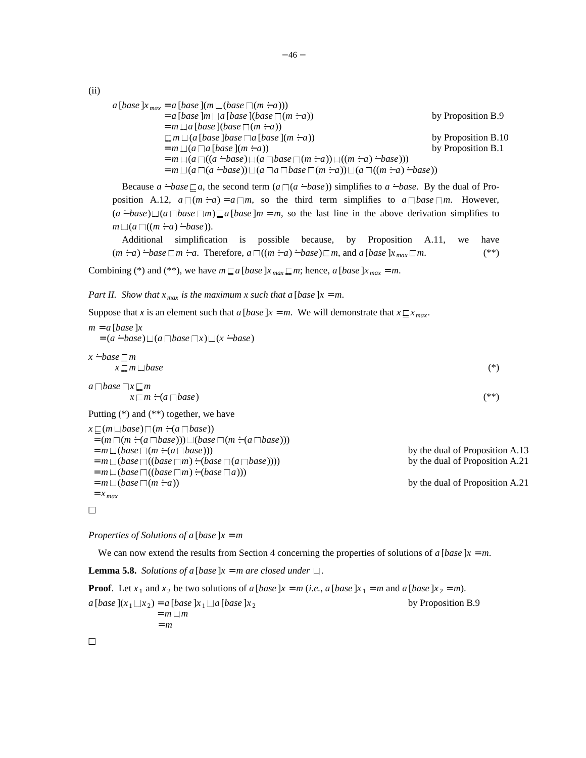(ii)

$$
\begin{aligned}
a\,[base\,]x_{max} &= a\,[base\,](m \sqcup (base \sqcap (m \dot{-} a))) \\
&= a\,[base\,]m \sqcup a\,[base\,](base \sqcap (m \dot{-} a)) && \text{by Proposition B.9} \\
&= m \sqcup a\,[base\,](base \sqcap (m \dot{-} a)) \\
&\sqsubseteq m \sqcup (a\,[base\,]base \sqcap a\,[base\,](m \dot{-} a)) && \text{by Proposition B.10} \\
&= m \sqcup (a \sqcap a\,[base\,](m \dot{-} a)) && \text{by Proposition B.1} \\
&= m \sqcup (a \sqcap ((a \dot{-} base) \sqcup (a \sqcap base \sqcap (m \dot{-} a)) \sqcup ((m \dot{-} a) \dot{-} base))) \\
&= m \sqcup (a \sqcap (a \dot{-} base)) \sqcup (a \sqcap a \sqcap base \sqcap (m \dot{-} a)) \sqcup (a \sqcap ((m \dot{-} a) \dot{-} base))
\end{aligned}
$$

Because $a \dot{-} base \sqsubseteq a$, the second term $(a \sqcap (a \dot{-} base))$ simplifies to $a \dot{-} base$. By the dual of Proposition A.12, $a \sqcap (m \dot{-} a) = a \sqcap m$, so the third term simplifies to $a \sqcap base \sqcap m$. However, $(a \dot{-} base) \sqcup (a \sqcap base \sqcap m) \sqsubseteq a\,[base\,]m = m$, so the last line in the above derivation simplifies to $m \sqcup (a \sqcap ((m \dot{-} a) \dot{-} base))$.

Additional simplification is possible because, by Proposition A.11, we have $(m \dot{-} a) \dot{-} base \sqsubseteq m \dot{-} a$. Therefore, $a \sqcap ((m \dot{-} a) \dot{-} base) \sqsubseteq m$, and $a\,[base\,]x_{max} \sqsubseteq m$. (\*\*)

Combining (\*) and (\*\*), we have $m \sqsubseteq a\,[base\,]x_{max} \sqsubseteq m$; hence, $a\,[base\,]x_{max} = m$.

*Part II. Show that $x_{max}$ is the maximum $x$ such that $a\,[base\,]x = m$.*

Suppose that $x$ is an element such that $a\,[base\,]x = m$. We will demonstrate that $x \sqsubseteq x_{max}$.

$$
\begin{aligned}
m &= a\,[base\,]x \\
&= (a \dot{-} base) \sqcup (a \sqcap base \sqcap x) \sqcup (x \dot{-} base)
\end{aligned}
$$

$$
\begin{aligned}
x \dot{-} base &\sqsubseteq m \\
x &\sqsubseteq m \sqcup base && (*)
\end{aligned}
$$

$$
\begin{aligned}
a \sqcap base \sqcap x &\sqsubseteq m \\
x &\sqsubseteq m \dot{-} (a \sqcap base) && (**)
\end{aligned}
$$

Putting (\*) and (\*\*) together, we have

$$
\begin{aligned}
x &\sqsubseteq (m \sqcup base) \sqcap (m \dot{-} (a \sqcap base)) \\
&= (m \sqcap (m \dot{-} (a \sqcap base))) \sqcup (base \sqcap (m \dot{-} (a \sqcap base))) \\
&= m \sqcup (base \sqcap (m \dot{-} (a \sqcap base))) && \text{by the dual of Proposition A.13} \\
&= m \sqcup (base \sqcap ((base \sqcap m) \dot{-} (base \sqcap (a \sqcap base)))) && \text{by the dual of Proposition A.21} \\
&= m \sqcup (base \sqcap ((base \sqcap m) \dot{-} (base \sqcap a))) \\
&= m \sqcup (base \sqcap (m \dot{-} a)) && \text{by the dual of Proposition A.21} \\
&= x_{max}
\end{aligned}
$$

□

*Properties of Solutions of $a\,[base\,]x = m$*

We can now extend the results from Section 4 concerning the properties of solutions of $a\,[base\,]x = m$.

**Lemma 5.8.** *Solutions of $a\,[base\,]x = m$ are closed under $\sqcup$.*

**Proof**. Let $x_1$ and $x_2$ be two solutions of $a\,[base\,]x = m$ (*i.e.*, $a\,[base\,]x_1 = m$ and $a\,[base\,]x_2 = m$).

$$
\begin{aligned}
a\,[base\,](x_1 \sqcup x_2) &= a\,[base\,]x_1 \sqcup a\,[base\,]x_2 && \text{by Proposition B.9} \\
&= m \sqcup m \\
&= m
\end{aligned}
$$

□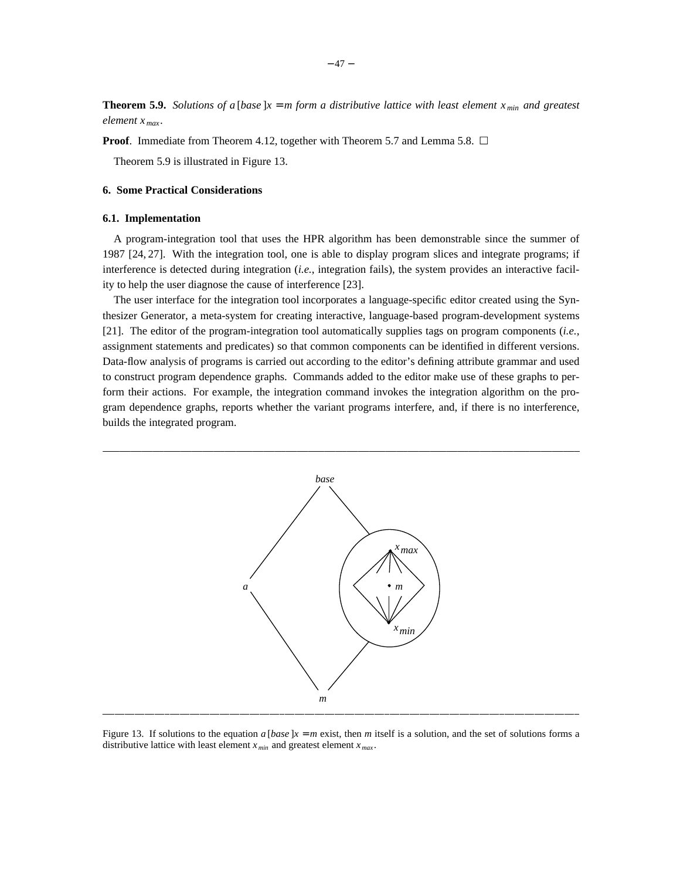**Theorem 5.9.** *Solutions of $a[base]x = m$ form a distributive lattice with least element $x_{min}$ and greatest element $x_{max}$.*

**Proof**. Immediate from Theorem 4.12, together with Theorem 5.7 and Lemma 5.8. □

Theorem 5.9 is illustrated in Figure 13.

## 6. Some Practical Considerations

### 6.1. Implementation

A program-integration tool that uses the HPR algorithm has been demonstrable since the summer of 1987 [24, 27]. With the integration tool, one is able to display program slices and integrate programs; if interference is detected during integration (*i.e.*, integration fails), the system provides an interactive facility to help the user diagnose the cause of interference [23].

The user interface for the integration tool incorporates a language-specific editor created using the Synthesizer Generator, a meta-system for creating interactive, language-based program-development systems [21]. The editor of the program-integration tool automatically supplies tags on program components (*i.e.*, assignment statements and predicates) so that common components can be identified in different versions. Data-flow analysis of programs is carried out according to the editor's defining attribute grammar and used to construct program dependence graphs. Commands added to the editor make use of these graphs to perform their actions. For example, the integration command invokes the integration algorithm on the program dependence graphs, reports whether the variant programs interfere, and, if there is no interference, builds the integrated program.

Figure 13. If solutions to the equation $a[base]x = m$ exist, then $m$ itself is a solution, and the set of solutions forms a distributive lattice with least element $x_{min}$ and greatest element $x_{max}$.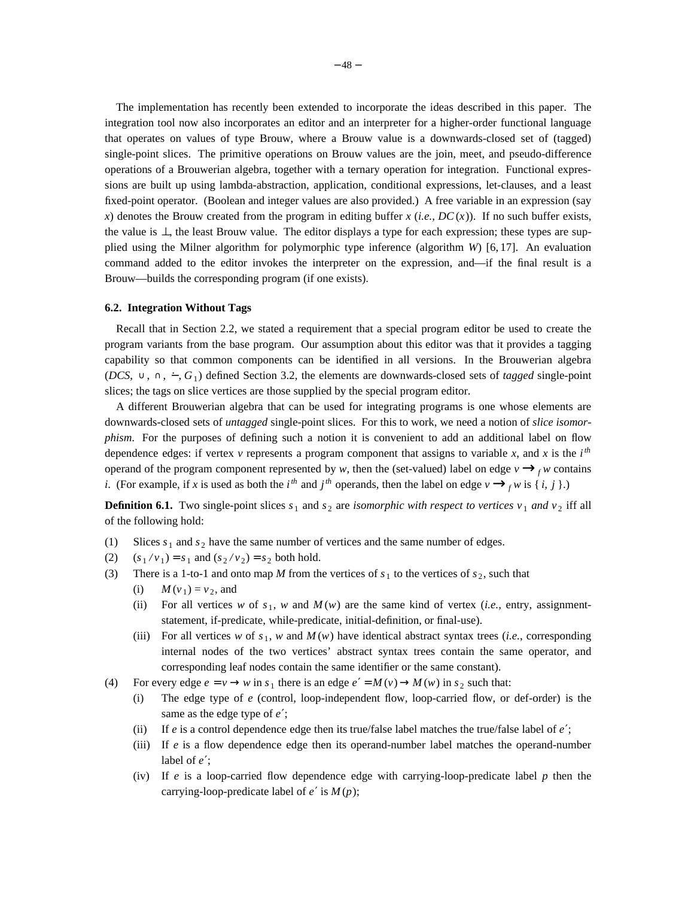The implementation has recently been extended to incorporate the ideas described in this paper. The integration tool now also incorporates an editor and an interpreter for a higher-order functional language that operates on values of type Brouw, where a Brouw value is a downwards-closed set of (tagged) single-point slices. The primitive operations on Brouw values are the join, meet, and pseudo-difference operations of a Brouwerian algebra, together with a ternary operation for integration. Functional expressions are built up using lambda-abstraction, application, conditional expressions, let-clauses, and a least fixed-point operator. (Boolean and integer values are also provided.) A free variable in an expression (say $x$) denotes the Brouw created from the program in editing buffer $x$ (*i.e.*, $DC(x)$). If no such buffer exists, the value is $\bot$, the least Brouw value. The editor displays a type for each expression; these types are supplied using the Milner algorithm for polymorphic type inference (algorithm $W$) [6, 17]. An evaluation command added to the editor invokes the interpreter on the expression, and—if the final result is a Brouw—builds the corresponding program (if one exists).

### 6.2. Integration Without Tags

Recall that in Section 2.2, we stated a requirement that a special program editor be used to create the program variants from the base program. Our assumption about this editor was that it provides a tagging capability so that common components can be identified in all versions. In the Brouwerian algebra $(DCS, \cup, \cap, \dot{-}, G_1)$ defined Section 3.2, the elements are downwards-closed sets of *tagged* single-point slices; the tags on slice vertices are those supplied by the special program editor.

A different Brouwerian algebra that can be used for integrating programs is one whose elements are downwards-closed sets of *untagged* single-point slices. For this to work, we need a notion of *slice isomorphism*. For the purposes of defining such a notion it is convenient to add an additional label on flow dependence edges: if vertex $v$ represents a program component that assigns to variable $x$, and $x$ is the $i^{th}$ operand of the program component represented by $w$, then the (set-valued) label on edge $v \longrightarrow_f w$ contains $i$. (For example, if $x$ is used as both the $i^{th}$ and $j^{th}$ operands, then the label on edge $v \longrightarrow_f w$ is $\{ i, j \}$.)

**Definition 6.1.** Two single-point slices $s_1$ and $s_2$ are *isomorphic with respect to vertices $v_1$ and $v_2$* iff all of the following hold:

(1) Slices $s_1$ and $s_2$ have the same number of vertices and the same number of edges.

(2) $(s_1 / v_1) = s_1$ and $(s_2 / v_2) = s_2$ both hold.

(3) There is a 1-to-1 and onto map $M$ from the vertices of $s_1$ to the vertices of $s_2$, such that
   - (i) $M(v_1) = v_2$, and
   - (ii) For all vertices $w$ of $s_1$, $w$ and $M(w)$ are the same kind of vertex (*i.e.*, entry, assignment-statement, if-predicate, while-predicate, initial-definition, or final-use).
   - (iii) For all vertices $w$ of $s_1$, $w$ and $M(w)$ have identical abstract syntax trees (*i.e.*, corresponding internal nodes of the two vertices' abstract syntax trees contain the same operator, and corresponding leaf nodes contain the same identifier or the same constant).

(4) For every edge $e = v \rightarrow w$ in $s_1$ there is an edge $e' = M(v) \rightarrow M(w)$ in $s_2$ such that:
   - (i) The edge type of $e$ (control, loop-independent flow, loop-carried flow, or def-order) is the same as the edge type of $e'$;
   - (ii) If $e$ is a control dependence edge then its true/false label matches the true/false label of $e'$;
   - (iii) If $e$ is a flow dependence edge then its operand-number label matches the operand-number label of $e'$;
   - (iv) If $e$ is a loop-carried flow dependence edge with carrying-loop-predicate label $p$ then the carrying-loop-predicate label of $e'$ is $M(p)$;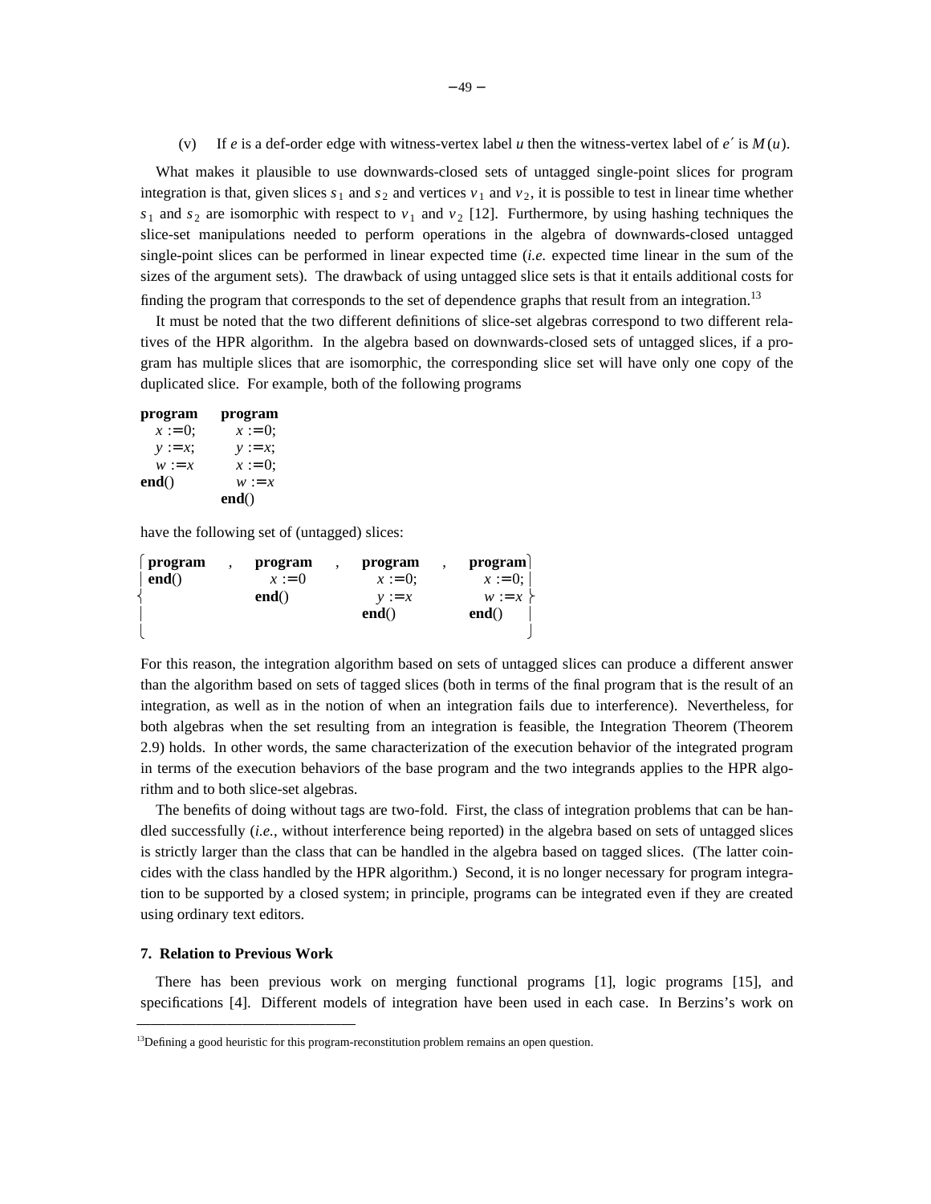(v) If $e$ is a def-order edge with witness-vertex label $u$ then the witness-vertex label of $e'$ is $M(u)$.

What makes it plausible to use downwards-closed sets of untagged single-point slices for program integration is that, given slices $s_1$ and $s_2$ and vertices $v_1$ and $v_2$, it is possible to test in linear time whether $s_1$ and $s_2$ are isomorphic with respect to $v_1$ and $v_2$ [12]. Furthermore, by using hashing techniques the slice-set manipulations needed to perform operations in the algebra of downwards-closed untagged single-point slices can be performed in linear expected time (*i.e.* expected time linear in the sum of the sizes of the argument sets). The drawback of using untagged slice sets is that it entails additional costs for finding the program that corresponds to the set of dependence graphs that result from an integration.[13]

It must be noted that the two different definitions of slice-set algebras correspond to two different relatives of the HPR algorithm. In the algebra based on downwards-closed sets of untagged slices, if a program has multiple slices that are isomorphic, the corresponding slice set will have only one copy of the duplicated slice. For example, both of the following programs

```
program        program
  x := 0;        x := 0;
  y := x;        y := x;
  w := x         x := 0;
end()            w := x
               end()
```

have the following set of (untagged) slices:

```
{ program  ,  program  ,  program  ,  program }
  end()         x := 0      x := 0;     x := 0;
              end()         y := x      w := x
                          end()       end()
```

For this reason, the integration algorithm based on sets of untagged slices can produce a different answer than the algorithm based on sets of tagged slices (both in terms of the final program that is the result of an integration, as well as in the notion of when an integration fails due to interference). Nevertheless, for both algebras when the set resulting from an integration is feasible, the Integration Theorem (Theorem 2.9) holds. In other words, the same characterization of the execution behavior of the integrated program in terms of the execution behaviors of the base program and the two integrands applies to the HPR algorithm and to both slice-set algebras.

The benefits of doing without tags are two-fold. First, the class of integration problems that can be handled successfully (*i.e.*, without interference being reported) in the algebra based on sets of untagged slices is strictly larger than the class that can be handled in the algebra based on tagged slices. (The latter coincides with the class handled by the HPR algorithm.) Second, it is no longer necessary for program integration to be supported by a closed system; in principle, programs can be integrated even if they are created using ordinary text editors.

## 7. Relation to Previous Work

There has been previous work on merging functional programs [1], logic programs [15], and specifications [4]. Different models of integration have been used in each case. In Berzins's work on

---

[13] Defining a good heuristic for this program-reconstitution problem remains an open question.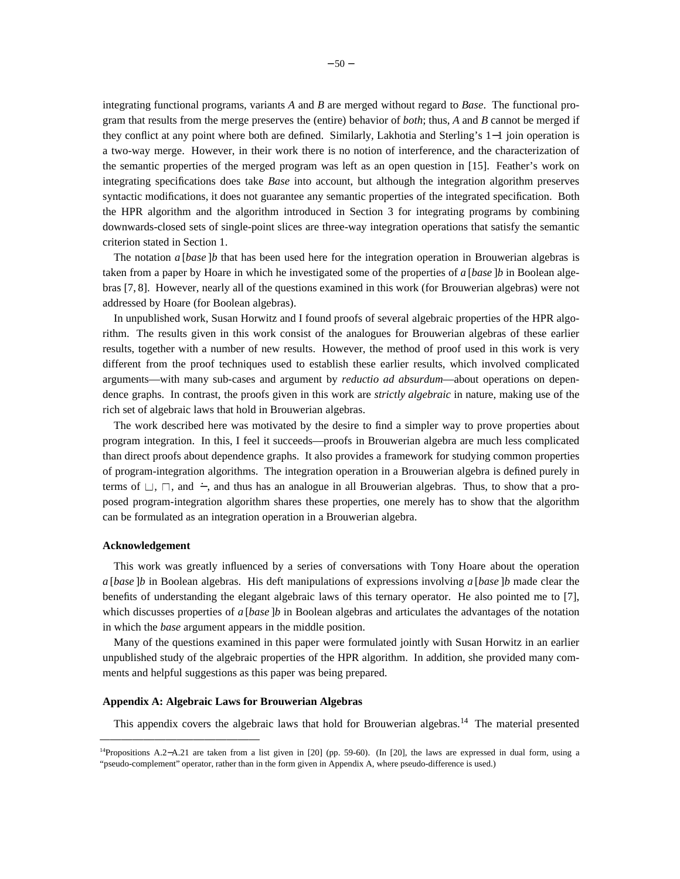integrating functional programs, variants *A* and *B* are merged without regard to *Base*. The functional program that results from the merge preserves the (entire) behavior of *both*; thus, *A* and *B* cannot be merged if they conflict at any point where both are defined. Similarly, Lakhotia and Sterling's 1−1 join operation is a two-way merge. However, in their work there is no notion of interference, and the characterization of the semantic properties of the merged program was left as an open question in [15]. Feather's work on integrating specifications does take *Base* into account, but although the integration algorithm preserves syntactic modifications, it does not guarantee any semantic properties of the integrated specification. Both the HPR algorithm and the algorithm introduced in Section 3 for integrating programs by combining downwards-closed sets of single-point slices are three-way integration operations that satisfy the semantic criterion stated in Section 1.

The notation $a\,[base\,]b$ that has been used here for the integration operation in Brouwerian algebras is taken from a paper by Hoare in which he investigated some of the properties of $a\,[base\,]b$ in Boolean algebras [7, 8]. However, nearly all of the questions examined in this work (for Brouwerian algebras) were not addressed by Hoare (for Boolean algebras).

In unpublished work, Susan Horwitz and I found proofs of several algebraic properties of the HPR algorithm. The results given in this work consist of the analogues for Brouwerian algebras of these earlier results, together with a number of new results. However, the method of proof used in this work is very different from the proof techniques used to establish these earlier results, which involved complicated arguments—with many sub-cases and argument by *reductio ad absurdum*—about operations on dependence graphs. In contrast, the proofs given in this work are *strictly algebraic* in nature, making use of the rich set of algebraic laws that hold in Brouwerian algebras.

The work described here was motivated by the desire to find a simpler way to prove properties about program integration. In this, I feel it succeeds—proofs in Brouwerian algebra are much less complicated than direct proofs about dependence graphs. It also provides a framework for studying common properties of program-integration algorithms. The integration operation in a Brouwerian algebra is defined purely in terms of $\sqcup$, $\sqcap$, and $\dot{-}$, and thus has an analogue in all Brouwerian algebras. Thus, to show that a proposed program-integration algorithm shares these properties, one merely has to show that the algorithm can be formulated as an integration operation in a Brouwerian algebra.

**Acknowledgement**

This work was greatly influenced by a series of conversations with Tony Hoare about the operation $a\,[base\,]b$ in Boolean algebras. His deft manipulations of expressions involving $a\,[base\,]b$ made clear the benefits of understanding the elegant algebraic laws of this ternary operator. He also pointed me to [7], which discusses properties of $a\,[base\,]b$ in Boolean algebras and articulates the advantages of the notation in which the *base* argument appears in the middle position.

Many of the questions examined in this paper were formulated jointly with Susan Horwitz in an earlier unpublished study of the algebraic properties of the HPR algorithm. In addition, she provided many comments and helpful suggestions as this paper was being prepared.

**Appendix A: Algebraic Laws for Brouwerian Algebras**

This appendix covers the algebraic laws that hold for Brouwerian algebras.[14] The material presented

[14] Propositions A.2−A.21 are taken from a list given in [20] (pp. 59-60). (In [20], the laws are expressed in dual form, using a "pseudo-complement" operator, rather than in the form given in Appendix A, where pseudo-difference is used.)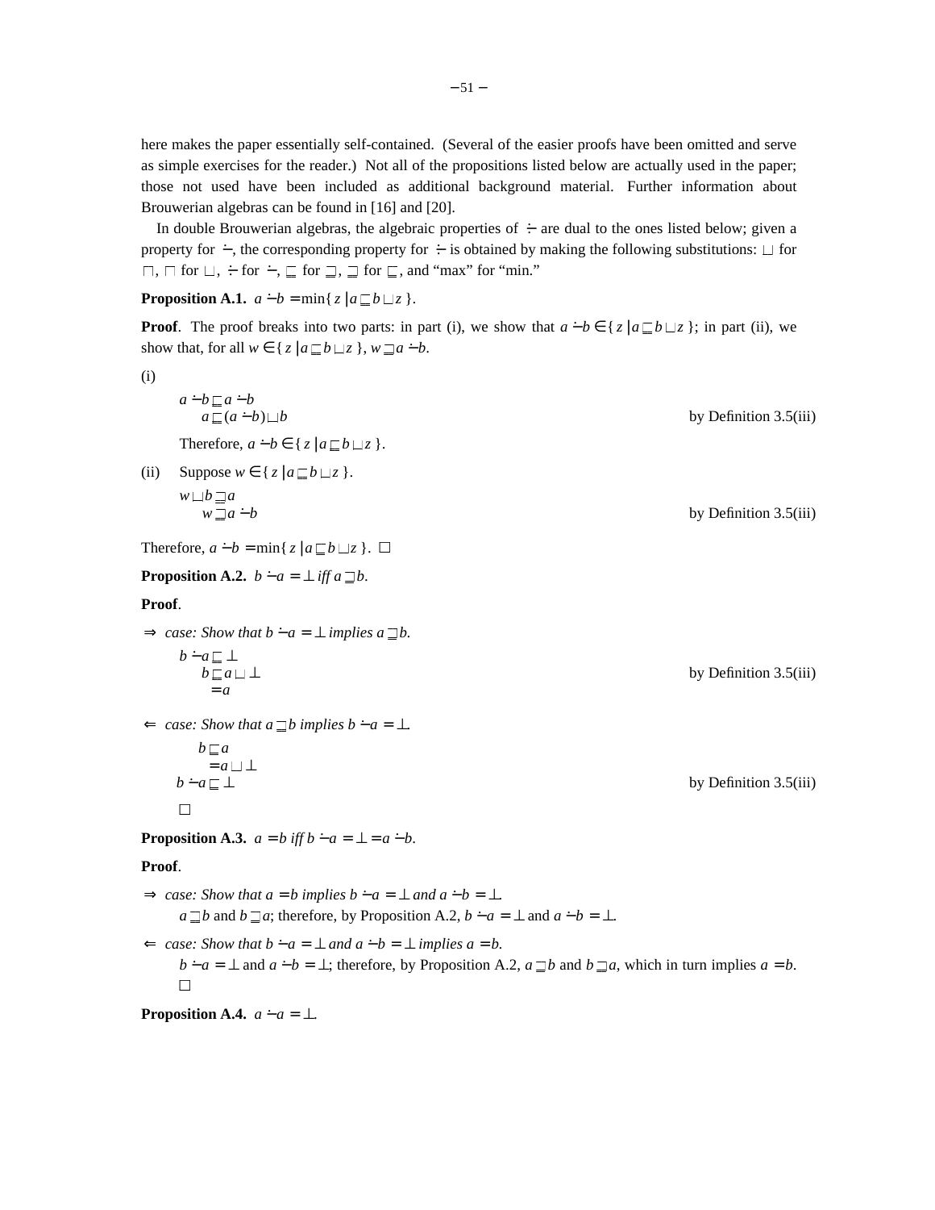here makes the paper essentially self-contained. (Several of the easier proofs have been omitted and serve as simple exercises for the reader.) Not all of the propositions listed below are actually used in the paper; those not used have been included as additional background material. Further information about Brouwerian algebras can be found in [16] and [20].

In double Brouwerian algebras, the algebraic properties of $\div$ are dual to the ones listed below; given a property for $\dot{-}$, the corresponding property for $\div$ is obtained by making the following substitutions: $\sqcup$ for $\sqcap$, $\sqcap$ for $\sqcup$, $\div$ for $\dot{-}$, $\sqsubseteq$ for $\sqsupseteq$, $\sqsupseteq$ for $\sqsubseteq$, and "max" for "min."

**Proposition A.1.** $a \dot{-} b = \min\{ z \mid a \sqsubseteq b \sqcup z \}$.

**Proof**. The proof breaks into two parts: in part (i), we show that $a \dot{-} b \in \{ z \mid a \sqsubseteq b \sqcup z \}$; in part (ii), we show that, for all $w \in \{ z \mid a \sqsubseteq b \sqcup z \}$, $w \sqsupseteq a \dot{-} b$.

(i)

$a \dot{-} b \sqsubseteq a \dot{-} b$
$\quad a \sqsubseteq (a \dot{-} b) \sqcup b$ — by Definition 3.5(iii)

Therefore, $a \dot{-} b \in \{ z \mid a \sqsubseteq b \sqcup z \}$.

(ii) Suppose $w \in \{ z \mid a \sqsubseteq b \sqcup z \}$.

$w \sqcup b \sqsupseteq a$
$\quad w \sqsupseteq a \dot{-} b$ — by Definition 3.5(iii)

Therefore, $a \dot{-} b = \min\{ z \mid a \sqsubseteq b \sqcup z \}$. □

**Proposition A.2.** $b \dot{-} a = \bot$ *iff* $a \sqsupseteq b$.

**Proof**.

$\Rightarrow$ *case: Show that* $b \dot{-} a = \bot$ *implies* $a \sqsupseteq b$.

$b \dot{-} a \sqsubseteq \bot$
$\quad b \sqsubseteq a \sqcup \bot$ — by Definition 3.5(iii)
$\quad = a$

$\Leftarrow$ *case: Show that* $a \sqsupseteq b$ *implies* $b \dot{-} a = \bot$.

$b \sqsubseteq a$
$\quad = a \sqcup \bot$
$b \dot{-} a \sqsubseteq \bot$ — by Definition 3.5(iii)

□

**Proposition A.3.** $a = b$ *iff* $b \dot{-} a = \bot = a \dot{-} b$.

**Proof**.

$\Rightarrow$ *case: Show that* $a = b$ *implies* $b \dot{-} a = \bot$ *and* $a \dot{-} b = \bot$.

$a \sqsupseteq b$ and $b \sqsupseteq a$; therefore, by Proposition A.2, $b \dot{-} a = \bot$ and $a \dot{-} b = \bot$.

$\Leftarrow$ *case: Show that* $b \dot{-} a = \bot$ *and* $a \dot{-} b = \bot$ *implies* $a = b$.

$b \dot{-} a = \bot$ and $a \dot{-} b = \bot$; therefore, by Proposition A.2, $a \sqsupseteq b$ and $b \sqsupseteq a$, which in turn implies $a = b$. □

**Proposition A.4.** $a \dot{-} a = \bot$.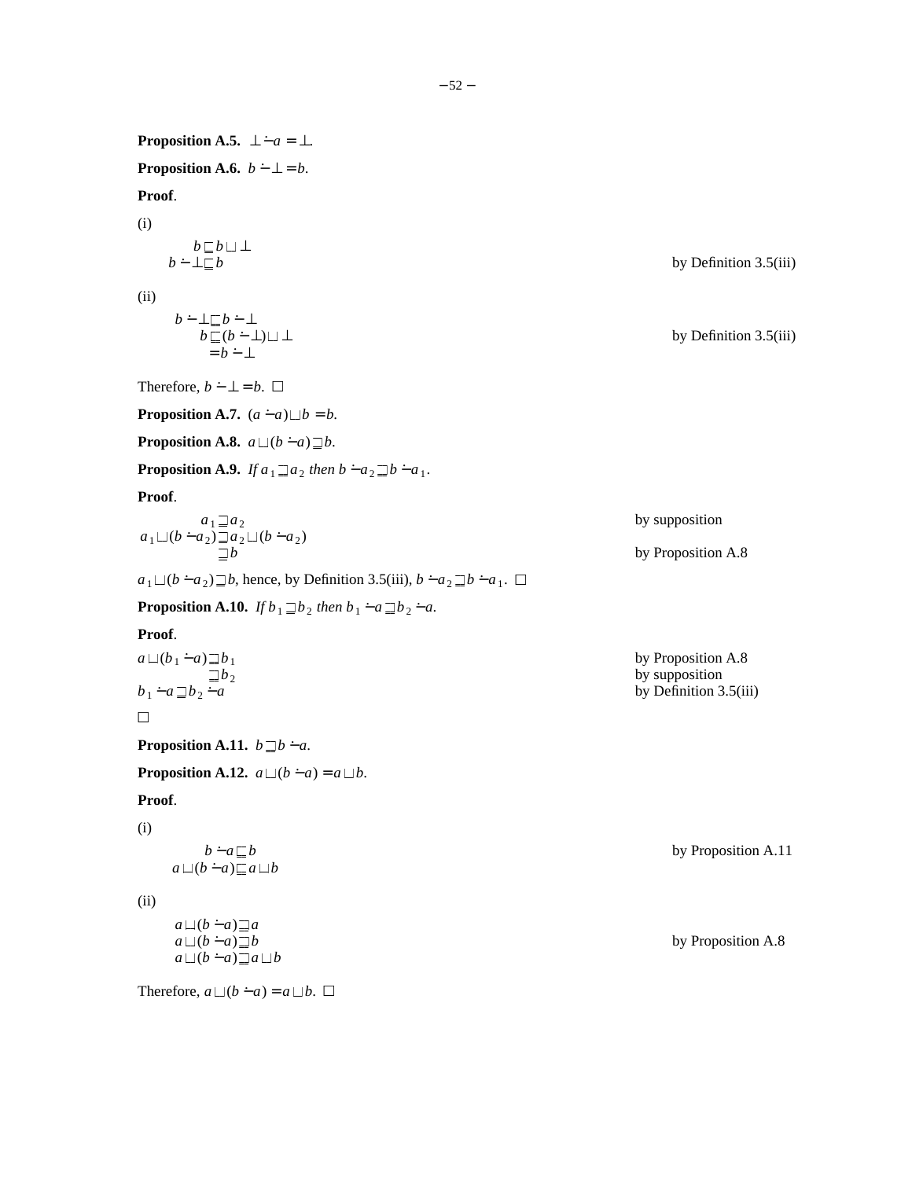**Proposition A.5.** $\bot \dot{-} a = \bot$.

**Proposition A.6.** $b \dot{-} \bot = b$.

**Proof**.

(i)

$$\begin{aligned} b &\sqsubseteq b \sqcup \bot \\ b \dot{-} \bot &\sqsubseteq b \end{aligned} \qquad \text{by Definition 3.5(iii)}$$

(ii)

$$\begin{aligned} b \dot{-} \bot &\sqsubseteq b \dot{-} \bot \\ b &\sqsubseteq (b \dot{-} \bot) \sqcup \bot \qquad \text{by Definition 3.5(iii)} \\ &= b \dot{-} \bot \end{aligned}$$

Therefore, $b \dot{-} \bot = b$. □

**Proposition A.7.** $(a \dot{-} a) \sqcup b = b$.

**Proposition A.8.** $a \sqcup (b \dot{-} a) \sqsupseteq b$.

**Proposition A.9.** *If* $a_1 \sqsupseteq a_2$ *then* $b \dot{-} a_2 \sqsupseteq b \dot{-} a_1$.

**Proof**.

$$\begin{aligned} a_1 &\sqsupseteq a_2 && \text{by supposition} \\ a_1 \sqcup (b \dot{-} a_2) &\sqsupseteq a_2 \sqcup (b \dot{-} a_2) \\ &\sqsupseteq b && \text{by Proposition A.8} \end{aligned}$$

$a_1 \sqcup (b \dot{-} a_2) \sqsupseteq b$, hence, by Definition 3.5(iii), $b \dot{-} a_2 \sqsupseteq b \dot{-} a_1$. □

**Proposition A.10.** *If* $b_1 \sqsupseteq b_2$ *then* $b_1 \dot{-} a \sqsupseteq b_2 \dot{-} a$.

**Proof**.

$$\begin{aligned} a \sqcup (b_1 \dot{-} a) &\sqsupseteq b_1 && \text{by Proposition A.8} \\ &\sqsupseteq b_2 && \text{by supposition} \\ b_1 \dot{-} a &\sqsupseteq b_2 \dot{-} a && \text{by Definition 3.5(iii)} \end{aligned}$$

□

**Proposition A.11.** $b \sqsupseteq b \dot{-} a$.

**Proposition A.12.** $a \sqcup (b \dot{-} a) = a \sqcup b$.

**Proof**.

(i)

$$\begin{aligned} b \dot{-} a &\sqsubseteq b && \text{by Proposition A.11} \\ a \sqcup (b \dot{-} a) &\sqsubseteq a \sqcup b \end{aligned}$$

(ii)

$$\begin{aligned} a \sqcup (b \dot{-} a) &\sqsupseteq a \\ a \sqcup (b \dot{-} a) &\sqsupseteq b && \text{by Proposition A.8} \\ a \sqcup (b \dot{-} a) &\sqsupseteq a \sqcup b \end{aligned}$$

Therefore, $a \sqcup (b \dot{-} a) = a \sqcup b$. □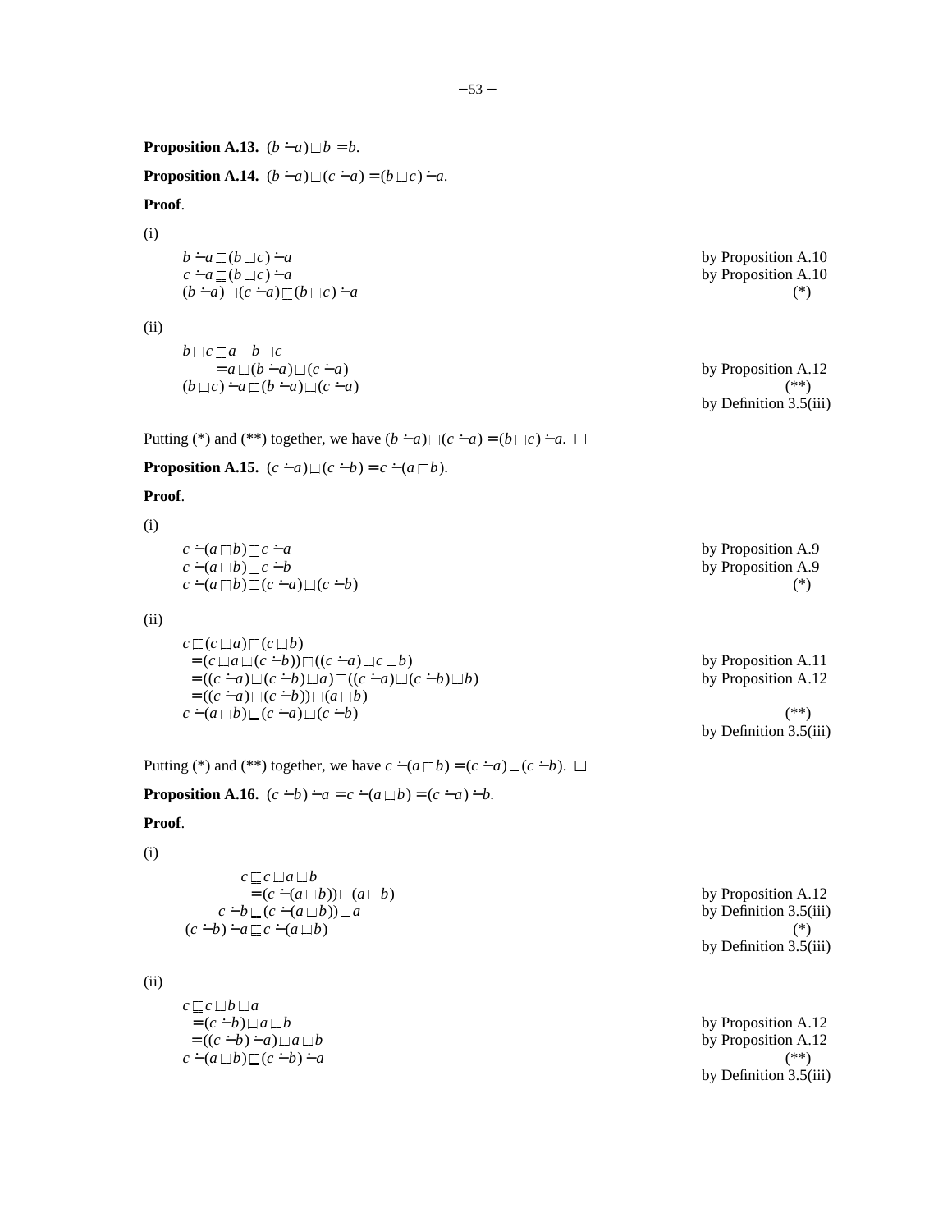**Proposition A.13.** $(b \dot{-} a) \sqcup b = b$.

**Proposition A.14.** $(b \dot{-} a) \sqcup (c \dot{-} a) = (b \sqcup c) \dot{-} a$.

**Proof**.

(i)

$$
\begin{array}{lr}
b \dot{-} a \sqsubseteq (b \sqcup c) \dot{-} a & \text{by Proposition A.10} \\
c \dot{-} a \sqsubseteq (b \sqcup c) \dot{-} a & \text{by Proposition A.10} \\
(b \dot{-} a) \sqcup (c \dot{-} a) \sqsubseteq (b \sqcup c) \dot{-} a & (*)
\end{array}
$$

(ii)

$$
\begin{array}{lr}
b \sqcup c \sqsubseteq a \sqcup b \sqcup c & \\
\quad = a \sqcup (b \dot{-} a) \sqcup (c \dot{-} a) & \text{by Proposition A.12} \\
(b \sqcup c) \dot{-} a \sqsubseteq (b \dot{-} a) \sqcup (c \dot{-} a) & (**) \\
& \text{by Definition 3.5(iii)}
\end{array}
$$

Putting (*) and (**) together, we have $(b \dot{-} a) \sqcup (c \dot{-} a) = (b \sqcup c) \dot{-} a$. □

**Proposition A.15.** $(c \dot{-} a) \sqcup (c \dot{-} b) = c \dot{-} (a \sqcap b)$.

**Proof**.

(i)

$$
\begin{array}{lr}
c \dot{-} (a \sqcap b) \sqsupseteq c \dot{-} a & \text{by Proposition A.9} \\
c \dot{-} (a \sqcap b) \sqsupseteq c \dot{-} b & \text{by Proposition A.9} \\
c \dot{-} (a \sqcap b) \sqsupseteq (c \dot{-} a) \sqcup (c \dot{-} b) & (*)
\end{array}
$$

(ii)

$$
\begin{array}{lr}
c \sqsubseteq (c \sqcup a) \sqcap (c \sqcup b) & \\
\quad = (c \sqcup a \sqcup (c \dot{-} b)) \sqcap ((c \dot{-} a) \sqcup c \sqcup b) & \text{by Proposition A.11} \\
\quad = ((c \dot{-} a) \sqcup (c \dot{-} b) \sqcup a) \sqcap ((c \dot{-} a) \sqcup (c \dot{-} b) \sqcup b) & \text{by Proposition A.12} \\
\quad = ((c \dot{-} a) \sqcup (c \dot{-} b)) \sqcup (a \sqcap b) & \\
c \dot{-} (a \sqcap b) \sqsubseteq (c \dot{-} a) \sqcup (c \dot{-} b) & (**) \\
& \text{by Definition 3.5(iii)}
\end{array}
$$

Putting (*) and (**) together, we have $c \dot{-} (a \sqcap b) = (c \dot{-} a) \sqcup (c \dot{-} b)$. □

**Proposition A.16.** $(c \dot{-} b) \dot{-} a = c \dot{-} (a \sqcup b) = (c \dot{-} a) \dot{-} b$.

**Proof**.

(i)

$$
\begin{array}{lr}
c \sqsubseteq c \sqcup a \sqcup b & \\
\quad = (c \dot{-} (a \sqcup b)) \sqcup (a \sqcup b) & \text{by Proposition A.12} \\
c \dot{-} b \sqsubseteq (c \dot{-} (a \sqcup b)) \sqcup a & \text{by Definition 3.5(iii)} \\
(c \dot{-} b) \dot{-} a \sqsubseteq c \dot{-} (a \sqcup b) & (*) \\
& \text{by Definition 3.5(iii)}
\end{array}
$$

(ii)

$$
\begin{array}{lr}
c \sqsubseteq c \sqcup b \sqcup a & \\
\quad = (c \dot{-} b) \sqcup a \sqcup b & \text{by Proposition A.12} \\
\quad = ((c \dot{-} b) \dot{-} a) \sqcup a \sqcup b & \text{by Proposition A.12} \\
c \dot{-} (a \sqcup b) \sqsubseteq (c \dot{-} b) \dot{-} a & (**) \\
& \text{by Definition 3.5(iii)}
\end{array}
$$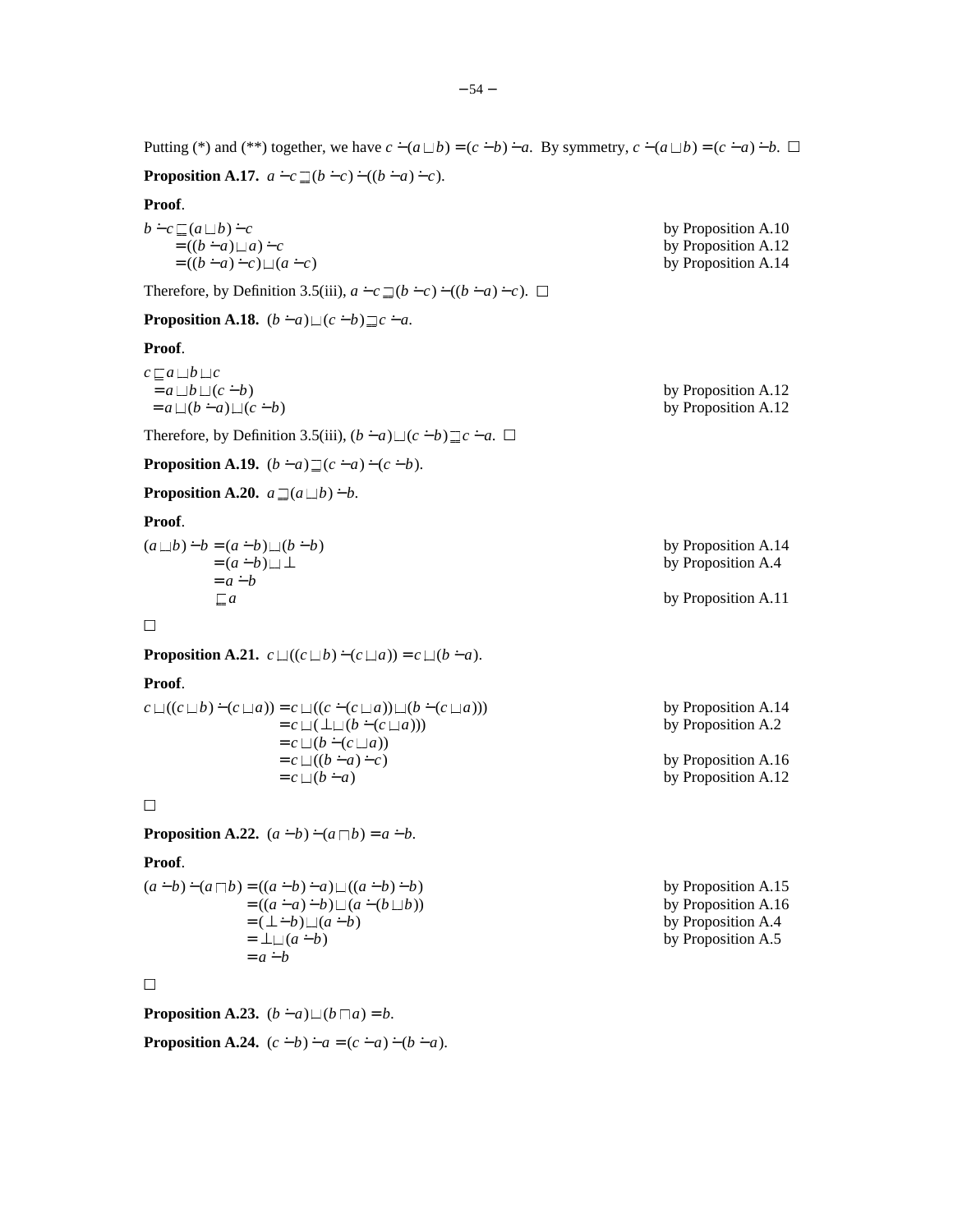Putting (*) and (**) together, we have $c \dot{-} (a \sqcup b) = (c \dot{-} b) \dot{-} a$. By symmetry, $c \dot{-} (a \sqcup b) = (c \dot{-} a) \dot{-} b$. $\square$

**Proposition A.17.** $a \dot{-} c \sqsupseteq (b \dot{-} c) \dot{-} ((b \dot{-} a) \dot{-} c)$.

**Proof**.

$$
\begin{aligned}
b \dot{-} c &\sqsubseteq (a \sqcup b) \dot{-} c && \text{by Proposition A.10} \\
&= ((b \dot{-} a) \sqcup a) \dot{-} c && \text{by Proposition A.12} \\
&= ((b \dot{-} a) \dot{-} c) \sqcup (a \dot{-} c) && \text{by Proposition A.14}
\end{aligned}
$$

Therefore, by Definition 3.5(iii), $a \dot{-} c \sqsupseteq (b \dot{-} c) \dot{-} ((b \dot{-} a) \dot{-} c)$. $\square$

**Proposition A.18.** $(b \dot{-} a) \sqcup (c \dot{-} b) \sqsupseteq c \dot{-} a$.

**Proof**.

$$
\begin{aligned}
c &\sqsubseteq a \sqcup b \sqcup c \\
&= a \sqcup b \sqcup (c \dot{-} b) && \text{by Proposition A.12} \\
&= a \sqcup (b \dot{-} a) \sqcup (c \dot{-} b) && \text{by Proposition A.12}
\end{aligned}
$$

Therefore, by Definition 3.5(iii), $(b \dot{-} a) \sqcup (c \dot{-} b) \sqsupseteq c \dot{-} a$. $\square$

**Proposition A.19.** $(b \dot{-} a) \sqsupseteq (c \dot{-} a) \dot{-} (c \dot{-} b)$.

**Proposition A.20.** $a \sqsupseteq (a \sqcup b) \dot{-} b$.

**Proof**.

$$
\begin{aligned}
(a \sqcup b) \dot{-} b &= (a \dot{-} b) \sqcup (b \dot{-} b) && \text{by Proposition A.14} \\
&= (a \dot{-} b) \sqcup \bot && \text{by Proposition A.4} \\
&= a \dot{-} b \\
&\sqsubseteq a && \text{by Proposition A.11}
\end{aligned}
$$

$\square$

**Proposition A.21.** $c \sqcup ((c \sqcup b) \dot{-} (c \sqcup a)) = c \sqcup (b \dot{-} a)$.

**Proof**.

$$
\begin{aligned}
c \sqcup ((c \sqcup b) \dot{-} (c \sqcup a)) &= c \sqcup ((c \dot{-} (c \sqcup a)) \sqcup (b \dot{-} (c \sqcup a))) && \text{by Proposition A.14} \\
&= c \sqcup (\bot \sqcup (b \dot{-} (c \sqcup a))) && \text{by Proposition A.2} \\
&= c \sqcup (b \dot{-} (c \sqcup a)) \\
&= c \sqcup ((b \dot{-} a) \dot{-} c) && \text{by Proposition A.16} \\
&= c \sqcup (b \dot{-} a) && \text{by Proposition A.12}
\end{aligned}
$$

$\square$

**Proposition A.22.** $(a \dot{-} b) \dot{-} (a \sqcap b) = a \dot{-} b$.

**Proof**.

$$
\begin{aligned}
(a \dot{-} b) \dot{-} (a \sqcap b) &= ((a \dot{-} b) \dot{-} a) \sqcup ((a \dot{-} b) \dot{-} b) && \text{by Proposition A.15} \\
&= ((a \dot{-} a) \dot{-} b) \sqcup (a \dot{-} (b \sqcup b)) && \text{by Proposition A.16} \\
&= (\bot \dot{-} b) \sqcup (a \dot{-} b) && \text{by Proposition A.4} \\
&= \bot \sqcup (a \dot{-} b) && \text{by Proposition A.5} \\
&= a \dot{-} b
\end{aligned}
$$

$\square$

**Proposition A.23.** $(b \dot{-} a) \sqcup (b \sqcap a) = b$.

**Proposition A.24.** $(c \dot{-} b) \dot{-} a = (c \dot{-} a) \dot{-} (b \dot{-} a)$.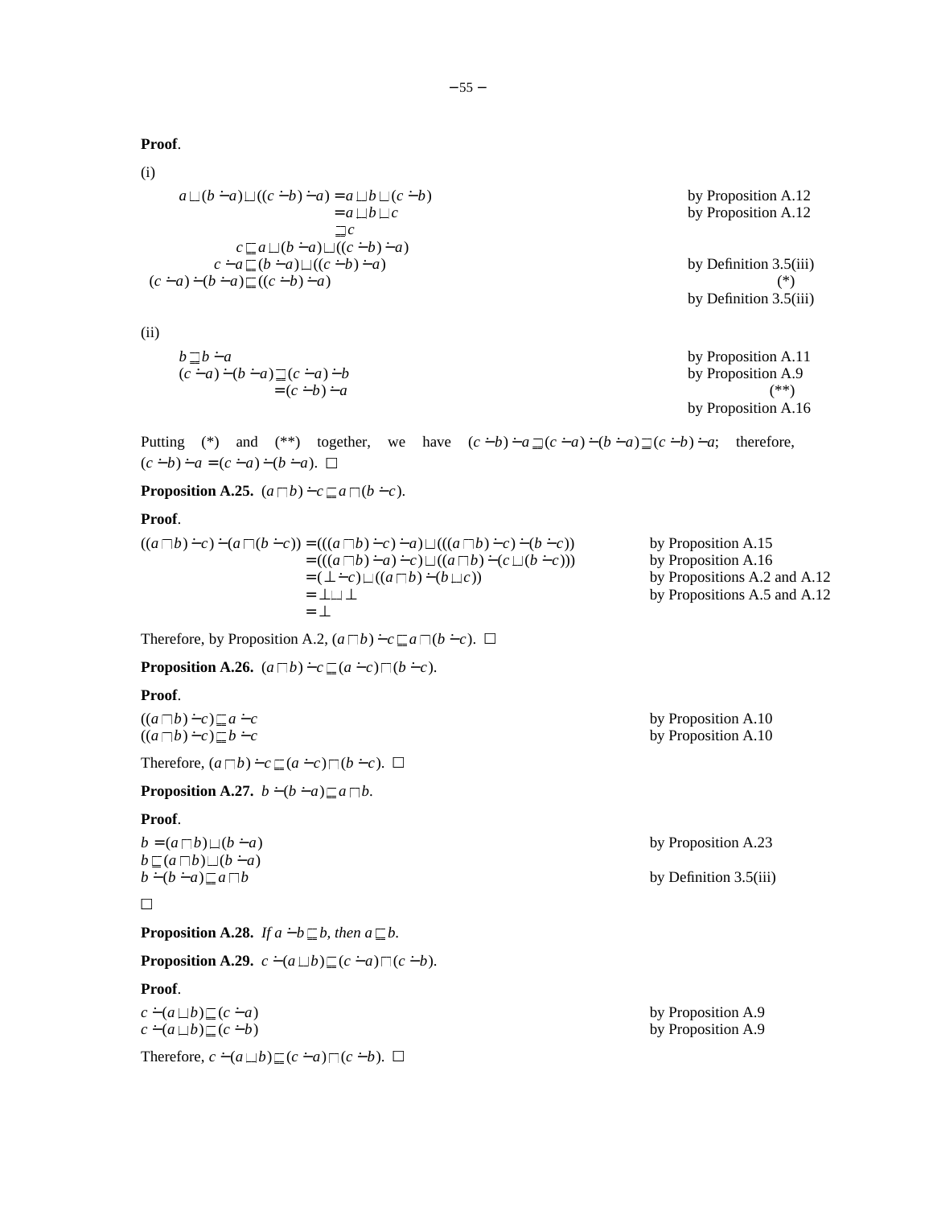**Proof**.

(i)

$$
\begin{aligned}
a \sqcup (b \dot{-} a) \sqcup ((c \dot{-} b) \dot{-} a) &= a \sqcup b \sqcup (c \dot{-} b) && \text{by Proposition A.12} \\
&= a \sqcup b \sqcup c && \text{by Proposition A.12} \\
&\sqsupseteq c \\
c &\sqsubseteq a \sqcup (b \dot{-} a) \sqcup ((c \dot{-} b) \dot{-} a) \\
c \dot{-} a &\sqsubseteq (b \dot{-} a) \sqcup ((c \dot{-} b) \dot{-} a) && \text{by Definition 3.5(iii)} \\
(c \dot{-} a) \dot{-} (b \dot{-} a) &\sqsubseteq ((c \dot{-} b) \dot{-} a) && (*) \\
& && \text{by Definition 3.5(iii)}
\end{aligned}
$$

(ii)

$$
\begin{aligned}
b &\sqsupseteq b \dot{-} a && \text{by Proposition A.11} \\
(c \dot{-} a) \dot{-} (b \dot{-} a) &\sqsupseteq (c \dot{-} a) \dot{-} b && \text{by Proposition A.9} \\
&= (c \dot{-} b) \dot{-} a && (**) \\
& && \text{by Proposition A.16}
\end{aligned}
$$

Putting (*) and (**) together, we have $(c \dot{-} b) \dot{-} a \sqsupseteq (c \dot{-} a) \dot{-} (b \dot{-} a) \sqsupseteq (c \dot{-} b) \dot{-} a$; therefore, $(c \dot{-} b) \dot{-} a = (c \dot{-} a) \dot{-} (b \dot{-} a)$. □

**Proposition A.25.** $(a \sqcap b) \dot{-} c \sqsubseteq a \sqcap (b \dot{-} c)$.

**Proof**.

$$
\begin{aligned}
((a \sqcap b) \dot{-} c) \dot{-} (a \sqcap (b \dot{-} c)) &= (((a \sqcap b) \dot{-} c) \dot{-} a) \sqcup (((a \sqcap b) \dot{-} c) \dot{-} (b \dot{-} c)) && \text{by Proposition A.15} \\
&= (((a \sqcap b) \dot{-} a) \dot{-} c) \sqcup ((a \sqcap b) \dot{-} (c \sqcup (b \dot{-} c))) && \text{by Proposition A.16} \\
&= (\bot \dot{-} c) \sqcup ((a \sqcap b) \dot{-} (b \sqcup c)) && \text{by Propositions A.2 and A.12} \\
&= \bot \sqcup \bot && \text{by Propositions A.5 and A.12} \\
&= \bot
\end{aligned}
$$

Therefore, by Proposition A.2, $(a \sqcap b) \dot{-} c \sqsubseteq a \sqcap (b \dot{-} c)$. □

**Proposition A.26.** $(a \sqcap b) \dot{-} c \sqsubseteq (a \dot{-} c) \sqcap (b \dot{-} c)$.

**Proof**.

$$
\begin{aligned}
((a \sqcap b) \dot{-} c) &\sqsubseteq a \dot{-} c && \text{by Proposition A.10} \\
((a \sqcap b) \dot{-} c) &\sqsubseteq b \dot{-} c && \text{by Proposition A.10}
\end{aligned}
$$

Therefore, $(a \sqcap b) \dot{-} c \sqsubseteq (a \dot{-} c) \sqcap (b \dot{-} c)$. □

**Proposition A.27.** $b \dot{-} (b \dot{-} a) \sqsubseteq a \sqcap b$.

**Proof**.

$$
\begin{aligned}
b &= (a \sqcap b) \sqcup (b \dot{-} a) && \text{by Proposition A.23} \\
b &\sqsubseteq (a \sqcap b) \sqcup (b \dot{-} a) \\
b \dot{-} (b \dot{-} a) &\sqsubseteq a \sqcap b && \text{by Definition 3.5(iii)}
\end{aligned}
$$

□

**Proposition A.28.** *If* $a \dot{-} b \sqsubseteq b$, *then* $a \sqsubseteq b$.

**Proposition A.29.** $c \dot{-} (a \sqcup b) \sqsubseteq (c \dot{-} a) \sqcap (c \dot{-} b)$.

**Proof**.

$$
\begin{aligned}
c \dot{-} (a \sqcup b) &\sqsubseteq (c \dot{-} a) && \text{by Proposition A.9} \\
c \dot{-} (a \sqcup b) &\sqsubseteq (c \dot{-} b) && \text{by Proposition A.9}
\end{aligned}
$$

Therefore, $c \dot{-} (a \sqcup b) \sqsubseteq (c \dot{-} a) \sqcap (c \dot{-} b)$. □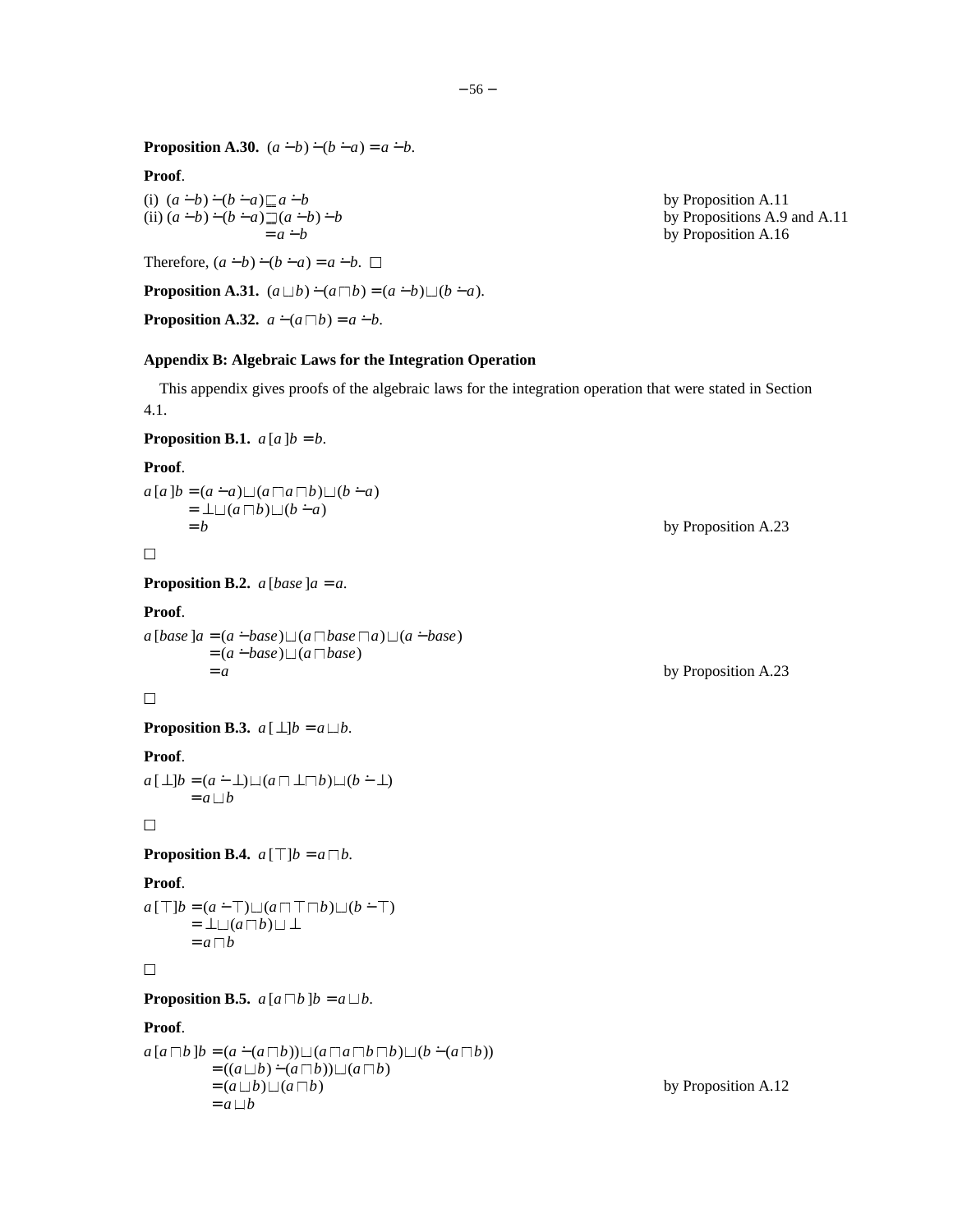**Proposition A.30.** $(a \dot{-} b) \dot{-} (b \dot{-} a) = a \dot{-} b$.

**Proof**.

$$
\begin{array}{lll}
\text{(i)} & (a \dot{-} b) \dot{-} (b \dot{-} a) \sqsubseteq a \dot{-} b & \text{by Proposition A.11} \\
\text{(ii)} & (a \dot{-} b) \dot{-} (b \dot{-} a) \sqsupseteq (a \dot{-} b) \dot{-} b & \text{by Propositions A.9 and A.11} \\
& \qquad = a \dot{-} b & \text{by Proposition A.16}
\end{array}
$$

Therefore, $(a \dot{-} b) \dot{-} (b \dot{-} a) = a \dot{-} b$. □

**Proposition A.31.** $(a \sqcup b) \dot{-} (a \sqcap b) = (a \dot{-} b) \sqcup (b \dot{-} a)$.

**Proposition A.32.** $a \dot{-} (a \sqcap b) = a \dot{-} b$.

## Appendix B: Algebraic Laws for the Integration Operation

This appendix gives proofs of the algebraic laws for the integration operation that were stated in Section 4.1.

**Proposition B.1.** $a\,[a\,]b = b$.

**Proof**.

$$
\begin{array}{lll}
a\,[a\,]b & = (a \dot{-} a) \sqcup (a \sqcap a \sqcap b) \sqcup (b \dot{-} a) & \\
& = \bot \sqcup (a \sqcap b) \sqcup (b \dot{-} a) & \\
& = b & \text{by Proposition A.23}
\end{array}
$$

□

**Proposition B.2.** $a\,[base\,]a = a$.

**Proof**.

$$
\begin{array}{lll}
a\,[base\,]a & = (a \dot{-} base) \sqcup (a \sqcap base \sqcap a) \sqcup (a \dot{-} base) & \\
& = (a \dot{-} base) \sqcup (a \sqcap base) & \\
& = a & \text{by Proposition A.23}
\end{array}
$$

□

**Proposition B.3.** $a\,[\bot]b = a \sqcup b$.

**Proof**.

$$
\begin{array}{ll}
a\,[\bot]b & = (a \dot{-} \bot) \sqcup (a \sqcap \bot \sqcap b) \sqcup (b \dot{-} \bot) \\
& = a \sqcup b
\end{array}
$$

□

**Proposition B.4.** $a\,[\top]b = a \sqcap b$.

**Proof**.

$$
\begin{array}{ll}
a\,[\top]b & = (a \dot{-} \top) \sqcup (a \sqcap \top \sqcap b) \sqcup (b \dot{-} \top) \\
& = \bot \sqcup (a \sqcap b) \sqcup \bot \\
& = a \sqcap b
\end{array}
$$

□

**Proposition B.5.** $a\,[a \sqcap b\,]b = a \sqcup b$.

**Proof**.

$$
\begin{array}{lll}
a\,[a \sqcap b\,]b & = (a \dot{-} (a \sqcap b)) \sqcup (a \sqcap a \sqcap b \sqcap b) \sqcup (b \dot{-} (a \sqcap b)) & \\
& = ((a \sqcup b) \dot{-} (a \sqcap b)) \sqcup (a \sqcap b) & \\
& = (a \sqcup b) \sqcup (a \sqcap b) & \text{by Proposition A.12} \\
& = a \sqcup b &
\end{array}
$$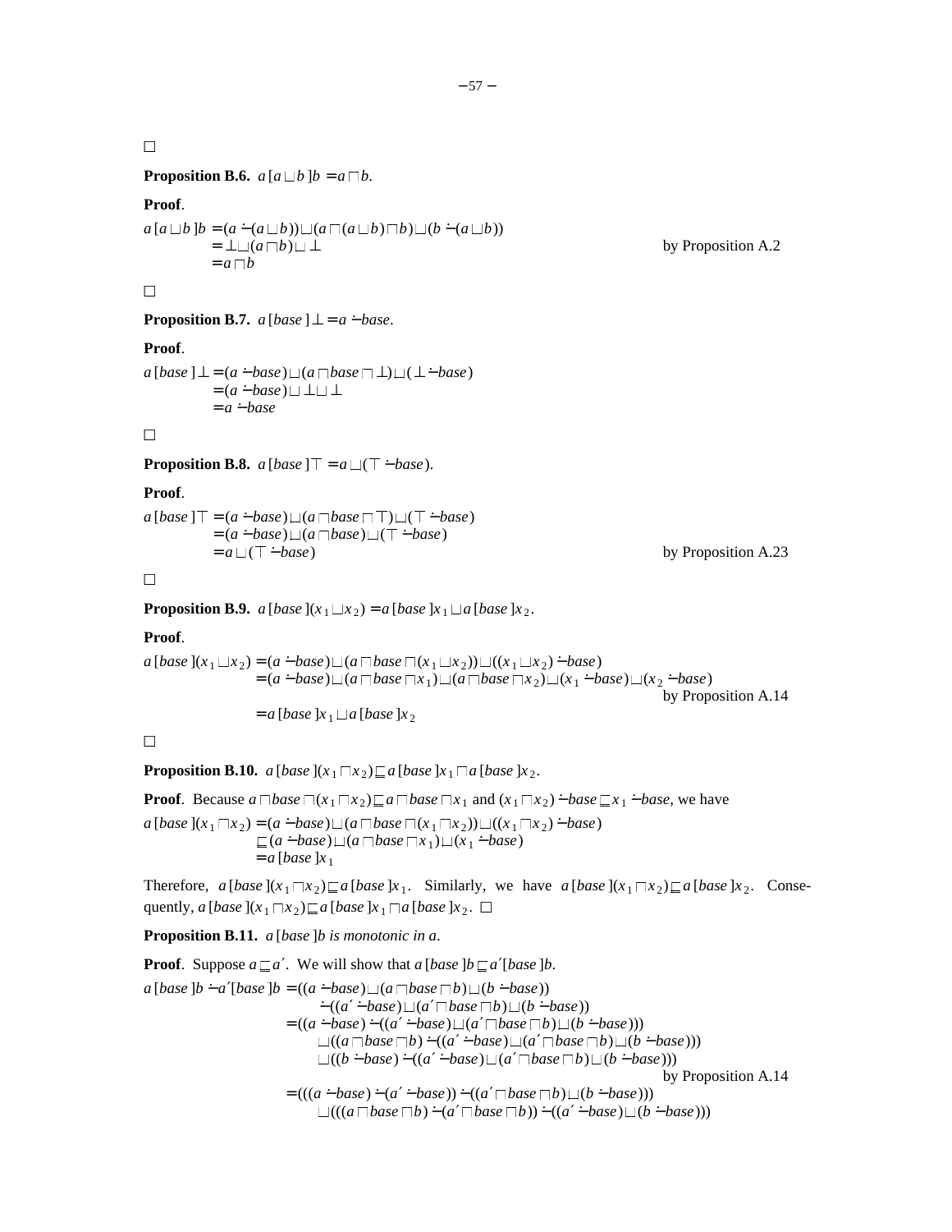□

**Proposition B.6.** $a\,[a \sqcup b\,]b = a \sqcap b$.

**Proof**.

$$
\begin{aligned}
a\,[a \sqcup b\,]b &= (a \dot{-} (a \sqcup b)) \sqcup (a \sqcap (a \sqcup b) \sqcap b) \sqcup (b \dot{-} (a \sqcup b)) \\
&= \bot \sqcup (a \sqcap b) \sqcup \bot \qquad \text{by Proposition A.2} \\
&= a \sqcap b
\end{aligned}
$$

□

**Proposition B.7.** $a\,[base\,]\bot = a \dot{-} base$.

**Proof**.

$$
\begin{aligned}
a\,[base\,]\bot &= (a \dot{-} base) \sqcup (a \sqcap base \sqcap \bot) \sqcup (\bot \dot{-} base) \\
&= (a \dot{-} base) \sqcup \bot \sqcup \bot \\
&= a \dot{-} base
\end{aligned}
$$

□

**Proposition B.8.** $a\,[base\,]\top = a \sqcup (\top \dot{-} base)$.

**Proof**.

$$
\begin{aligned}
a\,[base\,]\top &= (a \dot{-} base) \sqcup (a \sqcap base \sqcap \top) \sqcup (\top \dot{-} base) \\
&= (a \dot{-} base) \sqcup (a \sqcap base) \sqcup (\top \dot{-} base) \\
&= a \sqcup (\top \dot{-} base) \qquad \text{by Proposition A.23}
\end{aligned}
$$

□

**Proposition B.9.** $a\,[base\,](x_1 \sqcup x_2) = a\,[base\,]x_1 \sqcup a\,[base\,]x_2$.

**Proof**.

$$
\begin{aligned}
a\,[base\,](x_1 \sqcup x_2) &= (a \dot{-} base) \sqcup (a \sqcap base \sqcap (x_1 \sqcup x_2)) \sqcup ((x_1 \sqcup x_2) \dot{-} base) \\
&= (a \dot{-} base) \sqcup (a \sqcap base \sqcap x_1) \sqcup (a \sqcap base \sqcap x_2) \sqcup (x_1 \dot{-} base) \sqcup (x_2 \dot{-} base) \\
&\qquad \text{by Proposition A.14} \\
&= a\,[base\,]x_1 \sqcup a\,[base\,]x_2
\end{aligned}
$$

□

**Proposition B.10.** $a\,[base\,](x_1 \sqcap x_2) \sqsubseteq a\,[base\,]x_1 \sqcap a\,[base\,]x_2$.

**Proof**. Because $a \sqcap base \sqcap (x_1 \sqcap x_2) \sqsubseteq a \sqcap base \sqcap x_1$ and $(x_1 \sqcap x_2) \dot{-} base \sqsubseteq x_1 \dot{-} base$, we have

$$
\begin{aligned}
a\,[base\,](x_1 \sqcap x_2) &= (a \dot{-} base) \sqcup (a \sqcap base \sqcap (x_1 \sqcap x_2)) \sqcup ((x_1 \sqcap x_2) \dot{-} base) \\
&\sqsubseteq (a \dot{-} base) \sqcup (a \sqcap base \sqcap x_1) \sqcup (x_1 \dot{-} base) \\
&= a\,[base\,]x_1
\end{aligned}
$$

Therefore, $a\,[base\,](x_1 \sqcap x_2) \sqsubseteq a\,[base\,]x_1$. Similarly, we have $a\,[base\,](x_1 \sqcap x_2) \sqsubseteq a\,[base\,]x_2$. Consequently, $a\,[base\,](x_1 \sqcap x_2) \sqsubseteq a\,[base\,]x_1 \sqcap a\,[base\,]x_2$. □

**Proposition B.11.** *$a\,[base\,]b$ is monotonic in $a$.*

**Proof**. Suppose $a \sqsubseteq a'$. We will show that $a\,[base\,]b \sqsubseteq a'[base\,]b$.

$$
\begin{aligned}
a\,[base\,]b \dot{-} a'[base\,]b &= ((a \dot{-} base) \sqcup (a \sqcap base \sqcap b) \sqcup (b \dot{-} base)) \\
&\qquad \dot{-} ((a' \dot{-} base) \sqcup (a' \sqcap base \sqcap b) \sqcup (b \dot{-} base)) \\
&= ((a \dot{-} base) \dot{-} ((a' \dot{-} base) \sqcup (a' \sqcap base \sqcap b) \sqcup (b \dot{-} base))) \\
&\qquad \sqcup ((a \sqcap base \sqcap b) \dot{-} ((a' \dot{-} base) \sqcup (a' \sqcap base \sqcap b) \sqcup (b \dot{-} base))) \\
&\qquad \sqcup ((b \dot{-} base) \dot{-} ((a' \dot{-} base) \sqcup (a' \sqcap base \sqcap b) \sqcup (b \dot{-} base))) \\
&\qquad \text{by Proposition A.14} \\
&= (((a \dot{-} base) \dot{-} (a' \dot{-} base)) \dot{-} ((a' \sqcap base \sqcap b) \sqcup (b \dot{-} base))) \\
&\qquad \sqcup (((a \sqcap base \sqcap b) \dot{-} (a' \sqcap base \sqcap b)) \dot{-} ((a' \dot{-} base) \sqcup (b \dot{-} base)))
\end{aligned}
$$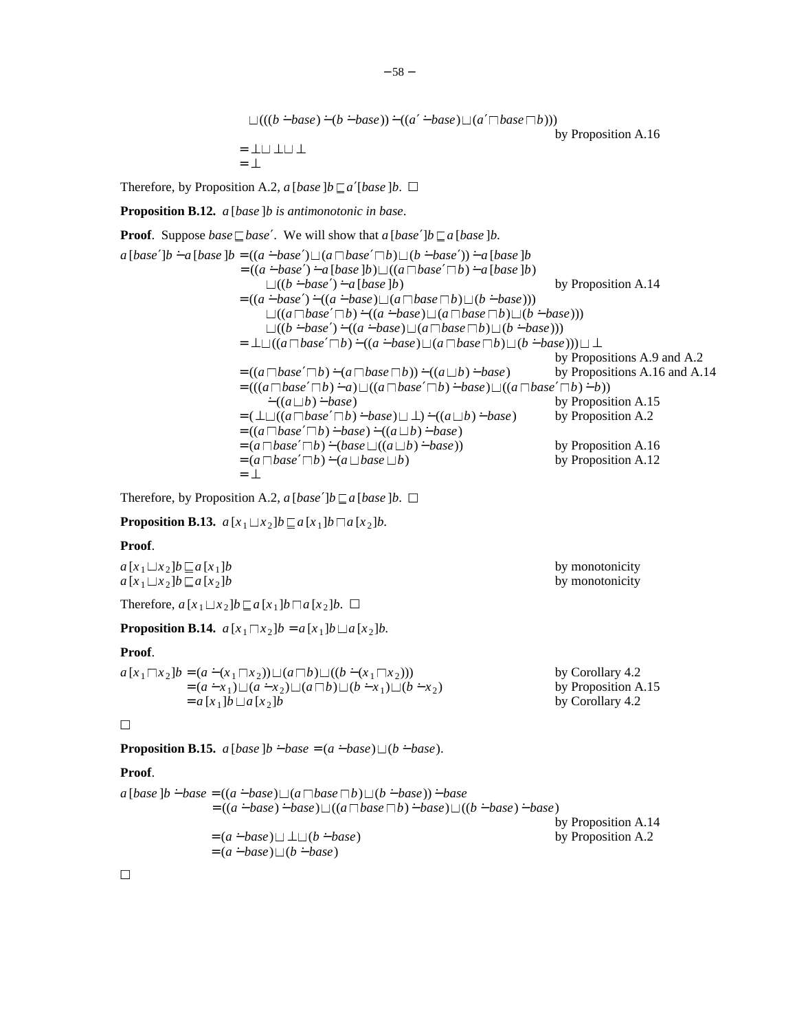$$\sqcup (((b \mathbin{\dot-} base) \mathbin{\dot-} (b \mathbin{\dot-} base)) \mathbin{\dot-} ((a' \mathbin{\dot-} base) \sqcup (a' \sqcap base \sqcap b))) \quad \text{by Proposition A.16}$$

$$= \bot \sqcup \bot \sqcup \bot$$

$$= \bot$$

Therefore, by Proposition A.2, $a[base]b \sqsubseteq a'[base]b$. □

**Proposition B.12.** *$a[base]b$ is antimonotonic in base.*

**Proof**. Suppose $base \sqsubseteq base'$. We will show that $a[base']b \sqsubseteq a[base]b$.

$$\begin{aligned}
a[base']b \mathbin{\dot-} a[base]b &= ((a \mathbin{\dot-} base') \sqcup (a \sqcap base' \sqcap b) \sqcup (b \mathbin{\dot-} base')) \mathbin{\dot-} a[base]b \\
&= ((a \mathbin{\dot-} base') \mathbin{\dot-} a[base]b) \sqcup ((a \sqcap base' \sqcap b) \mathbin{\dot-} a[base]b) \\
&\qquad \sqcup ((b \mathbin{\dot-} base') \mathbin{\dot-} a[base]b) && \text{by Proposition A.14} \\
&= ((a \mathbin{\dot-} base') \mathbin{\dot-} ((a \mathbin{\dot-} base) \sqcup (a \sqcap base \sqcap b) \sqcup (b \mathbin{\dot-} base))) \\
&\qquad \sqcup ((a \sqcap base' \sqcap b) \mathbin{\dot-} ((a \mathbin{\dot-} base) \sqcup (a \sqcap base \sqcap b) \sqcup (b \mathbin{\dot-} base))) \\
&\qquad \sqcup ((b \mathbin{\dot-} base') \mathbin{\dot-} ((a \mathbin{\dot-} base) \sqcup (a \sqcap base \sqcap b) \sqcup (b \mathbin{\dot-} base))) \\
&= \bot \sqcup ((a \sqcap base' \sqcap b) \mathbin{\dot-} ((a \mathbin{\dot-} base) \sqcup (a \sqcap base \sqcap b) \sqcup (b \mathbin{\dot-} base))) \sqcup \bot \\
&&& \text{by Propositions A.9 and A.2} \\
&= ((a \sqcap base' \sqcap b) \mathbin{\dot-} (a \sqcap base \sqcap b)) \mathbin{\dot-} ((a \sqcup b) \mathbin{\dot-} base) && \text{by Propositions A.16 and A.14} \\
&= (((a \sqcap base' \sqcap b) \mathbin{\dot-} a) \sqcup ((a \sqcap base' \sqcap b) \mathbin{\dot-} base) \sqcup ((a \sqcap base' \sqcap b) \mathbin{\dot-} b)) \\
&\qquad \mathbin{\dot-} ((a \sqcup b) \mathbin{\dot-} base) && \text{by Proposition A.15} \\
&= (\bot \sqcup ((a \sqcap base' \sqcap b) \mathbin{\dot-} base) \sqcup \bot) \mathbin{\dot-} ((a \sqcup b) \mathbin{\dot-} base) && \text{by Proposition A.2} \\
&= ((a \sqcap base' \sqcap b) \mathbin{\dot-} base) \mathbin{\dot-} ((a \sqcup b) \mathbin{\dot-} base) \\
&= (a \sqcap base' \sqcap b) \mathbin{\dot-} (base \sqcup ((a \sqcup b) \mathbin{\dot-} base)) && \text{by Proposition A.16} \\
&= (a \sqcap base' \sqcap b) \mathbin{\dot-} (a \sqcup base \sqcup b) && \text{by Proposition A.12} \\
&= \bot
\end{aligned}$$

Therefore, by Proposition A.2, $a[base']b \sqsubseteq a[base]b$. □

**Proposition B.13.** $a[x_1 \sqcup x_2]b \sqsubseteq a[x_1]b \sqcap a[x_2]b$.

**Proof**.

$$\begin{aligned}
a[x_1 \sqcup x_2]b &\sqsubseteq a[x_1]b && \text{by monotonicity} \\
a[x_1 \sqcup x_2]b &\sqsubseteq a[x_2]b && \text{by monotonicity}
\end{aligned}$$

Therefore, $a[x_1 \sqcup x_2]b \sqsubseteq a[x_1]b \sqcap a[x_2]b$. □

**Proposition B.14.** $a[x_1 \sqcap x_2]b = a[x_1]b \sqcup a[x_2]b$.

**Proof**.

$$\begin{aligned}
a[x_1 \sqcap x_2]b &= (a \mathbin{\dot-} (x_1 \sqcap x_2)) \sqcup (a \sqcap b) \sqcup ((b \mathbin{\dot-} (x_1 \sqcap x_2))) && \text{by Corollary 4.2} \\
&= (a \mathbin{\dot-} x_1) \sqcup (a \mathbin{\dot-} x_2) \sqcup (a \sqcap b) \sqcup (b \mathbin{\dot-} x_1) \sqcup (b \mathbin{\dot-} x_2) && \text{by Proposition A.15} \\
&= a[x_1]b \sqcup a[x_2]b && \text{by Corollary 4.2}
\end{aligned}$$

□

**Proposition B.15.** $a[base]b \mathbin{\dot-} base = (a \mathbin{\dot-} base) \sqcup (b \mathbin{\dot-} base)$.

**Proof**.

$$\begin{aligned}
a[base]b \mathbin{\dot-} base &= ((a \mathbin{\dot-} base) \sqcup (a \sqcap base \sqcap b) \sqcup (b \mathbin{\dot-} base)) \mathbin{\dot-} base \\
&= ((a \mathbin{\dot-} base) \mathbin{\dot-} base) \sqcup ((a \sqcap base \sqcap b) \mathbin{\dot-} base) \sqcup ((b \mathbin{\dot-} base) \mathbin{\dot-} base) \\
&&& \text{by Proposition A.14} \\
&= (a \mathbin{\dot-} base) \sqcup \bot \sqcup (b \mathbin{\dot-} base) && \text{by Proposition A.2} \\
&= (a \mathbin{\dot-} base) \sqcup (b \mathbin{\dot-} base)
\end{aligned}$$

□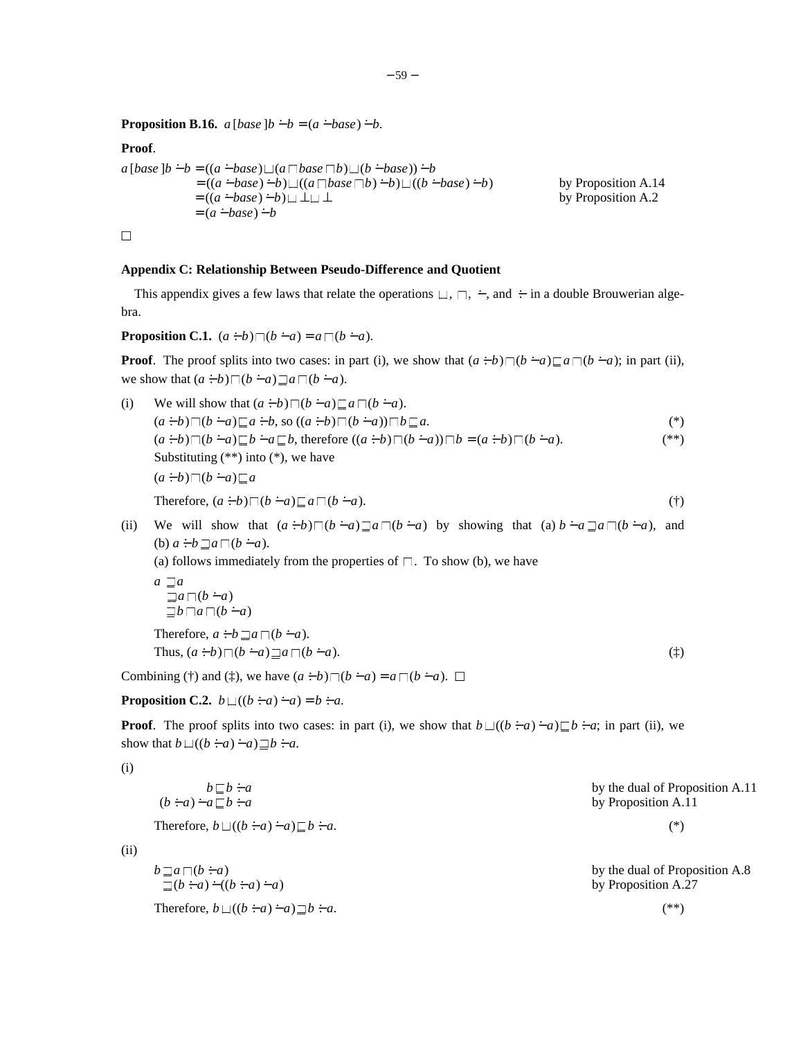**Proposition B.16.** $a\,[base\,]b \mathbin{\dot-} b = (a \mathbin{\dot-} base) \mathbin{\dot-} b$.

**Proof**.

$$
\begin{aligned}
a\,[base\,]b \mathbin{\dot-} b &= ((a \mathbin{\dot-} base) \sqcup (a \sqcap base \sqcap b) \sqcup (b \mathbin{\dot-} base)) \mathbin{\dot-} b \\
&= ((a \mathbin{\dot-} base) \mathbin{\dot-} b) \sqcup ((a \sqcap base \sqcap b) \mathbin{\dot-} b) \sqcup ((b \mathbin{\dot-} base) \mathbin{\dot-} b) && \text{by Proposition A.14} \\
&= ((a \mathbin{\dot-} base) \mathbin{\dot-} b) \sqcup \bot \sqcup \bot && \text{by Proposition A.2} \\
&= (a \mathbin{\dot-} base) \mathbin{\dot-} b
\end{aligned}
$$

□

### Appendix C: Relationship Between Pseudo-Difference and Quotient

This appendix gives a few laws that relate the operations $\sqcup$, $\sqcap$, $\dot-$, and $\dot\div$ in a double Brouwerian algebra.

**Proposition C.1.** $(a \mathbin{\dot\div} b) \sqcap (b \mathbin{\dot-} a) = a \sqcap (b \mathbin{\dot-} a)$.

**Proof**. The proof splits into two cases: in part (i), we show that $(a \mathbin{\dot\div} b) \sqcap (b \mathbin{\dot-} a) \sqsubseteq a \sqcap (b \mathbin{\dot-} a)$; in part (ii), we show that $(a \mathbin{\dot\div} b) \sqcap (b \mathbin{\dot-} a) \sqsupseteq a \sqcap (b \mathbin{\dot-} a)$.

(i) We will show that $(a \mathbin{\dot\div} b) \sqcap (b \mathbin{\dot-} a) \sqsubseteq a \sqcap (b \mathbin{\dot-} a)$.

$(a \mathbin{\dot\div} b) \sqcap (b \mathbin{\dot-} a) \sqsubseteq a \mathbin{\dot\div} b$, so $((a \mathbin{\dot\div} b) \sqcap (b \mathbin{\dot-} a)) \sqcap b \sqsubseteq a$. (*)

$(a \mathbin{\dot\div} b) \sqcap (b \mathbin{\dot-} a) \sqsubseteq b \mathbin{\dot-} a \sqsubseteq b$, therefore $((a \mathbin{\dot\div} b) \sqcap (b \mathbin{\dot-} a)) \sqcap b = (a \mathbin{\dot\div} b) \sqcap (b \mathbin{\dot-} a)$. (**)

Substituting (**) into (*), we have

$(a \mathbin{\dot\div} b) \sqcap (b \mathbin{\dot-} a) \sqsubseteq a$

Therefore, $(a \mathbin{\dot\div} b) \sqcap (b \mathbin{\dot-} a) \sqsubseteq a \sqcap (b \mathbin{\dot-} a)$. (†)

(ii) We will show that $(a \mathbin{\dot\div} b) \sqcap (b \mathbin{\dot-} a) \sqsupseteq a \sqcap (b \mathbin{\dot-} a)$ by showing that (a) $b \mathbin{\dot-} a \sqsupseteq a \sqcap (b \mathbin{\dot-} a)$, and (b) $a \mathbin{\dot\div} b \sqsupseteq a \sqcap (b \mathbin{\dot-} a)$.

(a) follows immediately from the properties of $\sqcap$. To show (b), we have

$$
\begin{aligned}
a &\sqsupseteq a \\
&\sqsupseteq a \sqcap (b \mathbin{\dot-} a) \\
&\sqsupseteq b \sqcap a \sqcap (b \mathbin{\dot-} a)
\end{aligned}
$$

Therefore, $a \mathbin{\dot\div} b \sqsupseteq a \sqcap (b \mathbin{\dot-} a)$.

Thus, $(a \mathbin{\dot\div} b) \sqcap (b \mathbin{\dot-} a) \sqsupseteq a \sqcap (b \mathbin{\dot-} a)$. (‡)

Combining (†) and (‡), we have $(a \mathbin{\dot\div} b) \sqcap (b \mathbin{\dot-} a) = a \sqcap (b \mathbin{\dot-} a)$. □

**Proposition C.2.** $b \sqcup ((b \mathbin{\dot\div} a) \mathbin{\dot-} a) = b \mathbin{\dot\div} a$.

**Proof**. The proof splits into two cases: in part (i), we show that $b \sqcup ((b \mathbin{\dot\div} a) \mathbin{\dot-} a) \sqsubseteq b \mathbin{\dot\div} a$; in part (ii), we show that $b \sqcup ((b \mathbin{\dot\div} a) \mathbin{\dot-} a) \sqsupseteq b \mathbin{\dot\div} a$.

(i)

$$
\begin{aligned}
b &\sqsubseteq b \mathbin{\dot\div} a && \text{by the dual of Proposition A.11} \\
(b \mathbin{\dot\div} a) \mathbin{\dot-} a &\sqsubseteq b \mathbin{\dot\div} a && \text{by Proposition A.11}
\end{aligned}
$$

Therefore, $b \sqcup ((b \mathbin{\dot\div} a) \mathbin{\dot-} a) \sqsubseteq b \mathbin{\dot\div} a$. (*)

(ii)

$$
\begin{aligned}
b &\sqsupseteq a \sqcap (b \mathbin{\dot\div} a) && \text{by the dual of Proposition A.8} \\
&\sqsupseteq (b \mathbin{\dot\div} a) \mathbin{\dot-} ((b \mathbin{\dot\div} a) \mathbin{\dot-} a) && \text{by Proposition A.27}
\end{aligned}
$$

Therefore, $b \sqcup ((b \mathbin{\dot\div} a) \mathbin{\dot-} a) \sqsupseteq b \mathbin{\dot\div} a$. (**)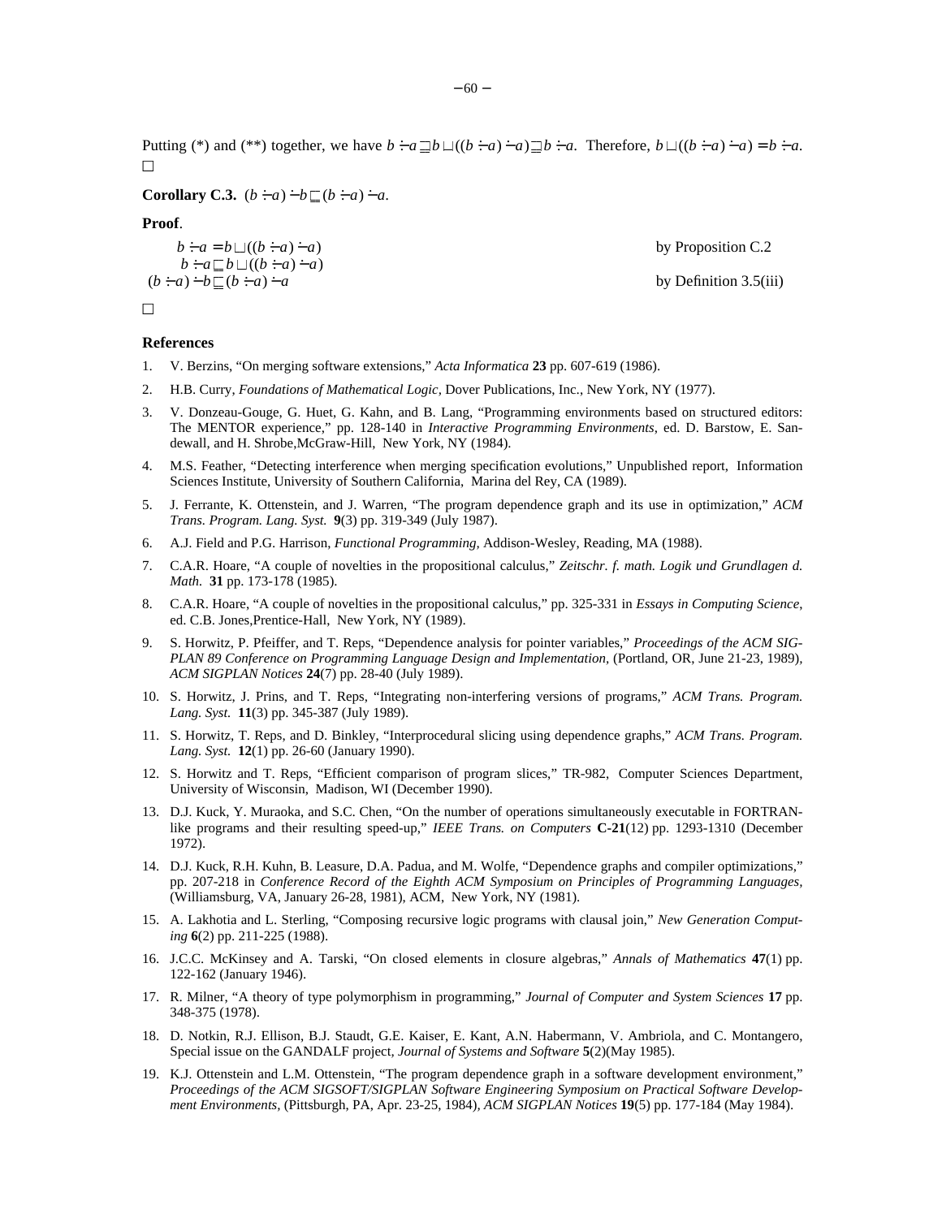Putting (\*) and (\*\*) together, we have $b \dot{-} a \sqsupseteq b \sqcup ((b \dot{-} a) \dot{-} a) \sqsupseteq b \dot{-} a$. Therefore, $b \sqcup ((b \dot{-} a) \dot{-} a) = b \dot{-} a$.
□

**Corollary C.3.** $(b \dot{-} a) \dot{-} b \sqsubseteq (b \dot{-} a) \dot{-} a$.

**Proof**.

$$b \dot{-} a = b \sqcup ((b \dot{-} a) \dot{-} a) \qquad \text{by Proposition C.2}$$
$$b \dot{-} a \sqsubseteq b \sqcup ((b \dot{-} a) \dot{-} a)$$
$$(b \dot{-} a) \dot{-} b \sqsubseteq (b \dot{-} a) \dot{-} a \qquad \text{by Definition 3.5(iii)}$$

□

### References

1. V. Berzins, "On merging software extensions," *Acta Informatica* **23** pp. 607-619 (1986).
2. H.B. Curry, *Foundations of Mathematical Logic,* Dover Publications, Inc., New York, NY (1977).
3. V. Donzeau-Gouge, G. Huet, G. Kahn, and B. Lang, "Programming environments based on structured editors: The MENTOR experience," pp. 128-140 in *Interactive Programming Environments*, ed. D. Barstow, E. Sandewall, and H. Shrobe,McGraw-Hill, New York, NY (1984).
4. M.S. Feather, "Detecting interference when merging specification evolutions," Unpublished report, Information Sciences Institute, University of Southern California, Marina del Rey, CA (1989).
5. J. Ferrante, K. Ottenstein, and J. Warren, "The program dependence graph and its use in optimization," *ACM Trans. Program. Lang. Syst.* **9**(3) pp. 319-349 (July 1987).
6. A.J. Field and P.G. Harrison, *Functional Programming,* Addison-Wesley, Reading, MA (1988).
7. C.A.R. Hoare, "A couple of novelties in the propositional calculus," *Zeitschr. f. math. Logik und Grundlagen d. Math.* **31** pp. 173-178 (1985).
8. C.A.R. Hoare, "A couple of novelties in the propositional calculus," pp. 325-331 in *Essays in Computing Science*, ed. C.B. Jones,Prentice-Hall, New York, NY (1989).
9. S. Horwitz, P. Pfeiffer, and T. Reps, "Dependence analysis for pointer variables," *Proceedings of the ACM SIGPLAN 89 Conference on Programming Language Design and Implementation*, (Portland, OR, June 21-23, 1989), *ACM SIGPLAN Notices* **24**(7) pp. 28-40 (July 1989).
10. S. Horwitz, J. Prins, and T. Reps, "Integrating non-interfering versions of programs," *ACM Trans. Program. Lang. Syst.* **11**(3) pp. 345-387 (July 1989).
11. S. Horwitz, T. Reps, and D. Binkley, "Interprocedural slicing using dependence graphs," *ACM Trans. Program. Lang. Syst.* **12**(1) pp. 26-60 (January 1990).
12. S. Horwitz and T. Reps, "Efficient comparison of program slices," TR-982, Computer Sciences Department, University of Wisconsin, Madison, WI (December 1990).
13. D.J. Kuck, Y. Muraoka, and S.C. Chen, "On the number of operations simultaneously executable in FORTRAN-like programs and their resulting speed-up," *IEEE Trans. on Computers* **C-21**(12) pp. 1293-1310 (December 1972).
14. D.J. Kuck, R.H. Kuhn, B. Leasure, D.A. Padua, and M. Wolfe, "Dependence graphs and compiler optimizations," pp. 207-218 in *Conference Record of the Eighth ACM Symposium on Principles of Programming Languages*, (Williamsburg, VA, January 26-28, 1981), ACM, New York, NY (1981).
15. A. Lakhotia and L. Sterling, "Composing recursive logic programs with clausal join," *New Generation Computing* **6**(2) pp. 211-225 (1988).
16. J.C.C. McKinsey and A. Tarski, "On closed elements in closure algebras," *Annals of Mathematics* **47**(1) pp. 122-162 (January 1946).
17. R. Milner, "A theory of type polymorphism in programming," *Journal of Computer and System Sciences* **17** pp. 348-375 (1978).
18. D. Notkin, R.J. Ellison, B.J. Staudt, G.E. Kaiser, E. Kant, A.N. Habermann, V. Ambriola, and C. Montangero, Special issue on the GANDALF project*, Journal of Systems and Software* **5**(2)(May 1985).
19. K.J. Ottenstein and L.M. Ottenstein, "The program dependence graph in a software development environment," *Proceedings of the ACM SIGSOFT/SIGPLAN Software Engineering Symposium on Practical Software Development Environments,* (Pittsburgh, PA, Apr. 23-25, 1984)*, ACM SIGPLAN Notices* **19**(5) pp. 177-184 (May 1984).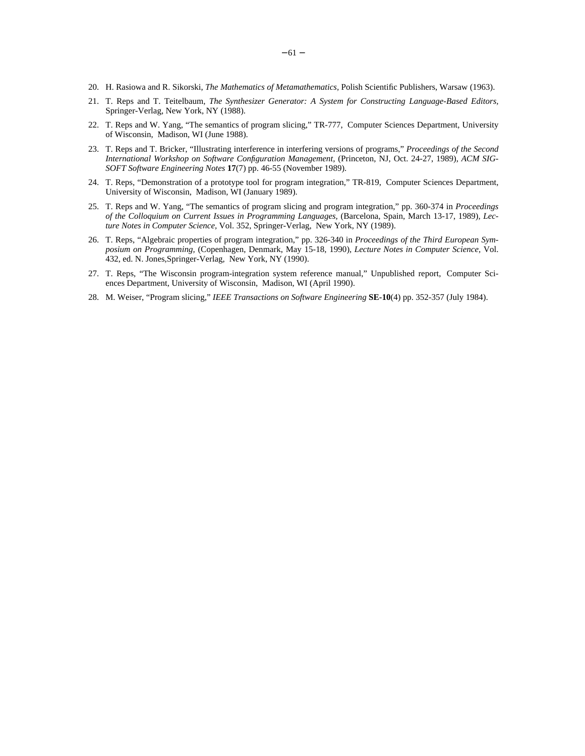20. H. Rasiowa and R. Sikorski, *The Mathematics of Metamathematics*, Polish Scientific Publishers, Warsaw (1963).

21. T. Reps and T. Teitelbaum, *The Synthesizer Generator: A System for Constructing Language-Based Editors*, Springer-Verlag, New York, NY (1988).

22. T. Reps and W. Yang, "The semantics of program slicing," TR-777, Computer Sciences Department, University of Wisconsin, Madison, WI (June 1988).

23. T. Reps and T. Bricker, "Illustrating interference in interfering versions of programs," *Proceedings of the Second International Workshop on Software Configuration Management*, (Princeton, NJ, Oct. 24-27, 1989), *ACM SIGSOFT Software Engineering Notes* **17**(7) pp. 46-55 (November 1989).

24. T. Reps, "Demonstration of a prototype tool for program integration," TR-819, Computer Sciences Department, University of Wisconsin, Madison, WI (January 1989).

25. T. Reps and W. Yang, "The semantics of program slicing and program integration," pp. 360-374 in *Proceedings of the Colloquium on Current Issues in Programming Languages*, (Barcelona, Spain, March 13-17, 1989), *Lecture Notes in Computer Science*, Vol. 352, Springer-Verlag, New York, NY (1989).

26. T. Reps, "Algebraic properties of program integration," pp. 326-340 in *Proceedings of the Third European Symposium on Programming*, (Copenhagen, Denmark, May 15-18, 1990), *Lecture Notes in Computer Science*, Vol. 432, ed. N. Jones,Springer-Verlag, New York, NY (1990).

27. T. Reps, "The Wisconsin program-integration system reference manual," Unpublished report, Computer Sciences Department, University of Wisconsin, Madison, WI (April 1990).

28. M. Weiser, "Program slicing," *IEEE Transactions on Software Engineering* **SE-10**(4) pp. 352-357 (July 1984).